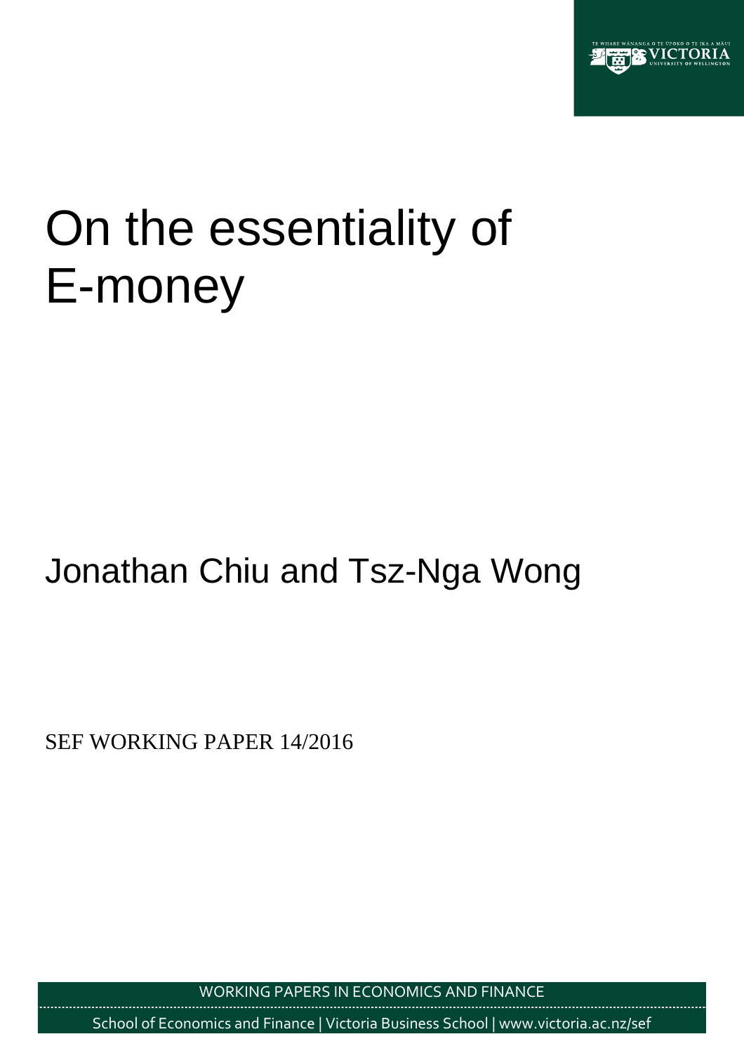# On the essentiality of E-money

Jonathan Chiu and Tsz-Nga Wong

SEF WORKING PAPER 14/2016

WORKING PAPERS IN ECONOMICS AND FINANCE

School of Economics and Finance | Victoria Business School | www.victoria.ac.nz/sef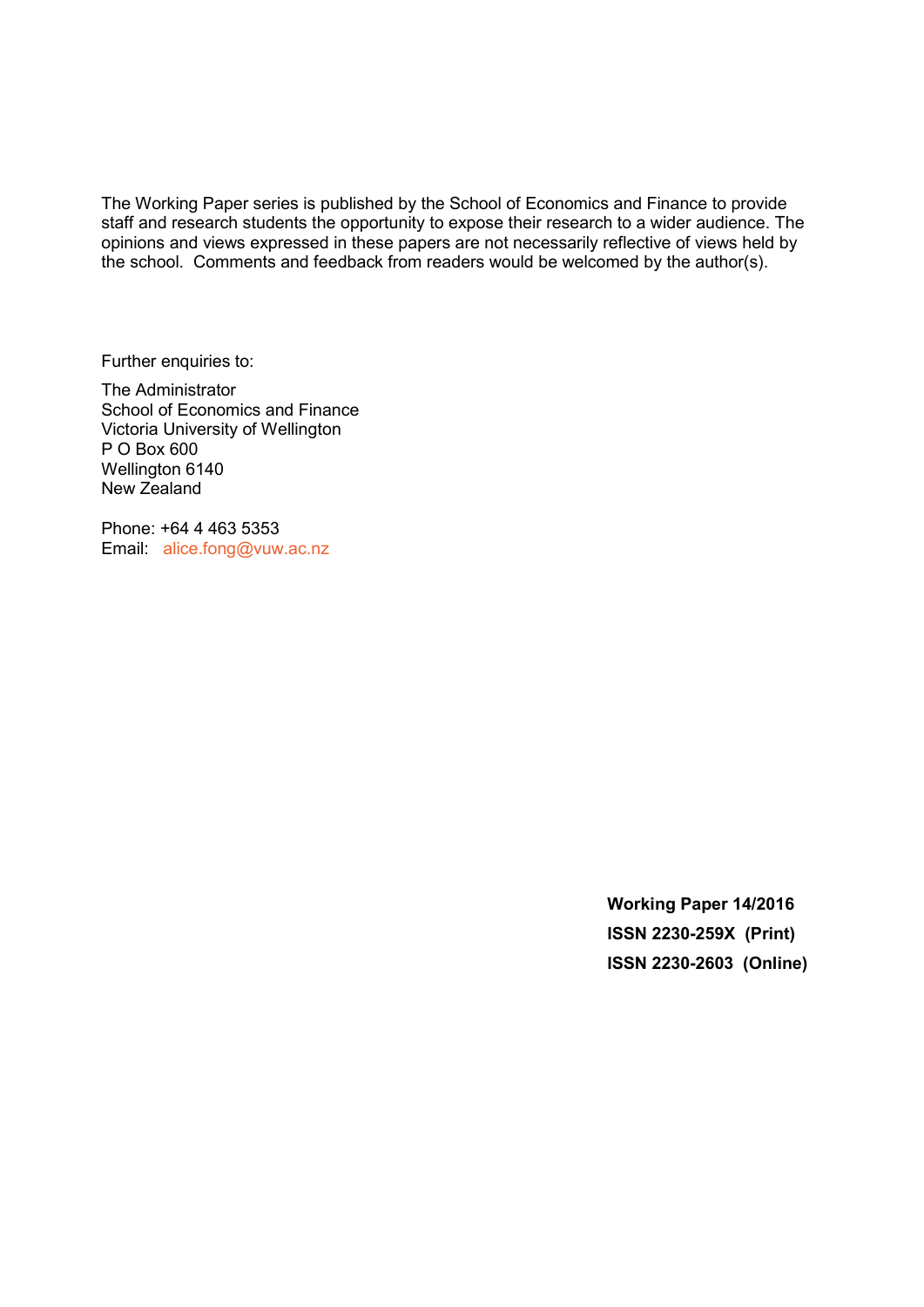The Working Paper series is published by the School of Economics and Finance to provide staff and research students the opportunity to expose their research to a wider audience. The opinions and views expressed in these papers are not necessarily reflective of views held by the school. Comments and feedback from readers would be welcomed by the author(s).

Further enquiries to:

The Administrator
School of Economics and Finance
Victoria University of Wellington
P O Box 600
Wellington 6140
New Zealand

Phone: +64 4 463 5353
Email: alice.fong@vuw.ac.nz

**Working Paper 14/2016**
**ISSN 2230-259X (Print)**
**ISSN 2230-2603 (Online)**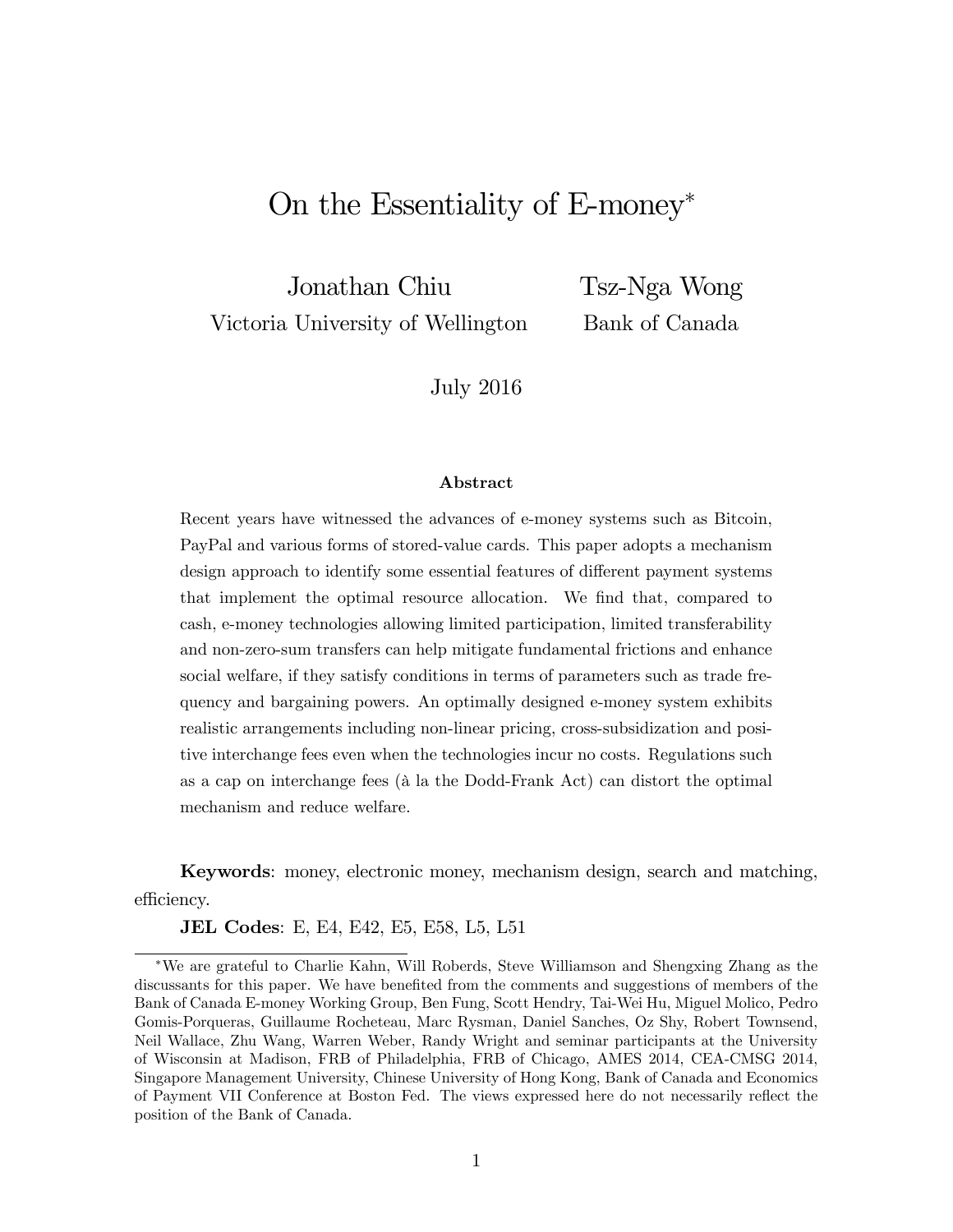# On the Essentiality of E-money*

Jonathan Chiu
Victoria University of Wellington

Tsz-Nga Wong
Bank of Canada

July 2016

#### Abstract

Recent years have witnessed the advances of e-money systems such as Bitcoin, PayPal and various forms of stored-value cards. This paper adopts a mechanism design approach to identify some essential features of different payment systems that implement the optimal resource allocation. We find that, compared to cash, e-money technologies allowing limited participation, limited transferability and non-zero-sum transfers can help mitigate fundamental frictions and enhance social welfare, if they satisfy conditions in terms of parameters such as trade frequency and bargaining powers. An optimally designed e-money system exhibits realistic arrangements including non-linear pricing, cross-subsidization and positive interchange fees even when the technologies incur no costs. Regulations such as a cap on interchange fees (à la the Dodd-Frank Act) can distort the optimal mechanism and reduce welfare.

**Keywords**: money, electronic money, mechanism design, search and matching, efficiency.

**JEL Codes**: E, E4, E42, E5, E58, L5, L51

---

*We are grateful to Charlie Kahn, Will Roberds, Steve Williamson and Shengxing Zhang as the discussants for this paper. We have benefited from the comments and suggestions of members of the Bank of Canada E-money Working Group, Ben Fung, Scott Hendry, Tai-Wei Hu, Miguel Molico, Pedro Gomis-Porqueras, Guillaume Rocheteau, Marc Rysman, Daniel Sanches, Oz Shy, Robert Townsend, Neil Wallace, Zhu Wang, Warren Weber, Randy Wright and seminar participants at the University of Wisconsin at Madison, FRB of Philadelphia, FRB of Chicago, AMES 2014, CEA-CMSG 2014, Singapore Management University, Chinese University of Hong Kong, Bank of Canada and Economics of Payment VII Conference at Boston Fed. The views expressed here do not necessarily reflect the position of the Bank of Canada.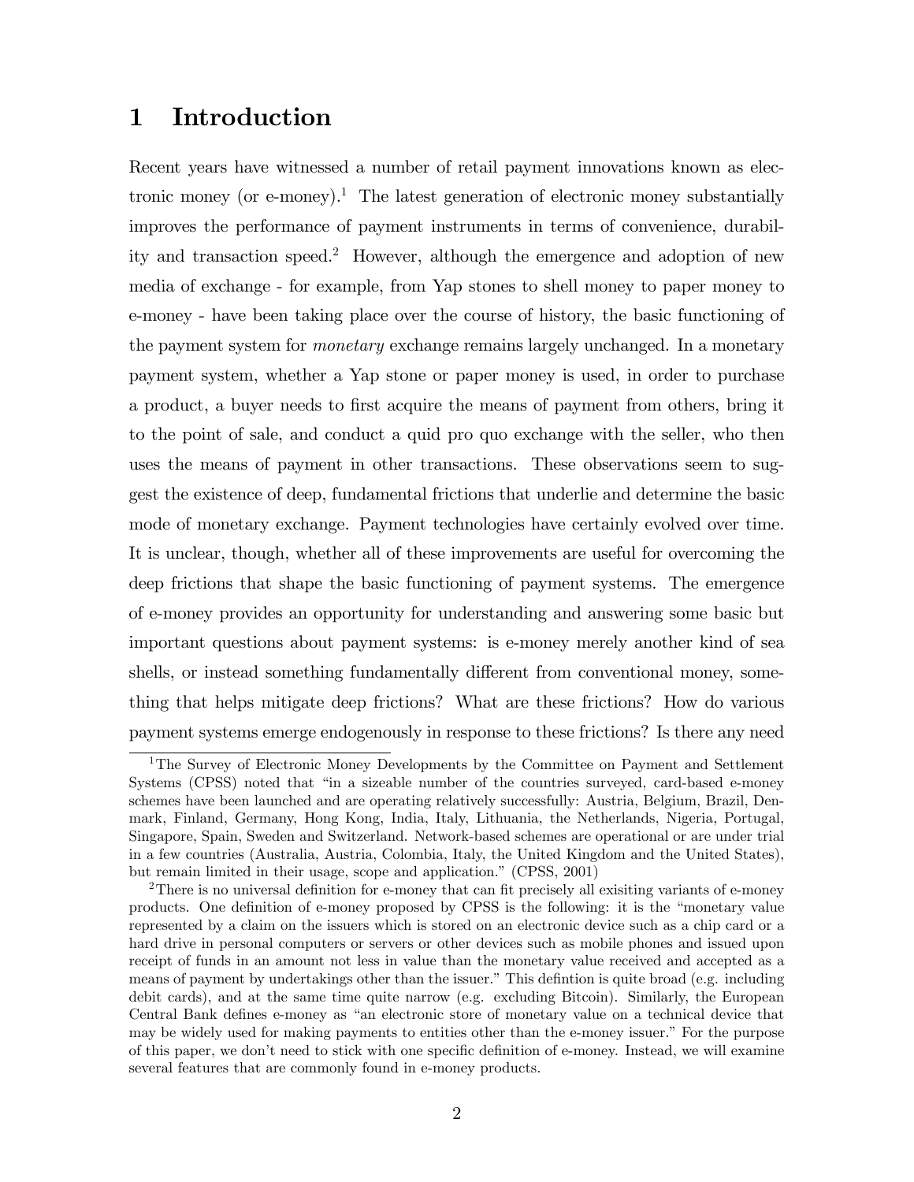# 1 Introduction

Recent years have witnessed a number of retail payment innovations known as electronic money (or e-money).[1] The latest generation of electronic money substantially improves the performance of payment instruments in terms of convenience, durability and transaction speed.[2] However, although the emergence and adoption of new media of exchange - for example, from Yap stones to shell money to paper money to e-money - have been taking place over the course of history, the basic functioning of the payment system for *monetary* exchange remains largely unchanged. In a monetary payment system, whether a Yap stone or paper money is used, in order to purchase a product, a buyer needs to first acquire the means of payment from others, bring it to the point of sale, and conduct a quid pro quo exchange with the seller, who then uses the means of payment in other transactions. These observations seem to suggest the existence of deep, fundamental frictions that underlie and determine the basic mode of monetary exchange. Payment technologies have certainly evolved over time. It is unclear, though, whether all of these improvements are useful for overcoming the deep frictions that shape the basic functioning of payment systems. The emergence of e-money provides an opportunity for understanding and answering some basic but important questions about payment systems: is e-money merely another kind of sea shells, or instead something fundamentally different from conventional money, something that helps mitigate deep frictions? What are these frictions? How do various payment systems emerge endogenously in response to these frictions? Is there any need

[1] The Survey of Electronic Money Developments by the Committee on Payment and Settlement Systems (CPSS) noted that "in a sizeable number of the countries surveyed, card-based e-money schemes have been launched and are operating relatively successfully: Austria, Belgium, Brazil, Denmark, Finland, Germany, Hong Kong, India, Italy, Lithuania, the Netherlands, Nigeria, Portugal, Singapore, Spain, Sweden and Switzerland. Network-based schemes are operational or are under trial in a few countries (Australia, Austria, Colombia, Italy, the United Kingdom and the United States), but remain limited in their usage, scope and application." (CPSS, 2001)

[2] There is no universal definition for e-money that can fit precisely all exisiting variants of e-money products. One definition of e-money proposed by CPSS is the following: it is the "monetary value represented by a claim on the issuers which is stored on an electronic device such as a chip card or a hard drive in personal computers or servers or other devices such as mobile phones and issued upon receipt of funds in an amount not less in value than the monetary value received and accepted as a means of payment by undertakings other than the issuer." This defintion is quite broad (e.g. including debit cards), and at the same time quite narrow (e.g. excluding Bitcoin). Similarly, the European Central Bank defines e-money as "an electronic store of monetary value on a technical device that may be widely used for making payments to entities other than the e-money issuer." For the purpose of this paper, we don't need to stick with one specific definition of e-money. Instead, we will examine several features that are commonly found in e-money products.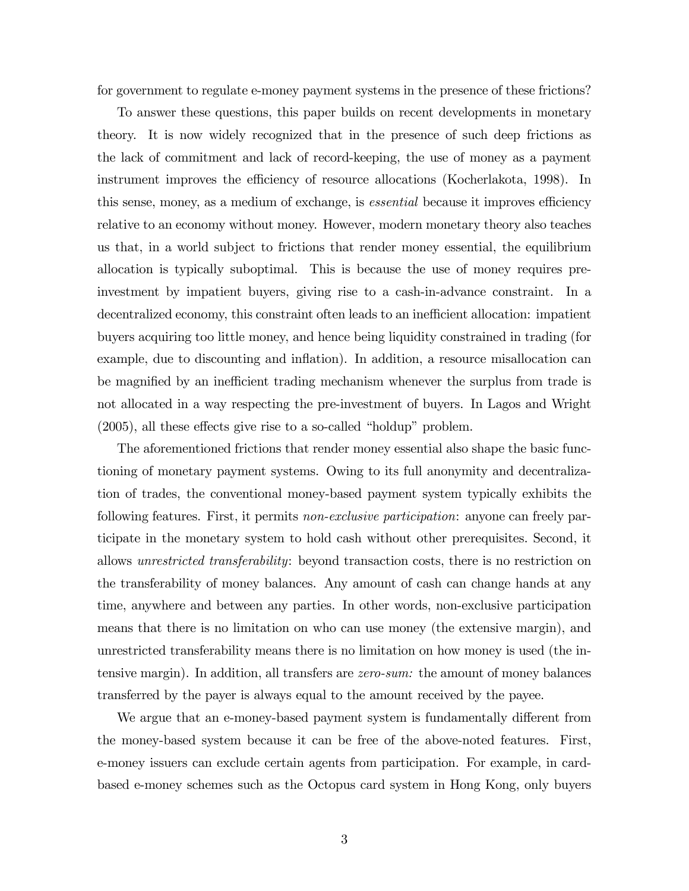for government to regulate e-money payment systems in the presence of these frictions?

To answer these questions, this paper builds on recent developments in monetary theory. It is now widely recognized that in the presence of such deep frictions as the lack of commitment and lack of record-keeping, the use of money as a payment instrument improves the efficiency of resource allocations (Kocherlakota, 1998). In this sense, money, as a medium of exchange, is *essential* because it improves efficiency relative to an economy without money. However, modern monetary theory also teaches us that, in a world subject to frictions that render money essential, the equilibrium allocation is typically suboptimal. This is because the use of money requires pre-investment by impatient buyers, giving rise to a cash-in-advance constraint. In a decentralized economy, this constraint often leads to an inefficient allocation: impatient buyers acquiring too little money, and hence being liquidity constrained in trading (for example, due to discounting and inflation). In addition, a resource misallocation can be magnified by an inefficient trading mechanism whenever the surplus from trade is not allocated in a way respecting the pre-investment of buyers. In Lagos and Wright (2005), all these effects give rise to a so-called "holdup" problem.

The aforementioned frictions that render money essential also shape the basic functioning of monetary payment systems. Owing to its full anonymity and decentralization of trades, the conventional money-based payment system typically exhibits the following features. First, it permits *non-exclusive participation*: anyone can freely participate in the monetary system to hold cash without other prerequisites. Second, it allows *unrestricted transferability*: beyond transaction costs, there is no restriction on the transferability of money balances. Any amount of cash can change hands at any time, anywhere and between any parties. In other words, non-exclusive participation means that there is no limitation on who can use money (the extensive margin), and unrestricted transferability means there is no limitation on how money is used (the intensive margin). In addition, all transfers are *zero-sum:* the amount of money balances transferred by the payer is always equal to the amount received by the payee.

We argue that an e-money-based payment system is fundamentally different from the money-based system because it can be free of the above-noted features. First, e-money issuers can exclude certain agents from participation. For example, in card-based e-money schemes such as the Octopus card system in Hong Kong, only buyers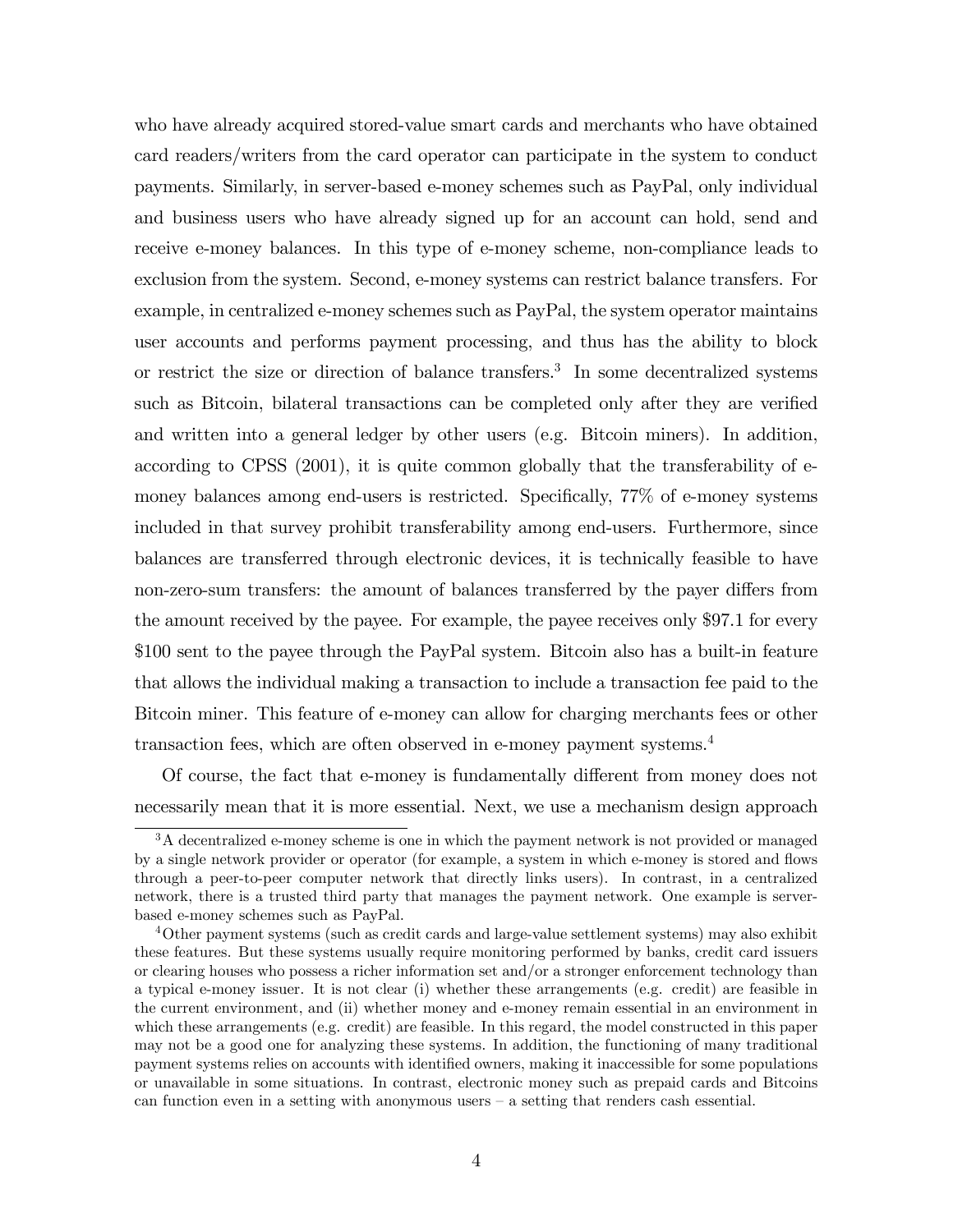who have already acquired stored-value smart cards and merchants who have obtained card readers/writers from the card operator can participate in the system to conduct payments. Similarly, in server-based e-money schemes such as PayPal, only individual and business users who have already signed up for an account can hold, send and receive e-money balances. In this type of e-money scheme, non-compliance leads to exclusion from the system. Second, e-money systems can restrict balance transfers. For example, in centralized e-money schemes such as PayPal, the system operator maintains user accounts and performs payment processing, and thus has the ability to block or restrict the size or direction of balance transfers.[3] In some decentralized systems such as Bitcoin, bilateral transactions can be completed only after they are verified and written into a general ledger by other users (e.g. Bitcoin miners). In addition, according to CPSS (2001), it is quite common globally that the transferability of e-money balances among end-users is restricted. Specifically, 77% of e-money systems included in that survey prohibit transferability among end-users. Furthermore, since balances are transferred through electronic devices, it is technically feasible to have non-zero-sum transfers: the amount of balances transferred by the payer differs from the amount received by the payee. For example, the payee receives only \$97.1 for every \$100 sent to the payee through the PayPal system. Bitcoin also has a built-in feature that allows the individual making a transaction to include a transaction fee paid to the Bitcoin miner. This feature of e-money can allow for charging merchants fees or other transaction fees, which are often observed in e-money payment systems.[4]

Of course, the fact that e-money is fundamentally different from money does not necessarily mean that it is more essential. Next, we use a mechanism design approach

---

[3] A decentralized e-money scheme is one in which the payment network is not provided or managed by a single network provider or operator (for example, a system in which e-money is stored and flows through a peer-to-peer computer network that directly links users). In contrast, in a centralized network, there is a trusted third party that manages the payment network. One example is server-based e-money schemes such as PayPal.

[4] Other payment systems (such as credit cards and large-value settlement systems) may also exhibit these features. But these systems usually require monitoring performed by banks, credit card issuers or clearing houses who possess a richer information set and/or a stronger enforcement technology than a typical e-money issuer. It is not clear (i) whether these arrangements (e.g. credit) are feasible in the current environment, and (ii) whether money and e-money remain essential in an environment in which these arrangements (e.g. credit) are feasible. In this regard, the model constructed in this paper may not be a good one for analyzing these systems. In addition, the functioning of many traditional payment systems relies on accounts with identified owners, making it inaccessible for some populations or unavailable in some situations. In contrast, electronic money such as prepaid cards and Bitcoins can function even in a setting with anonymous users – a setting that renders cash essential.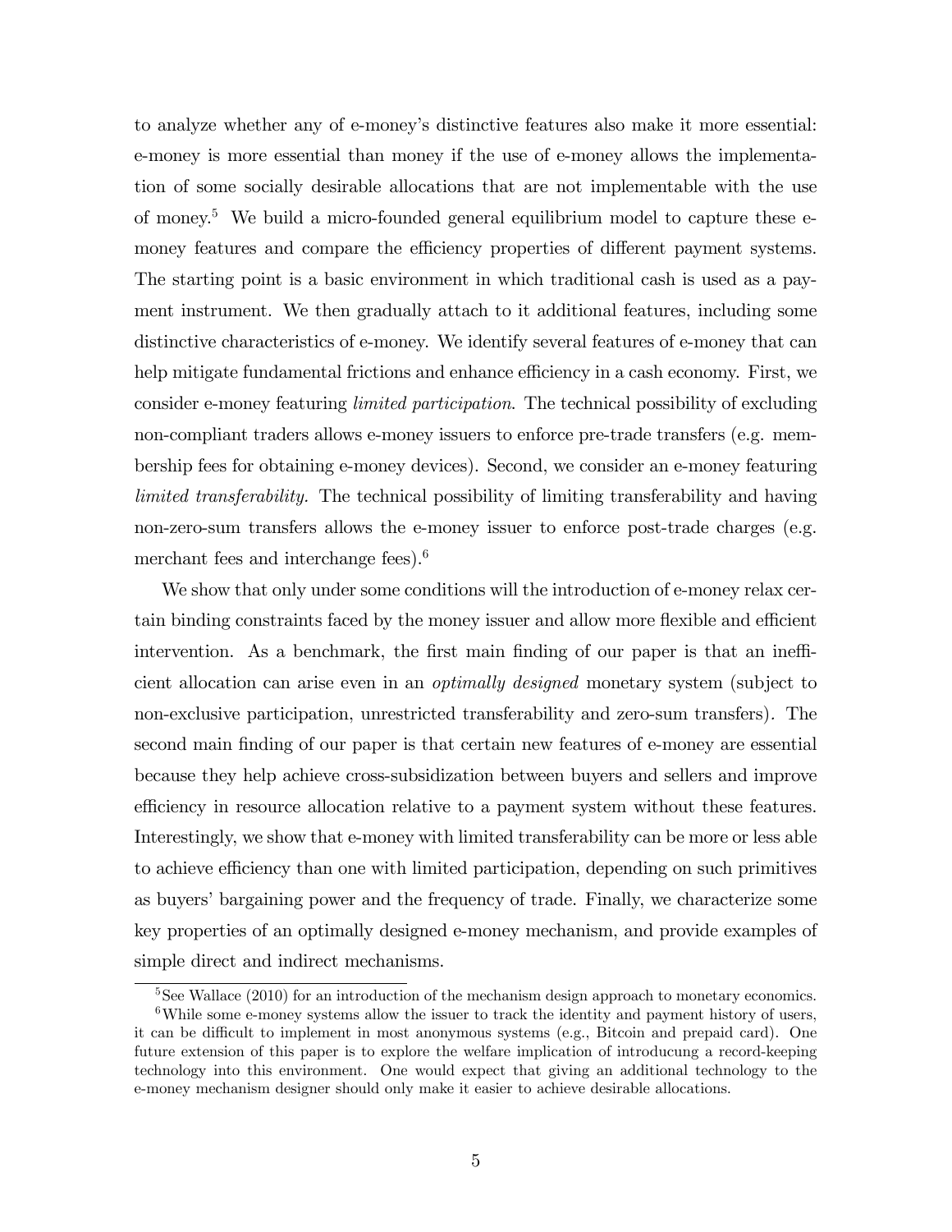to analyze whether any of e-money's distinctive features also make it more essential: e-money is more essential than money if the use of e-money allows the implementation of some socially desirable allocations that are not implementable with the use of money.[5] We build a micro-founded general equilibrium model to capture these e-money features and compare the efficiency properties of different payment systems. The starting point is a basic environment in which traditional cash is used as a payment instrument. We then gradually attach to it additional features, including some distinctive characteristics of e-money. We identify several features of e-money that can help mitigate fundamental frictions and enhance efficiency in a cash economy. First, we consider e-money featuring *limited participation*. The technical possibility of excluding non-compliant traders allows e-money issuers to enforce pre-trade transfers (e.g. membership fees for obtaining e-money devices). Second, we consider an e-money featuring *limited transferability.* The technical possibility of limiting transferability and having non-zero-sum transfers allows the e-money issuer to enforce post-trade charges (e.g. merchant fees and interchange fees).[6]

We show that only under some conditions will the introduction of e-money relax certain binding constraints faced by the money issuer and allow more flexible and efficient intervention. As a benchmark, the first main finding of our paper is that an inefficient allocation can arise even in an *optimally designed* monetary system (subject to non-exclusive participation, unrestricted transferability and zero-sum transfers). The second main finding of our paper is that certain new features of e-money are essential because they help achieve cross-subsidization between buyers and sellers and improve efficiency in resource allocation relative to a payment system without these features. Interestingly, we show that e-money with limited transferability can be more or less able to achieve efficiency than one with limited participation, depending on such primitives as buyers' bargaining power and the frequency of trade. Finally, we characterize some key properties of an optimally designed e-money mechanism, and provide examples of simple direct and indirect mechanisms.

[5] See Wallace (2010) for an introduction of the mechanism design approach to monetary economics.

[6] While some e-money systems allow the issuer to track the identity and payment history of users, it can be difficult to implement in most anonymous systems (e.g., Bitcoin and prepaid card). One future extension of this paper is to explore the welfare implication of introducung a record-keeping technology into this environment. One would expect that giving an additional technology to the e-money mechanism designer should only make it easier to achieve desirable allocations.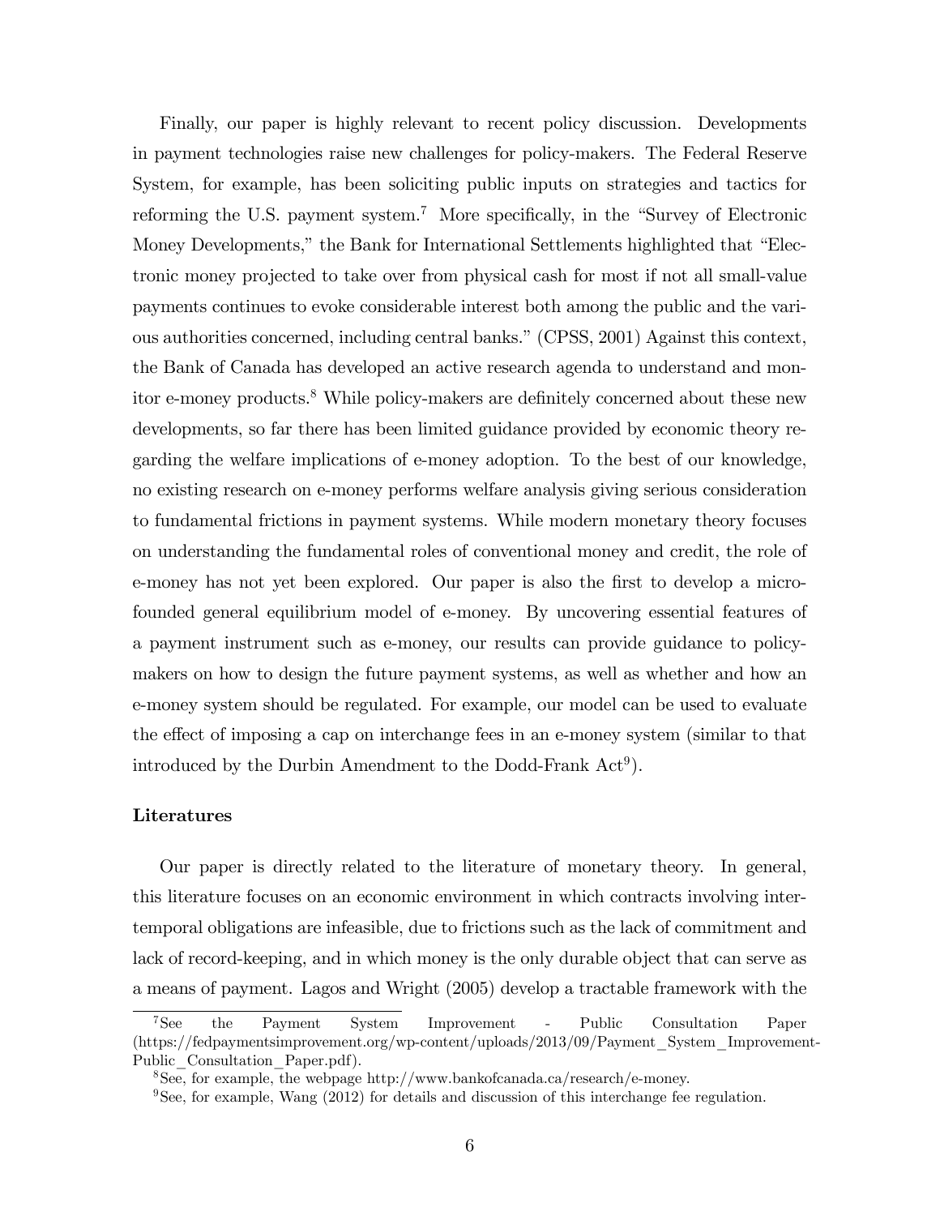Finally, our paper is highly relevant to recent policy discussion. Developments in payment technologies raise new challenges for policy-makers. The Federal Reserve System, for example, has been soliciting public inputs on strategies and tactics for reforming the U.S. payment system.[7] More specifically, in the "Survey of Electronic Money Developments," the Bank for International Settlements highlighted that "Electronic money projected to take over from physical cash for most if not all small-value payments continues to evoke considerable interest both among the public and the various authorities concerned, including central banks." (CPSS, 2001) Against this context, the Bank of Canada has developed an active research agenda to understand and monitor e-money products.[8] While policy-makers are definitely concerned about these new developments, so far there has been limited guidance provided by economic theory regarding the welfare implications of e-money adoption. To the best of our knowledge, no existing research on e-money performs welfare analysis giving serious consideration to fundamental frictions in payment systems. While modern monetary theory focuses on understanding the fundamental roles of conventional money and credit, the role of e-money has not yet been explored. Our paper is also the first to develop a micro-founded general equilibrium model of e-money. By uncovering essential features of a payment instrument such as e-money, our results can provide guidance to policy-makers on how to design the future payment systems, as well as whether and how an e-money system should be regulated. For example, our model can be used to evaluate the effect of imposing a cap on interchange fees in an e-money system (similar to that introduced by the Durbin Amendment to the Dodd-Frank Act[9]).

**Literatures**

Our paper is directly related to the literature of monetary theory. In general, this literature focuses on an economic environment in which contracts involving intertemporal obligations are infeasible, due to frictions such as the lack of commitment and lack of record-keeping, and in which money is the only durable object that can serve as a means of payment. Lagos and Wright (2005) develop a tractable framework with the

---

[7] See the Payment System Improvement - Public Consultation Paper (https://fedpaymentsimprovement.org/wp-content/uploads/2013/09/Payment_System_Improvement-Public_Consultation_Paper.pdf).

[8] See, for example, the webpage http://www.bankofcanada.ca/research/e-money.

[9] See, for example, Wang (2012) for details and discussion of this interchange fee regulation.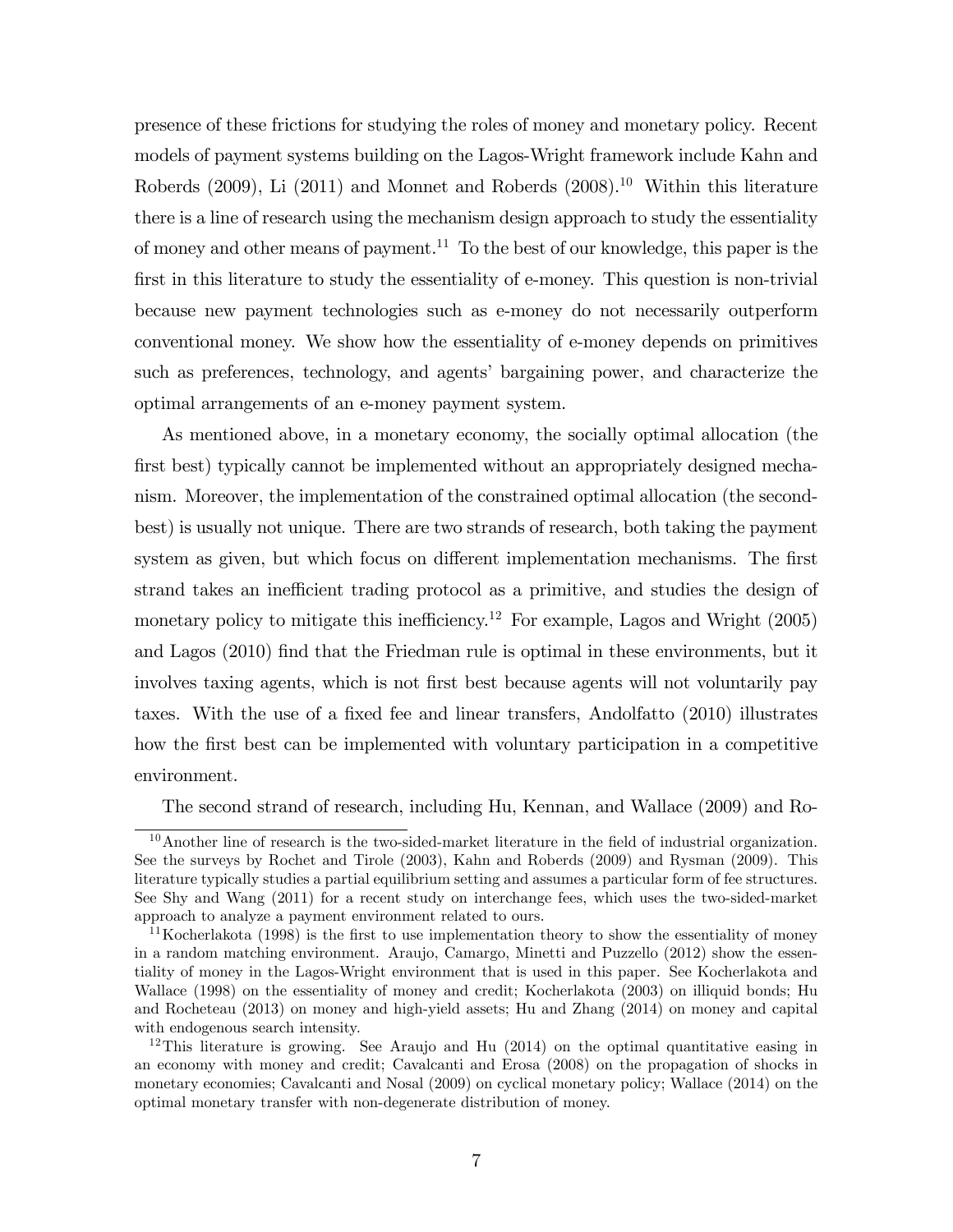presence of these frictions for studying the roles of money and monetary policy. Recent models of payment systems building on the Lagos-Wright framework include Kahn and Roberds (2009), Li (2011) and Monnet and Roberds (2008).[10] Within this literature there is a line of research using the mechanism design approach to study the essentiality of money and other means of payment.[11] To the best of our knowledge, this paper is the first in this literature to study the essentiality of e-money. This question is non-trivial because new payment technologies such as e-money do not necessarily outperform conventional money. We show how the essentiality of e-money depends on primitives such as preferences, technology, and agents' bargaining power, and characterize the optimal arrangements of an e-money payment system.

As mentioned above, in a monetary economy, the socially optimal allocation (the first best) typically cannot be implemented without an appropriately designed mechanism. Moreover, the implementation of the constrained optimal allocation (the second-best) is usually not unique. There are two strands of research, both taking the payment system as given, but which focus on different implementation mechanisms. The first strand takes an inefficient trading protocol as a primitive, and studies the design of monetary policy to mitigate this inefficiency.[12] For example, Lagos and Wright (2005) and Lagos (2010) find that the Friedman rule is optimal in these environments, but it involves taxing agents, which is not first best because agents will not voluntarily pay taxes. With the use of a fixed fee and linear transfers, Andolfatto (2010) illustrates how the first best can be implemented with voluntary participation in a competitive environment.

The second strand of research, including Hu, Kennan, and Wallace (2009) and Ro-

[10] Another line of research is the two-sided-market literature in the field of industrial organization. See the surveys by Rochet and Tirole (2003), Kahn and Roberds (2009) and Rysman (2009). This literature typically studies a partial equilibrium setting and assumes a particular form of fee structures. See Shy and Wang (2011) for a recent study on interchange fees, which uses the two-sided-market approach to analyze a payment environment related to ours.

[11] Kocherlakota (1998) is the first to use implementation theory to show the essentiality of money in a random matching environment. Araujo, Camargo, Minetti and Puzzello (2012) show the essentiality of money in the Lagos-Wright environment that is used in this paper. See Kocherlakota and Wallace (1998) on the essentiality of money and credit; Kocherlakota (2003) on illiquid bonds; Hu and Rocheteau (2013) on money and high-yield assets; Hu and Zhang (2014) on money and capital with endogenous search intensity.

[12] This literature is growing. See Araujo and Hu (2014) on the optimal quantitative easing in an economy with money and credit; Cavalcanti and Erosa (2008) on the propagation of shocks in monetary economies; Cavalcanti and Nosal (2009) on cyclical monetary policy; Wallace (2014) on the optimal monetary transfer with non-degenerate distribution of money.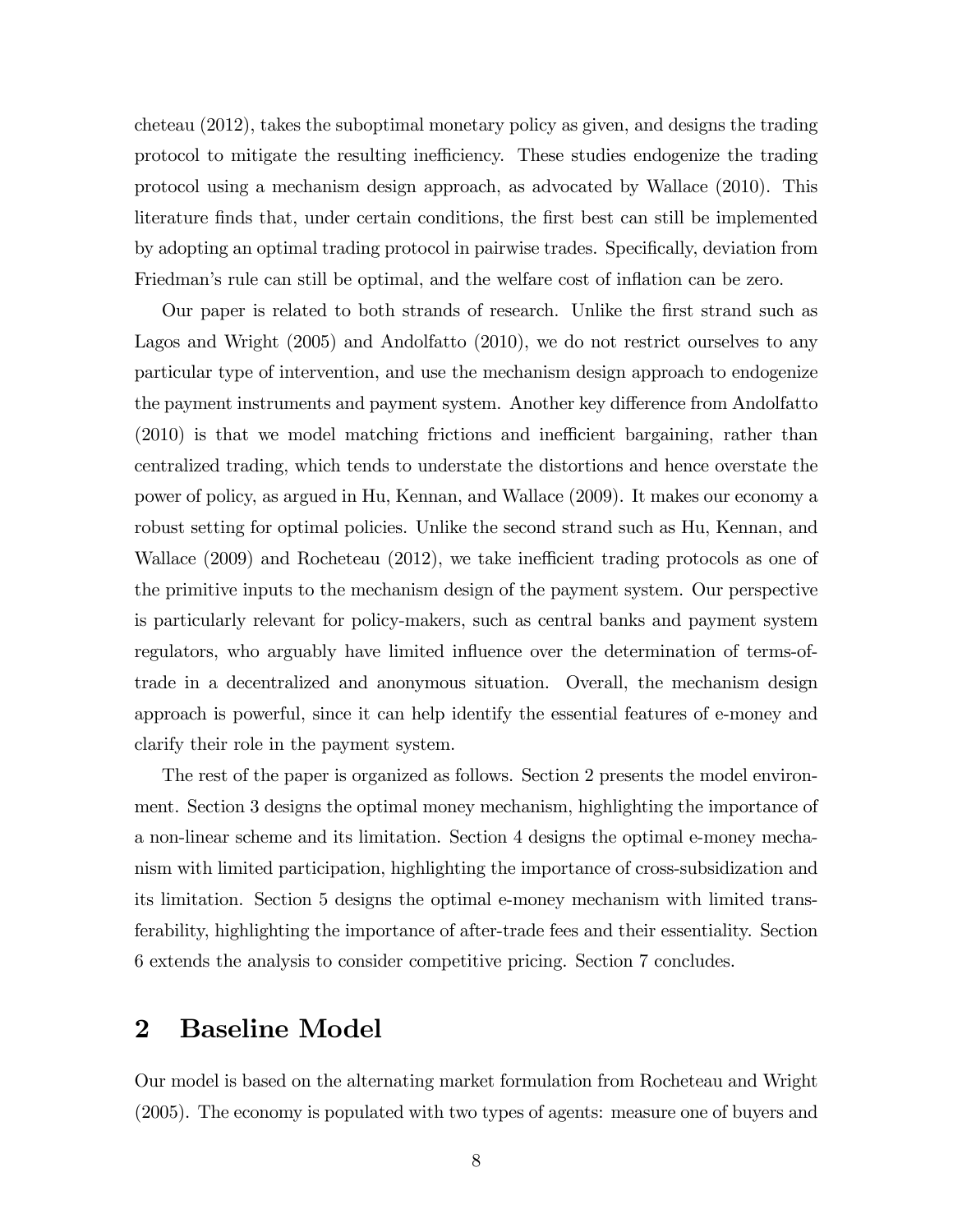cheteau (2012), takes the suboptimal monetary policy as given, and designs the trading protocol to mitigate the resulting inefficiency. These studies endogenize the trading protocol using a mechanism design approach, as advocated by Wallace (2010). This literature finds that, under certain conditions, the first best can still be implemented by adopting an optimal trading protocol in pairwise trades. Specifically, deviation from Friedman's rule can still be optimal, and the welfare cost of inflation can be zero.

Our paper is related to both strands of research. Unlike the first strand such as Lagos and Wright (2005) and Andolfatto (2010), we do not restrict ourselves to any particular type of intervention, and use the mechanism design approach to endogenize the payment instruments and payment system. Another key difference from Andolfatto (2010) is that we model matching frictions and inefficient bargaining, rather than centralized trading, which tends to understate the distortions and hence overstate the power of policy, as argued in Hu, Kennan, and Wallace (2009). It makes our economy a robust setting for optimal policies. Unlike the second strand such as Hu, Kennan, and Wallace (2009) and Rocheteau (2012), we take inefficient trading protocols as one of the primitive inputs to the mechanism design of the payment system. Our perspective is particularly relevant for policy-makers, such as central banks and payment system regulators, who arguably have limited influence over the determination of terms-of-trade in a decentralized and anonymous situation. Overall, the mechanism design approach is powerful, since it can help identify the essential features of e-money and clarify their role in the payment system.

The rest of the paper is organized as follows. Section 2 presents the model environment. Section 3 designs the optimal money mechanism, highlighting the importance of a non-linear scheme and its limitation. Section 4 designs the optimal e-money mechanism with limited participation, highlighting the importance of cross-subsidization and its limitation. Section 5 designs the optimal e-money mechanism with limited transferability, highlighting the importance of after-trade fees and their essentiality. Section 6 extends the analysis to consider competitive pricing. Section 7 concludes.

## 2 Baseline Model

Our model is based on the alternating market formulation from Rocheteau and Wright (2005). The economy is populated with two types of agents: measure one of buyers and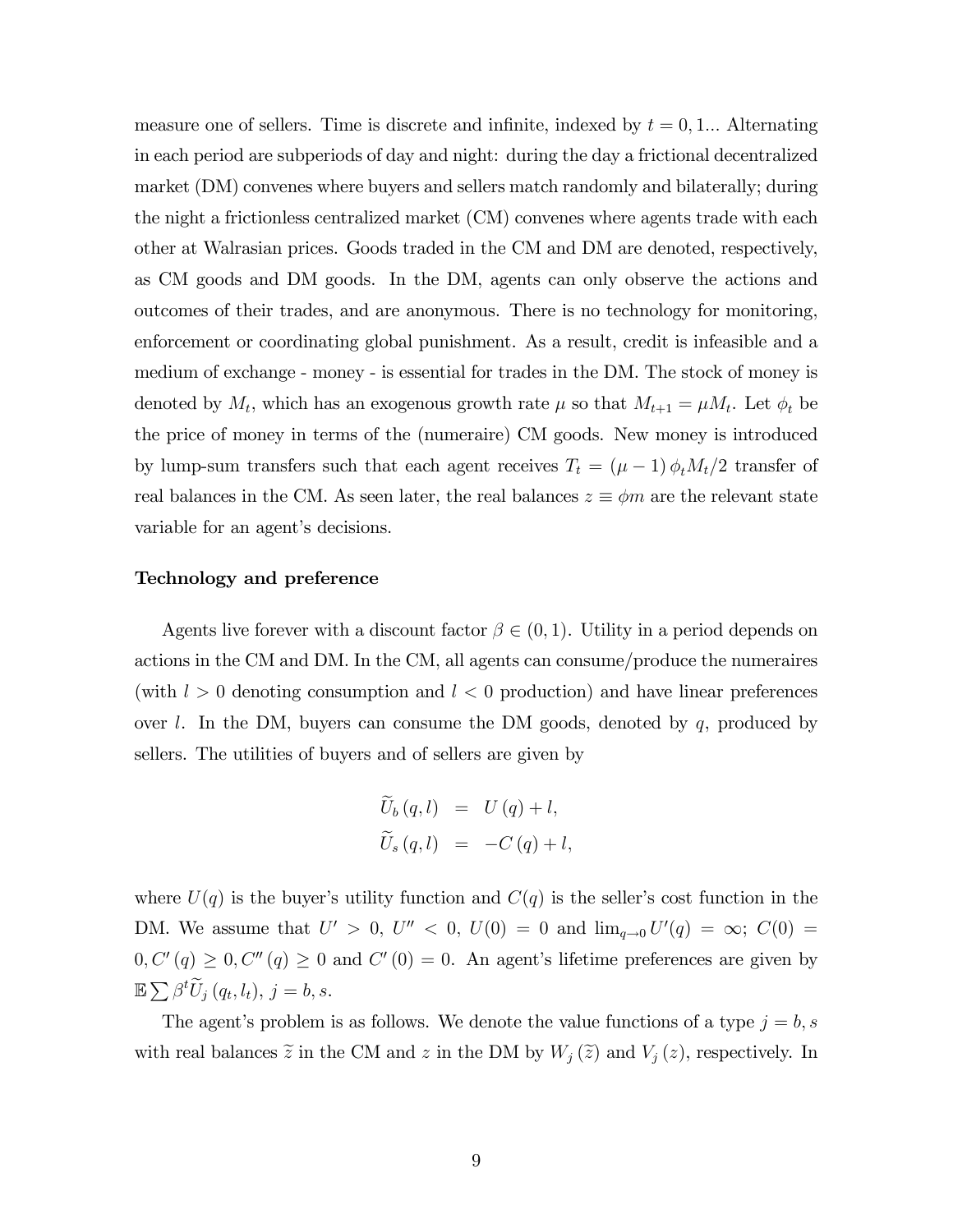measure one of sellers. Time is discrete and infinite, indexed by $t = 0, 1...$ Alternating in each period are subperiods of day and night: during the day a frictional decentralized market (DM) convenes where buyers and sellers match randomly and bilaterally; during the night a frictionless centralized market (CM) convenes where agents trade with each other at Walrasian prices. Goods traded in the CM and DM are denoted, respectively, as CM goods and DM goods. In the DM, agents can only observe the actions and outcomes of their trades, and are anonymous. There is no technology for monitoring, enforcement or coordinating global punishment. As a result, credit is infeasible and a medium of exchange - money - is essential for trades in the DM. The stock of money is denoted by $M_t$, which has an exogenous growth rate $\mu$ so that $M_{t+1} = \mu M_t$. Let $\phi_t$ be the price of money in terms of the (numeraire) CM goods. New money is introduced by lump-sum transfers such that each agent receives $T_t = (\mu - 1)\phi_t M_t/2$ transfer of real balances in the CM. As seen later, the real balances $z \equiv \phi m$ are the relevant state variable for an agent's decisions.

**Technology and preference**

Agents live forever with a discount factor $\beta \in (0, 1)$. Utility in a period depends on actions in the CM and DM. In the CM, all agents can consume/produce the numeraires (with $l > 0$ denoting consumption and $l < 0$ production) and have linear preferences over $l$. In the DM, buyers can consume the DM goods, denoted by $q$, produced by sellers. The utilities of buyers and of sellers are given by

$$\begin{aligned} \widetilde{U}_b(q, l) &= U(q) + l, \\ \widetilde{U}_s(q, l) &= -C(q) + l, \end{aligned}$$

where $U(q)$ is the buyer's utility function and $C(q)$ is the seller's cost function in the DM. We assume that $U' > 0$, $U'' < 0$, $U(0) = 0$ and $\lim_{q \to 0} U'(q) = \infty$; $C(0) = 0, C'(q) \geq 0, C''(q) \geq 0$ and $C'(0) = 0$. An agent's lifetime preferences are given by $\mathbb{E} \sum \beta^t \widetilde{U}_j(q_t, l_t)$, $j = b, s$.

The agent's problem is as follows. We denote the value functions of a type $j = b, s$ with real balances $\widetilde{z}$ in the CM and $z$ in the DM by $W_j(\widetilde{z})$ and $V_j(z)$, respectively. In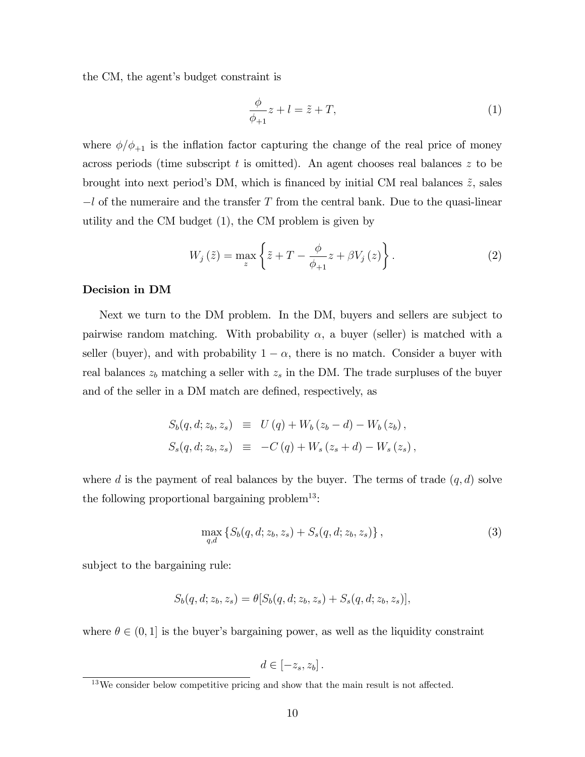the CM, the agent's budget constraint is

$$\frac{\phi}{\phi_{+1}}z + l = \tilde{z} + T, \tag{1}$$

where $\phi/\phi_{+1}$ is the inflation factor capturing the change of the real price of money across periods (time subscript $t$ is omitted). An agent chooses real balances $z$ to be brought into next period's DM, which is financed by initial CM real balances $\tilde{z}$, sales $-l$ of the numeraire and the transfer $T$ from the central bank. Due to the quasi-linear utility and the CM budget (1), the CM problem is given by

$$W_j(\tilde{z}) = \max_z \left\{ \tilde{z} + T - \frac{\phi}{\phi_{+1}}z + \beta V_j(z) \right\}. \tag{2}$$

**Decision in DM**

Next we turn to the DM problem. In the DM, buyers and sellers are subject to pairwise random matching. With probability $\alpha$, a buyer (seller) is matched with a seller (buyer), and with probability $1-\alpha$, there is no match. Consider a buyer with real balances $z_b$ matching a seller with $z_s$ in the DM. The trade surpluses of the buyer and of the seller in a DM match are defined, respectively, as

$$\begin{aligned} S_b(q, d; z_b, z_s) &\equiv U(q) + W_b(z_b - d) - W_b(z_b), \\ S_s(q, d; z_b, z_s) &\equiv -C(q) + W_s(z_s + d) - W_s(z_s), \end{aligned}$$

where $d$ is the payment of real balances by the buyer. The terms of trade $(q, d)$ solve the following proportional bargaining problem[13]:

$$\max_{q,d} \left\{ S_b(q, d; z_b, z_s) + S_s(q, d; z_b, z_s) \right\}, \tag{3}$$

subject to the bargaining rule:

$$S_b(q, d; z_b, z_s) = \theta[S_b(q, d; z_b, z_s) + S_s(q, d; z_b, z_s)],$$

where $\theta \in (0, 1]$ is the buyer's bargaining power, as well as the liquidity constraint

$$d \in [-z_s, z_b].$$

[13] We consider below competitive pricing and show that the main result is not affected.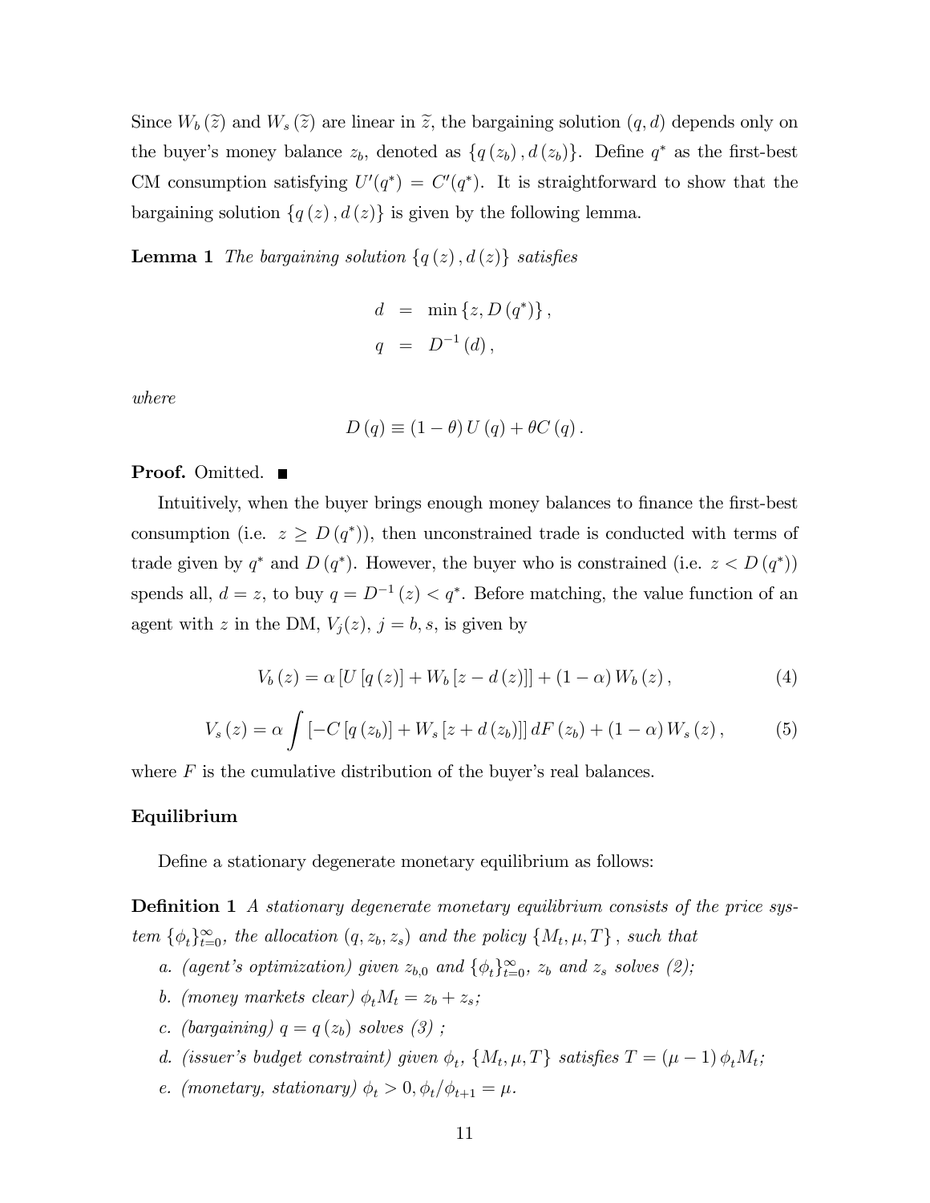Since $W_b(\tilde{z})$ and $W_s(\tilde{z})$ are linear in $\tilde{z}$, the bargaining solution $(q, d)$ depends only on the buyer's money balance $z_b$, denoted as $\{q(z_b), d(z_b)\}$. Define $q^*$ as the first-best CM consumption satisfying $U'(q^*) = C'(q^*)$. It is straightforward to show that the bargaining solution $\{q(z), d(z)\}$ is given by the following lemma.

**Lemma 1** *The bargaining solution* $\{q(z), d(z)\}$ *satisfies*

$$
\begin{aligned}
d &= \min\{z, D(q^*)\}, \\
q &= D^{-1}(d),
\end{aligned}
$$

*where*

$$
D(q) \equiv (1-\theta) U(q) + \theta C(q).
$$

**Proof.** Omitted. ■

Intuitively, when the buyer brings enough money balances to finance the first-best consumption (i.e. $z \geq D(q^*)$), then unconstrained trade is conducted with terms of trade given by $q^*$ and $D(q^*)$. However, the buyer who is constrained (i.e. $z < D(q^*)$) spends all, $d = z$, to buy $q = D^{-1}(z) < q^*$. Before matching, the value function of an agent with $z$ in the DM, $V_j(z)$, $j = b, s$, is given by

$$
V_b(z) = \alpha \left[ U[q(z)] + W_b[z - d(z)] \right] + (1-\alpha) W_b(z), \tag{4}
$$

$$
V_s(z) = \alpha \int \left[ -C[q(z_b)] + W_s[z + d(z_b)] \right] dF(z_b) + (1-\alpha) W_s(z), \tag{5}
$$

where $F$ is the cumulative distribution of the buyer's real balances.

**Equilibrium**

Define a stationary degenerate monetary equilibrium as follows:

**Definition 1** *A stationary degenerate monetary equilibrium consists of the price system* $\{\phi_t\}_{t=0}^{\infty}$*, the allocation* $(q, z_b, z_s)$ *and the policy* $\{M_t, \mu, T\}$*, such that*

a. *(agent's optimization) given* $z_{b,0}$ *and* $\{\phi_t\}_{t=0}^{\infty}$*,* $z_b$ *and* $z_s$ *solves (2);*

b. *(money markets clear)* $\phi_t M_t = z_b + z_s$*;*

c. *(bargaining)* $q = q(z_b)$ *solves (3) ;*

d. *(issuer's budget constraint) given* $\phi_t$*,* $\{M_t, \mu, T\}$ *satisfies* $T = (\mu - 1)\phi_t M_t$*;*

e. *(monetary, stationary)* $\phi_t > 0, \phi_t/\phi_{t+1} = \mu$*.*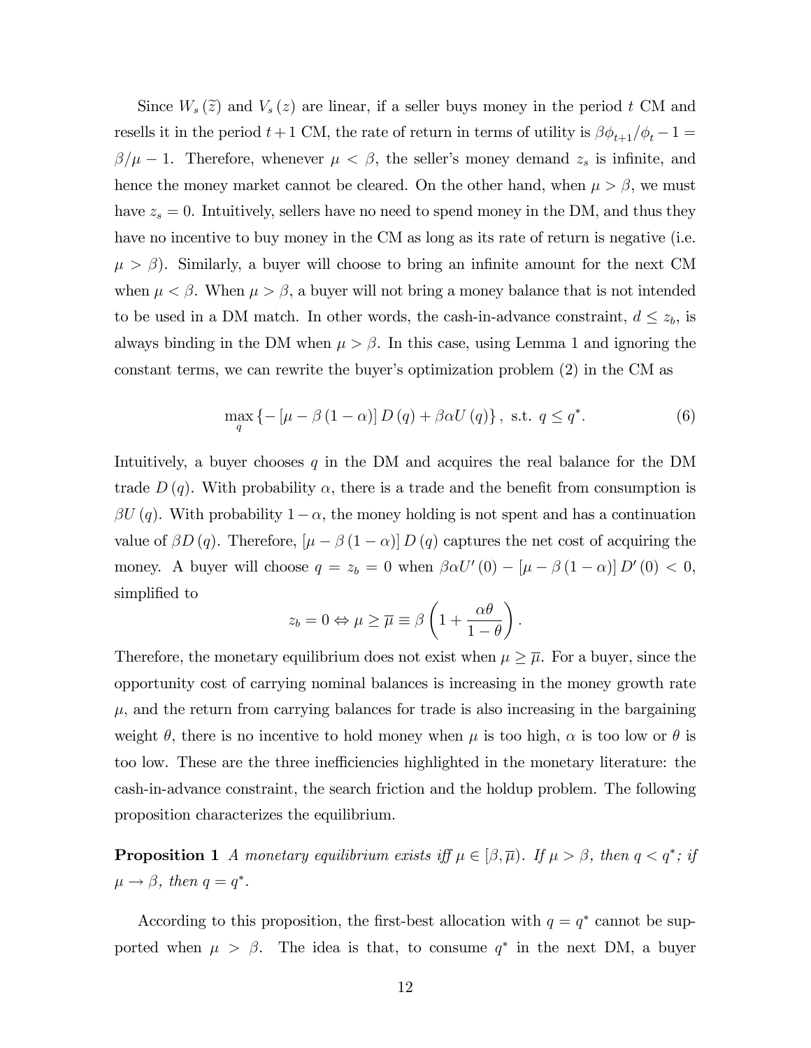Since $W_s(\tilde{z})$ and $V_s(z)$ are linear, if a seller buys money in the period $t$ CM and resells it in the period $t+1$ CM, the rate of return in terms of utility is $\beta\phi_{t+1}/\phi_t - 1 = \beta/\mu - 1$. Therefore, whenever $\mu < \beta$, the seller's money demand $z_s$ is infinite, and hence the money market cannot be cleared. On the other hand, when $\mu > \beta$, we must have $z_s = 0$. Intuitively, sellers have no need to spend money in the DM, and thus they have no incentive to buy money in the CM as long as its rate of return is negative (i.e. $\mu > \beta$). Similarly, a buyer will choose to bring an infinite amount for the next CM when $\mu < \beta$. When $\mu > \beta$, a buyer will not bring a money balance that is not intended to be used in a DM match. In other words, the cash-in-advance constraint, $d \leq z_b$, is always binding in the DM when $\mu > \beta$. In this case, using Lemma 1 and ignoring the constant terms, we can rewrite the buyer's optimization problem (2) in the CM as

$$\max_q \left\{-\left[\mu - \beta(1-\alpha)\right] D(q) + \beta\alpha U(q)\right\}, \text{ s.t. } q \leq q^*. \tag{6}$$

Intuitively, a buyer chooses $q$ in the DM and acquires the real balance for the DM trade $D(q)$. With probability $\alpha$, there is a trade and the benefit from consumption is $\beta U(q)$. With probability $1-\alpha$, the money holding is not spent and has a continuation value of $\beta D(q)$. Therefore, $\left[\mu - \beta(1-\alpha)\right] D(q)$ captures the net cost of acquiring the money. A buyer will choose $q = z_b = 0$ when $\beta\alpha U'(0) - \left[\mu - \beta(1-\alpha)\right] D'(0) < 0$, simplified to

$$z_b = 0 \Leftrightarrow \mu \geq \overline{\mu} \equiv \beta\left(1 + \frac{\alpha\theta}{1-\theta}\right).$$

Therefore, the monetary equilibrium does not exist when $\mu \geq \overline{\mu}$. For a buyer, since the opportunity cost of carrying nominal balances is increasing in the money growth rate $\mu$, and the return from carrying balances for trade is also increasing in the bargaining weight $\theta$, there is no incentive to hold money when $\mu$ is too high, $\alpha$ is too low or $\theta$ is too low. These are the three inefficiencies highlighted in the monetary literature: the cash-in-advance constraint, the search friction and the holdup problem. The following proposition characterizes the equilibrium.

**Proposition 1** *A monetary equilibrium exists iff $\mu \in [\beta, \overline{\mu})$. If $\mu > \beta$, then $q < q^*$; if $\mu \to \beta$, then $q = q^*$.*

According to this proposition, the first-best allocation with $q = q^*$ cannot be supported when $\mu > \beta$. The idea is that, to consume $q^*$ in the next DM, a buyer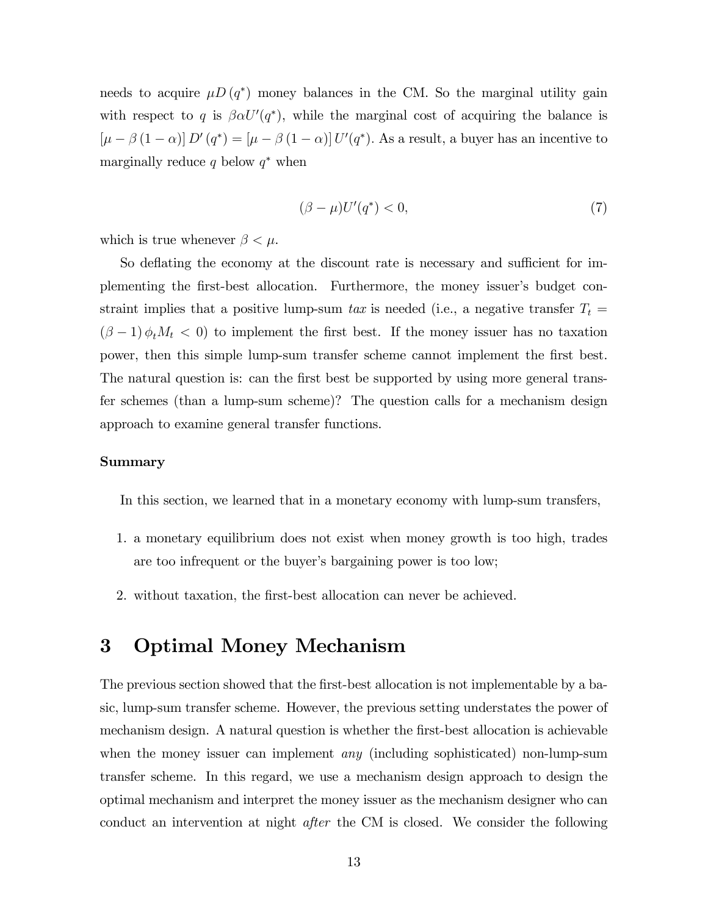needs to acquire $\mu D(q^*)$ money balances in the CM. So the marginal utility gain with respect to $q$ is $\beta\alpha U'(q^*)$, while the marginal cost of acquiring the balance is $[\mu - \beta(1-\alpha)] D'(q^*) = [\mu - \beta(1-\alpha)] U'(q^*)$. As a result, a buyer has an incentive to marginally reduce $q$ below $q^*$ when

$$(\beta - \mu) U'(q^*) < 0, \tag{7}$$

which is true whenever $\beta < \mu$.

So deflating the economy at the discount rate is necessary and sufficient for implementing the first-best allocation. Furthermore, the money issuer's budget constraint implies that a positive lump-sum *tax* is needed (i.e., a negative transfer $T_t = (\beta - 1)\phi_t M_t < 0$) to implement the first best. If the money issuer has no taxation power, then this simple lump-sum transfer scheme cannot implement the first best. The natural question is: can the first best be supported by using more general transfer schemes (than a lump-sum scheme)? The question calls for a mechanism design approach to examine general transfer functions.

**Summary**

In this section, we learned that in a monetary economy with lump-sum transfers,

1. a monetary equilibrium does not exist when money growth is too high, trades are too infrequent or the buyer's bargaining power is too low;
2. without taxation, the first-best allocation can never be achieved.

# 3 Optimal Money Mechanism

The previous section showed that the first-best allocation is not implementable by a basic, lump-sum transfer scheme. However, the previous setting understates the power of mechanism design. A natural question is whether the first-best allocation is achievable when the money issuer can implement *any* (including sophisticated) non-lump-sum transfer scheme. In this regard, we use a mechanism design approach to design the optimal mechanism and interpret the money issuer as the mechanism designer who can conduct an intervention at night *after* the CM is closed. We consider the following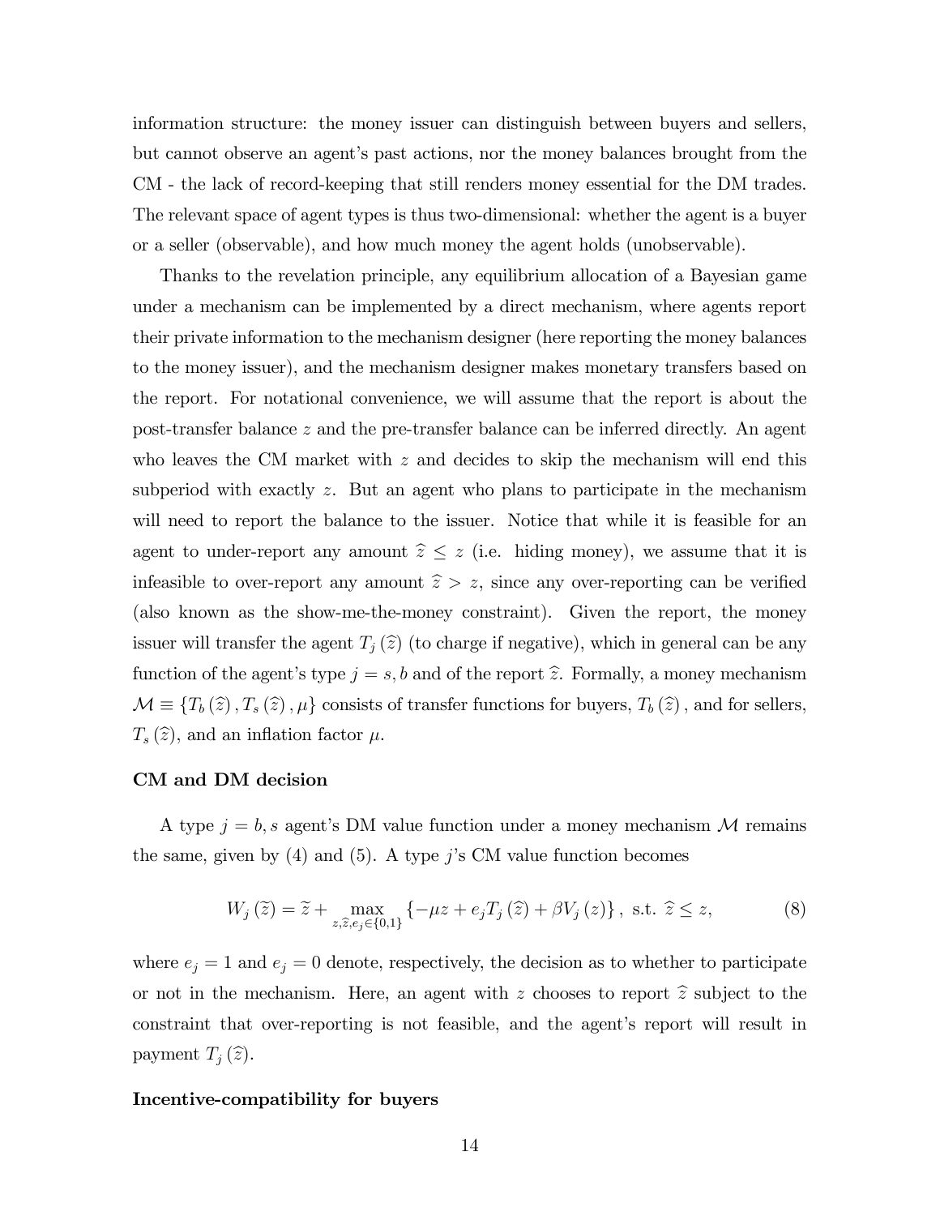information structure: the money issuer can distinguish between buyers and sellers, but cannot observe an agent's past actions, nor the money balances brought from the CM - the lack of record-keeping that still renders money essential for the DM trades. The relevant space of agent types is thus two-dimensional: whether the agent is a buyer or a seller (observable), and how much money the agent holds (unobservable).

Thanks to the revelation principle, any equilibrium allocation of a Bayesian game under a mechanism can be implemented by a direct mechanism, where agents report their private information to the mechanism designer (here reporting the money balances to the money issuer), and the mechanism designer makes monetary transfers based on the report. For notational convenience, we will assume that the report is about the post-transfer balance $z$ and the pre-transfer balance can be inferred directly. An agent who leaves the CM market with $z$ and decides to skip the mechanism will end this subperiod with exactly $z$. But an agent who plans to participate in the mechanism will need to report the balance to the issuer. Notice that while it is feasible for an agent to under-report any amount $\widehat{z} \leq z$ (i.e. hiding money), we assume that it is infeasible to over-report any amount $\widehat{z} > z$, since any over-reporting can be verified (also known as the show-me-the-money constraint). Given the report, the money issuer will transfer the agent $T_j(\widehat{z})$ (to charge if negative), which in general can be any function of the agent's type $j = s, b$ and of the report $\widehat{z}$. Formally, a money mechanism $\mathcal{M} \equiv \{T_b(\widehat{z}), T_s(\widehat{z}), \mu\}$ consists of transfer functions for buyers, $T_b(\widehat{z})$, and for sellers, $T_s(\widehat{z})$, and an inflation factor $\mu$.

### CM and DM decision

A type $j = b, s$ agent's DM value function under a money mechanism $\mathcal{M}$ remains the same, given by (4) and (5). A type $j$'s CM value function becomes

$$W_j(\widetilde{z}) = \widetilde{z} + \max_{z, \widehat{z}, e_j \in \{0,1\}} \{-\mu z + e_j T_j(\widehat{z}) + \beta V_j(z)\}, \text{ s.t. } \widehat{z} \leq z, \tag{8}$$

where $e_j = 1$ and $e_j = 0$ denote, respectively, the decision as to whether to participate or not in the mechanism. Here, an agent with $z$ chooses to report $\widehat{z}$ subject to the constraint that over-reporting is not feasible, and the agent's report will result in payment $T_j(\widehat{z})$.

### Incentive-compatibility for buyers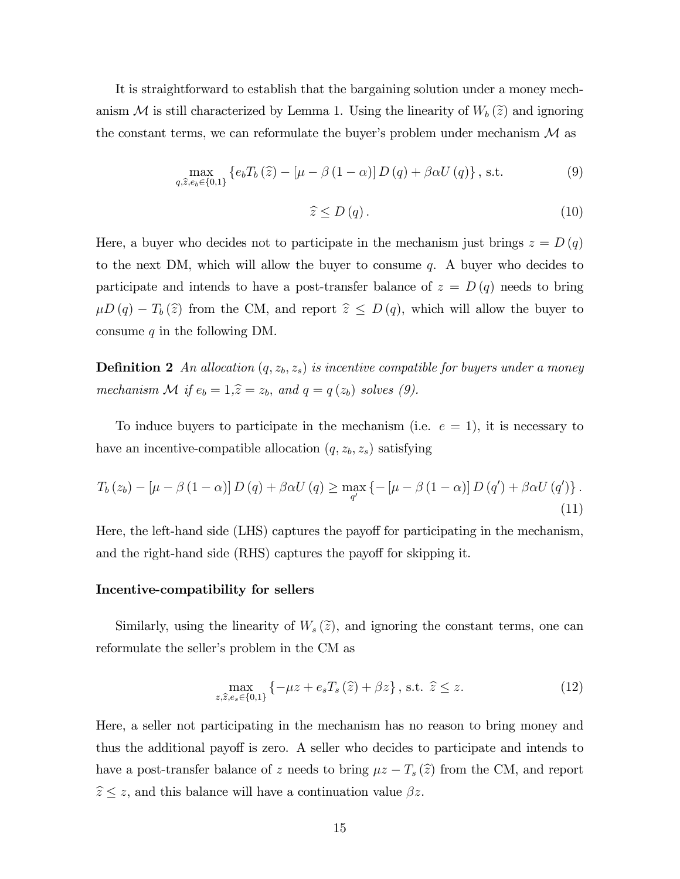It is straightforward to establish that the bargaining solution under a money mechanism $\mathcal{M}$ is still characterized by Lemma 1. Using the linearity of $W_b(\widetilde{z})$ and ignoring the constant terms, we can reformulate the buyer's problem under mechanism $\mathcal{M}$ as

$$\max_{q,\widehat{z},e_b\in\{0,1\}} \left\{e_b T_b(\widehat{z}) - [\mu - \beta(1-\alpha)] D(q) + \beta\alpha U(q)\right\}, \text{ s.t.} \tag{9}$$

$$\widehat{z} \leq D(q). \tag{10}$$

Here, a buyer who decides not to participate in the mechanism just brings $z = D(q)$ to the next DM, which will allow the buyer to consume $q$. A buyer who decides to participate and intends to have a post-transfer balance of $z = D(q)$ needs to bring $\mu D(q) - T_b(\widehat{z})$ from the CM, and report $\widehat{z} \leq D(q)$, which will allow the buyer to consume $q$ in the following DM.

**Definition 2** *An allocation $(q, z_b, z_s)$ is incentive compatible for buyers under a money mechanism $\mathcal{M}$ if $e_b = 1, \widehat{z} = z_b$, and $q = q(z_b)$ solves (9).*

To induce buyers to participate in the mechanism (i.e. $e = 1$), it is necessary to have an incentive-compatible allocation $(q, z_b, z_s)$ satisfying

$$T_b(z_b) - [\mu - \beta(1-\alpha)] D(q) + \beta\alpha U(q) \geq \max_{q'} \left\{-[\mu - \beta(1-\alpha)] D(q') + \beta\alpha U(q')\right\}. \tag{11}$$

Here, the left-hand side (LHS) captures the payoff for participating in the mechanism, and the right-hand side (RHS) captures the payoff for skipping it.

**Incentive-compatibility for sellers**

Similarly, using the linearity of $W_s(\widetilde{z})$, and ignoring the constant terms, one can reformulate the seller's problem in the CM as

$$\max_{z,\widehat{z},e_s\in\{0,1\}} \left\{-\mu z + e_s T_s(\widehat{z}) + \beta z\right\}, \text{ s.t. } \widehat{z} \leq z. \tag{12}$$

Here, a seller not participating in the mechanism has no reason to bring money and thus the additional payoff is zero. A seller who decides to participate and intends to have a post-transfer balance of $z$ needs to bring $\mu z - T_s(\widehat{z})$ from the CM, and report $\widehat{z} \leq z$, and this balance will have a continuation value $\beta z$.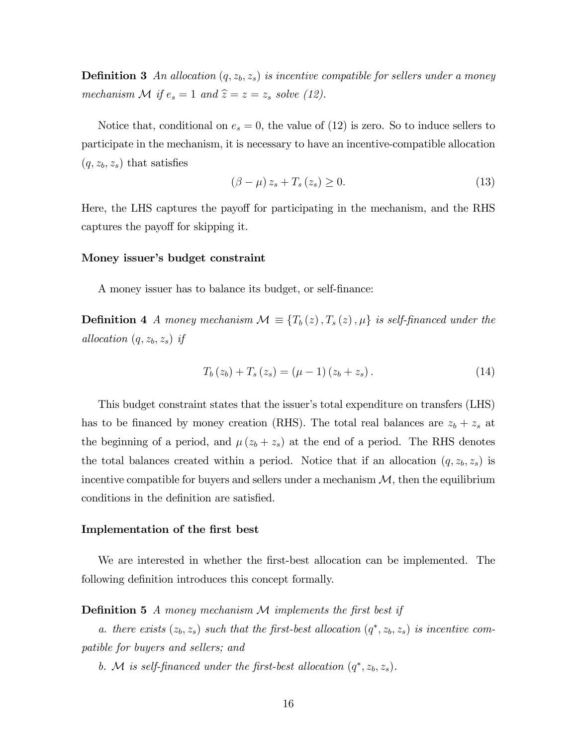**Definition 3** *An allocation $(q, z_b, z_s)$ is incentive compatible for sellers under a money mechanism $\mathcal{M}$ if $e_s = 1$ and $\widehat{z} = z = z_s$ solve (12).*

Notice that, conditional on $e_s = 0$, the value of (12) is zero. So to induce sellers to participate in the mechanism, it is necessary to have an incentive-compatible allocation $(q, z_b, z_s)$ that satisfies

$$(\beta - \mu) z_s + T_s(z_s) \geq 0. \tag{13}$$

Here, the LHS captures the payoff for participating in the mechanism, and the RHS captures the payoff for skipping it.

#### Money issuer's budget constraint

A money issuer has to balance its budget, or self-finance:

**Definition 4** *A money mechanism $\mathcal{M} \equiv \{T_b(z), T_s(z), \mu\}$ is self-financed under the allocation $(q, z_b, z_s)$ if*

$$T_b(z_b) + T_s(z_s) = (\mu - 1)(z_b + z_s). \tag{14}$$

This budget constraint states that the issuer's total expenditure on transfers (LHS) has to be financed by money creation (RHS). The total real balances are $z_b + z_s$ at the beginning of a period, and $\mu(z_b + z_s)$ at the end of a period. The RHS denotes the total balances created within a period. Notice that if an allocation $(q, z_b, z_s)$ is incentive compatible for buyers and sellers under a mechanism $\mathcal{M}$, then the equilibrium conditions in the definition are satisfied.

#### Implementation of the first best

We are interested in whether the first-best allocation can be implemented. The following definition introduces this concept formally.

**Definition 5** *A money mechanism $\mathcal{M}$ implements the first best if*

*a. there exists $(z_b, z_s)$ such that the first-best allocation $(q^*, z_b, z_s)$ is incentive compatible for buyers and sellers; and*

*b. $\mathcal{M}$ is self-financed under the first-best allocation $(q^*, z_b, z_s)$.*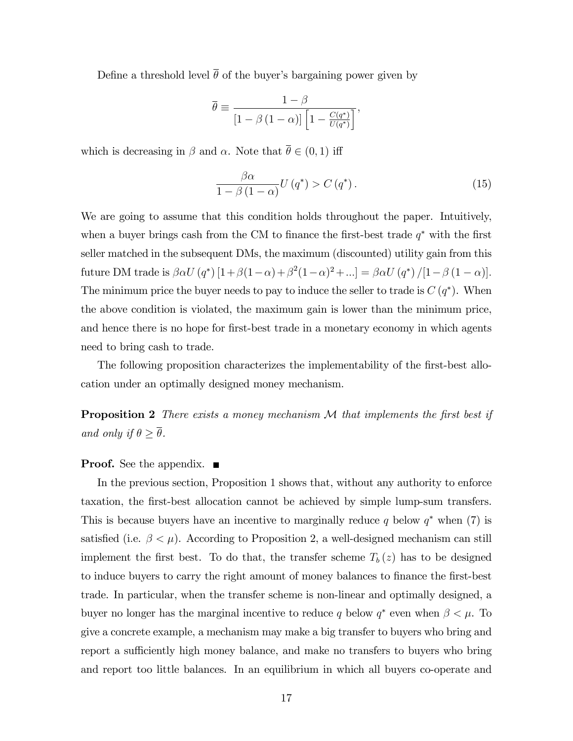Define a threshold level $\overline{\theta}$ of the buyer's bargaining power given by

$$\overline{\theta} \equiv \frac{1-\beta}{\left[1-\beta\left(1-\alpha\right)\right]\left[1-\frac{C(q^*)}{U(q^*)}\right]},$$

which is decreasing in $\beta$ and $\alpha$. Note that $\overline{\theta} \in (0,1)$ iff

$$\frac{\beta\alpha}{1-\beta\left(1-\alpha\right)}U\left(q^*\right) > C\left(q^*\right). \tag{15}$$

We are going to assume that this condition holds throughout the paper. Intuitively, when a buyer brings cash from the CM to finance the first-best trade $q^*$ with the first seller matched in the subsequent DMs, the maximum (discounted) utility gain from this future DM trade is $\beta\alpha U\left(q^*\right)[1+\beta(1-\alpha)+\beta^2(1-\alpha)^2+...] = \beta\alpha U\left(q^*\right)/[1-\beta\left(1-\alpha\right)]$. The minimum price the buyer needs to pay to induce the seller to trade is $C\left(q^*\right)$. When the above condition is violated, the maximum gain is lower than the minimum price, and hence there is no hope for first-best trade in a monetary economy in which agents need to bring cash to trade.

The following proposition characterizes the implementability of the first-best allocation under an optimally designed money mechanism.

**Proposition 2** *There exists a money mechanism $\mathcal{M}$ that implements the first best if and only if $\theta \geq \overline{\theta}$.*

**Proof.** See the appendix. ■

In the previous section, Proposition 1 shows that, without any authority to enforce taxation, the first-best allocation cannot be achieved by simple lump-sum transfers. This is because buyers have an incentive to marginally reduce $q$ below $q^*$ when (7) is satisfied (i.e. $\beta < \mu$). According to Proposition 2, a well-designed mechanism can still implement the first best. To do that, the transfer scheme $T_b\left(z\right)$ has to be designed to induce buyers to carry the right amount of money balances to finance the first-best trade. In particular, when the transfer scheme is non-linear and optimally designed, a buyer no longer has the marginal incentive to reduce $q$ below $q^*$ even when $\beta < \mu$. To give a concrete example, a mechanism may make a big transfer to buyers who bring and report a sufficiently high money balance, and make no transfers to buyers who bring and report too little balances. In an equilibrium in which all buyers co-operate and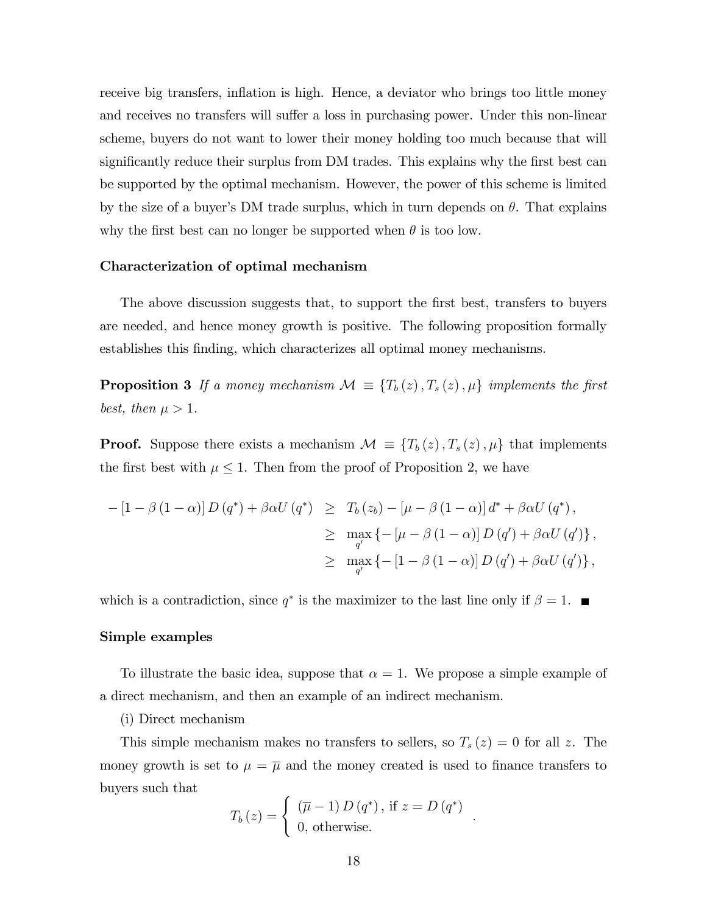receive big transfers, inflation is high. Hence, a deviator who brings too little money and receives no transfers will suffer a loss in purchasing power. Under this non-linear scheme, buyers do not want to lower their money holding too much because that will significantly reduce their surplus from DM trades. This explains why the first best can be supported by the optimal mechanism. However, the power of this scheme is limited by the size of a buyer's DM trade surplus, which in turn depends on $\theta$. That explains why the first best can no longer be supported when $\theta$ is too low.

**Characterization of optimal mechanism**

The above discussion suggests that, to support the first best, transfers to buyers are needed, and hence money growth is positive. The following proposition formally establishes this finding, which characterizes all optimal money mechanisms.

**Proposition 3** *If a money mechanism $\mathcal{M} \equiv \{T_b(z), T_s(z), \mu\}$ implements the first best, then $\mu > 1$.*

**Proof.** Suppose there exists a mechanism $\mathcal{M} \equiv \{T_b(z), T_s(z), \mu\}$ that implements the first best with $\mu \leq 1$. Then from the proof of Proposition 2, we have

$$
\begin{aligned}
-[1-\beta(1-\alpha)] D(q^*) + \beta\alpha U(q^*) &\geq T_b(z_b) - [\mu - \beta(1-\alpha)] d^* + \beta\alpha U(q^*), \\
&\geq \max_{q'} \{-[\mu - \beta(1-\alpha)] D(q') + \beta\alpha U(q')\}, \\
&\geq \max_{q'} \{-[1 - \beta(1-\alpha)] D(q') + \beta\alpha U(q')\},
\end{aligned}
$$

which is a contradiction, since $q^*$ is the maximizer to the last line only if $\beta = 1$. ∎

**Simple examples**

To illustrate the basic idea, suppose that $\alpha = 1$. We propose a simple example of a direct mechanism, and then an example of an indirect mechanism.

(i) Direct mechanism

This simple mechanism makes no transfers to sellers, so $T_s(z) = 0$ for all $z$. The money growth is set to $\mu = \overline{\mu}$ and the money created is used to finance transfers to buyers such that

$$
T_b(z) = \begin{cases} (\overline{\mu} - 1) D(q^*), \text{ if } z = D(q^*) \\ 0, \text{ otherwise.} \end{cases}.
$$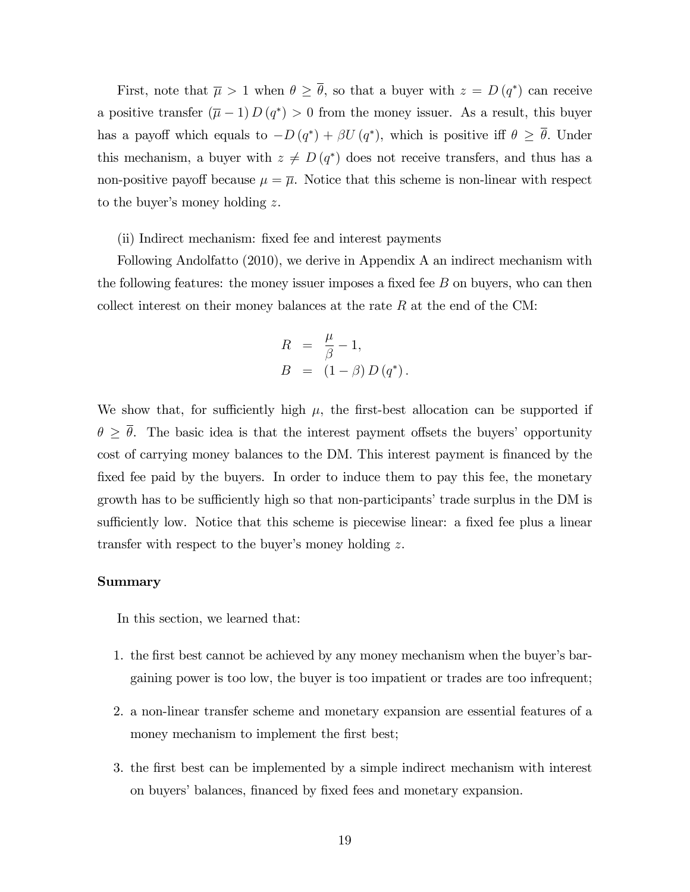First, note that $\overline{\mu} > 1$ when $\theta \geq \overline{\theta}$, so that a buyer with $z = D(q^*)$ can receive a positive transfer $(\overline{\mu} - 1) D(q^*) > 0$ from the money issuer. As a result, this buyer has a payoff which equals to $-D(q^*) + \beta U(q^*)$, which is positive iff $\theta \geq \overline{\theta}$. Under this mechanism, a buyer with $z \neq D(q^*)$ does not receive transfers, and thus has a non-positive payoff because $\mu = \overline{\mu}$. Notice that this scheme is non-linear with respect to the buyer's money holding $z$.

(ii) Indirect mechanism: fixed fee and interest payments

Following Andolfatto (2010), we derive in Appendix A an indirect mechanism with the following features: the money issuer imposes a fixed fee $B$ on buyers, who can then collect interest on their money balances at the rate $R$ at the end of the CM:

$$
\begin{aligned}
R &= \frac{\mu}{\beta} - 1, \\
B &= (1 - \beta) D(q^*).
\end{aligned}
$$

We show that, for sufficiently high $\mu$, the first-best allocation can be supported if $\theta \geq \overline{\theta}$. The basic idea is that the interest payment offsets the buyers' opportunity cost of carrying money balances to the DM. This interest payment is financed by the fixed fee paid by the buyers. In order to induce them to pay this fee, the monetary growth has to be sufficiently high so that non-participants' trade surplus in the DM is sufficiently low. Notice that this scheme is piecewise linear: a fixed fee plus a linear transfer with respect to the buyer's money holding $z$.

**Summary**

In this section, we learned that:

1. the first best cannot be achieved by any money mechanism when the buyer's bargaining power is too low, the buyer is too impatient or trades are too infrequent;
2. a non-linear transfer scheme and monetary expansion are essential features of a money mechanism to implement the first best;
3. the first best can be implemented by a simple indirect mechanism with interest on buyers' balances, financed by fixed fees and monetary expansion.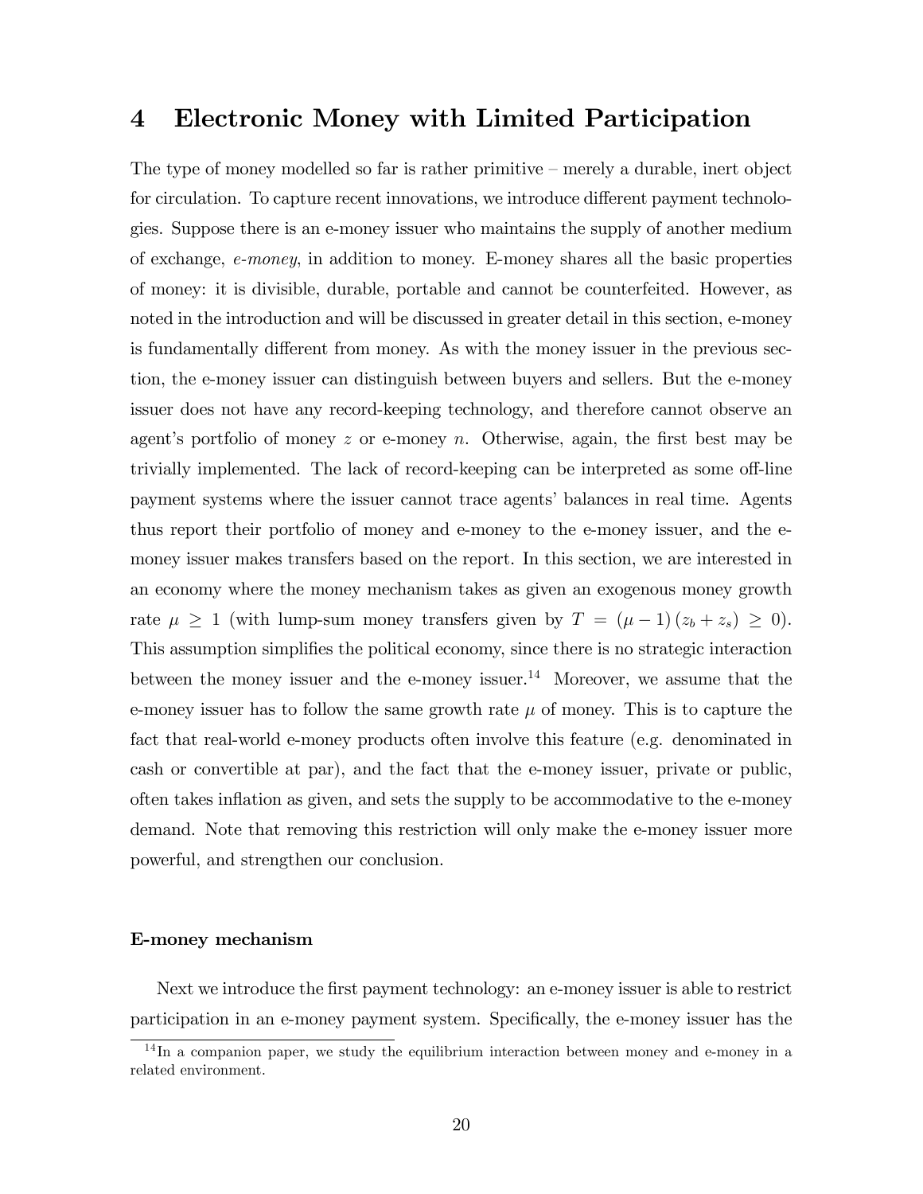# 4 Electronic Money with Limited Participation

The type of money modelled so far is rather primitive – merely a durable, inert object for circulation. To capture recent innovations, we introduce different payment technologies. Suppose there is an e-money issuer who maintains the supply of another medium of exchange, *e-money*, in addition to money. E-money shares all the basic properties of money: it is divisible, durable, portable and cannot be counterfeited. However, as noted in the introduction and will be discussed in greater detail in this section, e-money is fundamentally different from money. As with the money issuer in the previous section, the e-money issuer can distinguish between buyers and sellers. But the e-money issuer does not have any record-keeping technology, and therefore cannot observe an agent's portfolio of money $z$ or e-money $n$. Otherwise, again, the first best may be trivially implemented. The lack of record-keeping can be interpreted as some off-line payment systems where the issuer cannot trace agents' balances in real time. Agents thus report their portfolio of money and e-money to the e-money issuer, and the e-money issuer makes transfers based on the report. In this section, we are interested in an economy where the money mechanism takes as given an exogenous money growth rate $\mu \geq 1$ (with lump-sum money transfers given by $T = (\mu - 1)(z_b + z_s) \geq 0$). This assumption simplifies the political economy, since there is no strategic interaction between the money issuer and the e-money issuer.[14] Moreover, we assume that the e-money issuer has to follow the same growth rate $\mu$ of money. This is to capture the fact that real-world e-money products often involve this feature (e.g. denominated in cash or convertible at par), and the fact that the e-money issuer, private or public, often takes inflation as given, and sets the supply to be accommodative to the e-money demand. Note that removing this restriction will only make the e-money issuer more powerful, and strengthen our conclusion.

**E-money mechanism**

Next we introduce the first payment technology: an e-money issuer is able to restrict participation in an e-money payment system. Specifically, the e-money issuer has the

[14] In a companion paper, we study the equilibrium interaction between money and e-money in a related environment.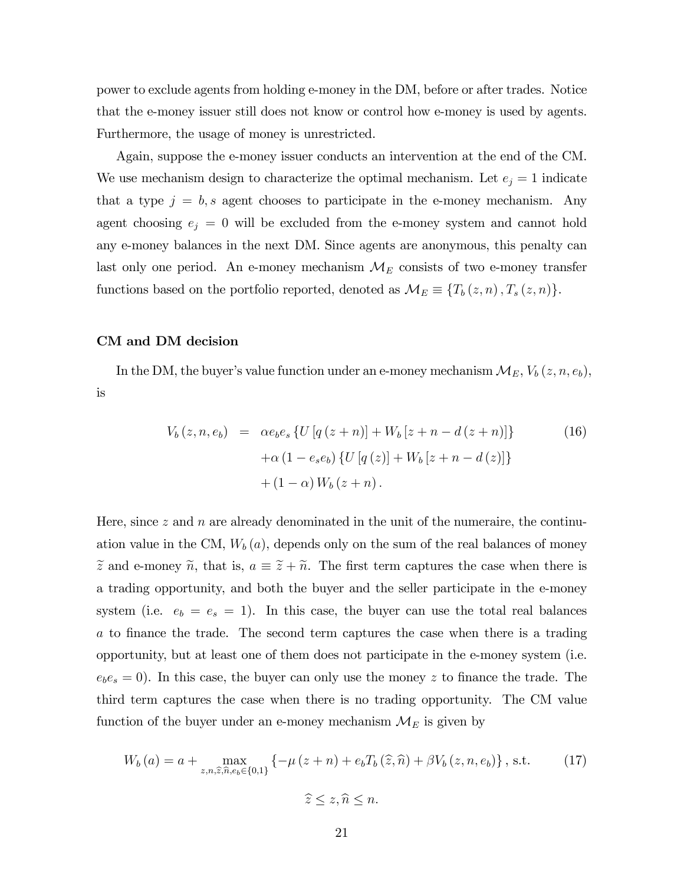power to exclude agents from holding e-money in the DM, before or after trades. Notice that the e-money issuer still does not know or control how e-money is used by agents. Furthermore, the usage of money is unrestricted.

Again, suppose the e-money issuer conducts an intervention at the end of the CM. We use mechanism design to characterize the optimal mechanism. Let $e_j = 1$ indicate that a type $j = b, s$ agent chooses to participate in the e-money mechanism. Any agent choosing $e_j = 0$ will be excluded from the e-money system and cannot hold any e-money balances in the next DM. Since agents are anonymous, this penalty can last only one period. An e-money mechanism $\mathcal{M}_E$ consists of two e-money transfer functions based on the portfolio reported, denoted as $\mathcal{M}_E \equiv \{T_b(z,n), T_s(z,n)\}$.

### CM and DM decision

In the DM, the buyer's value function under an e-money mechanism $\mathcal{M}_E$, $V_b(z,n,e_b)$, is

$$
\begin{aligned}
V_b(z,n,e_b) &= \alpha e_b e_s \{U[q(z+n)] + W_b[z+n-d(z+n)]\} \\
&\quad + \alpha(1-e_s e_b)\{U[q(z)] + W_b[z+n-d(z)]\} \\
&\quad + (1-\alpha) W_b(z+n).
\end{aligned} \tag{16}
$$

Here, since $z$ and $n$ are already denominated in the unit of the numeraire, the continuation value in the CM, $W_b(a)$, depends only on the sum of the real balances of money $\widetilde{z}$ and e-money $\widetilde{n}$, that is, $a \equiv \widetilde{z} + \widetilde{n}$. The first term captures the case when there is a trading opportunity, and both the buyer and the seller participate in the e-money system (i.e. $e_b = e_s = 1$). In this case, the buyer can use the total real balances $a$ to finance the trade. The second term captures the case when there is a trading opportunity, but at least one of them does not participate in the e-money system (i.e. $e_b e_s = 0$). In this case, the buyer can only use the money $z$ to finance the trade. The third term captures the case when there is no trading opportunity. The CM value function of the buyer under an e-money mechanism $\mathcal{M}_E$ is given by

$$
W_b(a) = a + \max_{z,n,\widehat{z},\widehat{n},e_b\in\{0,1\}} \{-\mu(z+n) + e_b T_b(\widehat{z},\widehat{n}) + \beta V_b(z,n,e_b)\}, \text{ s.t.} \tag{17}
$$

$$
\widehat{z} \le z, \widehat{n} \le n.
$$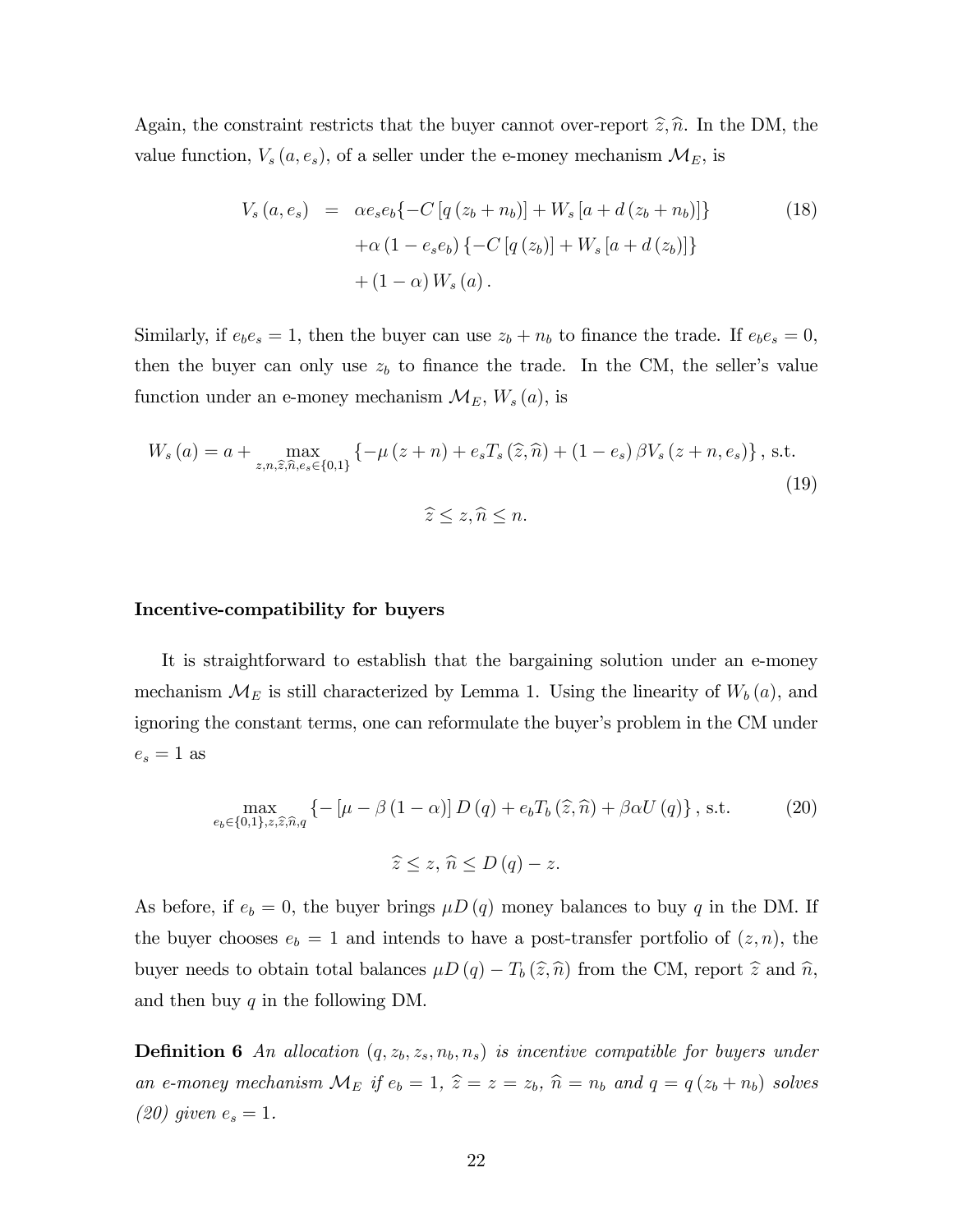Again, the constraint restricts that the buyer cannot over-report $\widehat{z}, \widehat{n}$. In the DM, the value function, $V_s(a, e_s)$, of a seller under the e-money mechanism $\mathcal{M}_E$, is

$$
\begin{aligned}
V_s(a, e_s) &= \alpha e_s e_b \{-C[q(z_b + n_b)] + W_s[a + d(z_b + n_b)]\} \\
&\quad + \alpha(1 - e_s e_b)\{-C[q(z_b)] + W_s[a + d(z_b)]\} \\
&\quad + (1 - \alpha) W_s(a).
\end{aligned}
\tag{18}
$$

Similarly, if $e_b e_s = 1$, then the buyer can use $z_b + n_b$ to finance the trade. If $e_b e_s = 0$, then the buyer can only use $z_b$ to finance the trade. In the CM, the seller's value function under an e-money mechanism $\mathcal{M}_E$, $W_s(a)$, is

$$
W_s(a) = a + \max_{z,n,\widehat{z},\widehat{n},e_s \in \{0,1\}} \{-\mu(z+n) + e_s T_s(\widehat{z}, \widehat{n}) + (1 - e_s)\beta V_s(z + n, e_s)\}, \text{ s.t.}
\tag{19}
$$

$$
\widehat{z} \leq z, \widehat{n} \leq n.
$$

**Incentive-compatibility for buyers**

It is straightforward to establish that the bargaining solution under an e-money mechanism $\mathcal{M}_E$ is still characterized by Lemma 1. Using the linearity of $W_b(a)$, and ignoring the constant terms, one can reformulate the buyer's problem in the CM under $e_s = 1$ as

$$
\max_{e_b \in \{0,1\}, z, \widehat{z}, \widehat{n}, q} \{-[\mu - \beta(1-\alpha)] D(q) + e_b T_b(\widehat{z}, \widehat{n}) + \beta \alpha U(q)\}, \text{ s.t.}
\tag{20}
$$

$$
\widehat{z} \leq z, \; \widehat{n} \leq D(q) - z.
$$

As before, if $e_b = 0$, the buyer brings $\mu D(q)$ money balances to buy $q$ in the DM. If the buyer chooses $e_b = 1$ and intends to have a post-transfer portfolio of $(z, n)$, the buyer needs to obtain total balances $\mu D(q) - T_b(\widehat{z}, \widehat{n})$ from the CM, report $\widehat{z}$ and $\widehat{n}$, and then buy $q$ in the following DM.

**Definition 6** *An allocation $(q, z_b, z_s, n_b, n_s)$ is incentive compatible for buyers under an e-money mechanism $\mathcal{M}_E$ if $e_b = 1$, $\widehat{z} = z = z_b$, $\widehat{n} = n_b$ and $q = q(z_b + n_b)$ solves (20) given $e_s = 1$.*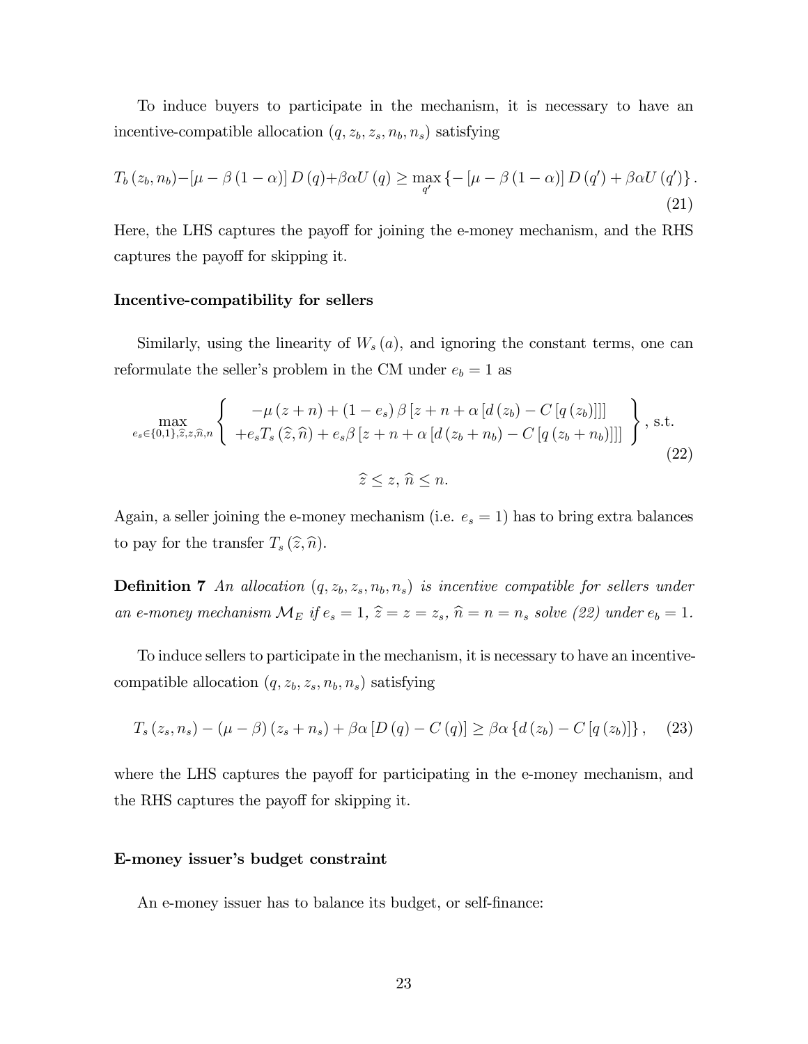To induce buyers to participate in the mechanism, it is necessary to have an incentive-compatible allocation $(q, z_b, z_s, n_b, n_s)$ satisfying

$$T_b(z_b, n_b) - [\mu - \beta(1-\alpha)] D(q) + \beta\alpha U(q) \geq \max_{q'} \{-[\mu - \beta(1-\alpha)] D(q') + \beta\alpha U(q')\}. \tag{21}$$

Here, the LHS captures the payoff for joining the e-money mechanism, and the RHS captures the payoff for skipping it.

**Incentive-compatibility for sellers**

Similarly, using the linearity of $W_s(a)$, and ignoring the constant terms, one can reformulate the seller's problem in the CM under $e_b = 1$ as

$$\max_{e_s \in \{0,1\}, \widehat{z}, z, \widehat{n}, n} \left\{ \begin{array}{c} -\mu(z+n) + (1-e_s)\beta[z+n+\alpha[d(z_b) - C[q(z_b)]]] \\ +e_s T_s(\widehat{z}, \widehat{n}) + e_s \beta[z+n+\alpha[d(z_b+n_b) - C[q(z_b+n_b)]]] \end{array} \right\}, \text{ s.t.} \tag{22}$$

$$\widehat{z} \leq z, \, \widehat{n} \leq n.$$

Again, a seller joining the e-money mechanism (i.e. $e_s = 1$) has to bring extra balances to pay for the transfer $T_s(\widehat{z}, \widehat{n})$.

**Definition 7** *An allocation $(q, z_b, z_s, n_b, n_s)$ is incentive compatible for sellers under an e-money mechanism $\mathcal{M}_E$ if $e_s = 1$, $\widehat{z} = z = z_s$, $\widehat{n} = n = n_s$ solve (22) under $e_b = 1$.*

To induce sellers to participate in the mechanism, it is necessary to have an incentive-compatible allocation $(q, z_b, z_s, n_b, n_s)$ satisfying

$$T_s(z_s, n_s) - (\mu - \beta)(z_s + n_s) + \beta\alpha[D(q) - C(q)] \geq \beta\alpha\{d(z_b) - C[q(z_b)]\}, \tag{23}$$

where the LHS captures the payoff for participating in the e-money mechanism, and the RHS captures the payoff for skipping it.

**E-money issuer's budget constraint**

An e-money issuer has to balance its budget, or self-finance: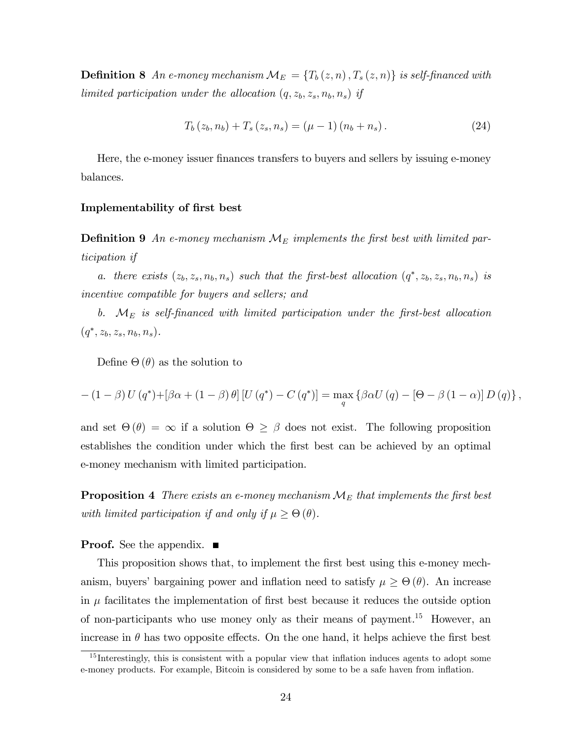**Definition 8** *An e-money mechanism $\mathcal{M}_E = \{T_b(z,n), T_s(z,n)\}$ is self-financed with limited participation under the allocation $(q, z_b, z_s, n_b, n_s)$ if*

$$T_b(z_b, n_b) + T_s(z_s, n_s) = (\mu - 1)(n_b + n_s). \tag{24}$$

Here, the e-money issuer finances transfers to buyers and sellers by issuing e-money balances.

**Implementability of first best**

**Definition 9** *An e-money mechanism $\mathcal{M}_E$ implements the first best with limited participation if*

*a. there exists $(z_b, z_s, n_b, n_s)$ such that the first-best allocation $(q^*, z_b, z_s, n_b, n_s)$ is incentive compatible for buyers and sellers; and*

*b. $\mathcal{M}_E$ is self-financed with limited participation under the first-best allocation $(q^*, z_b, z_s, n_b, n_s)$.*

Define $\Theta(\theta)$ as the solution to

$$-(1-\beta)U(q^*) + [\beta\alpha + (1-\beta)\theta][U(q^*) - C(q^*)] = \max_q \{\beta\alpha U(q) - [\Theta - \beta(1-\alpha)] D(q)\},$$

and set $\Theta(\theta) = \infty$ if a solution $\Theta \geq \beta$ does not exist. The following proposition establishes the condition under which the first best can be achieved by an optimal e-money mechanism with limited participation.

**Proposition 4** *There exists an e-money mechanism $\mathcal{M}_E$ that implements the first best with limited participation if and only if $\mu \geq \Theta(\theta)$.*

**Proof.** See the appendix. ∎

This proposition shows that, to implement the first best using this e-money mechanism, buyers' bargaining power and inflation need to satisfy $\mu \geq \Theta(\theta)$. An increase in $\mu$ facilitates the implementation of first best because it reduces the outside option of non-participants who use money only as their means of payment.[15] However, an increase in $\theta$ has two opposite effects. On the one hand, it helps achieve the first best

[15] Interestingly, this is consistent with a popular view that inflation induces agents to adopt some e-money products. For example, Bitcoin is considered by some to be a safe haven from inflation.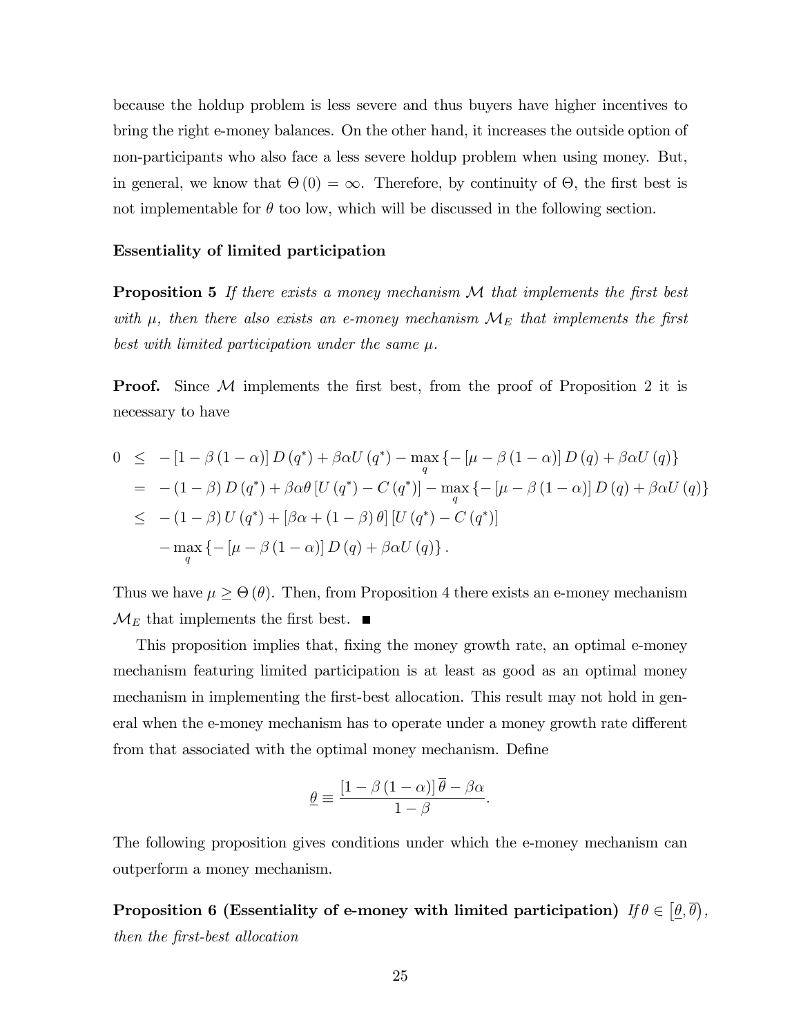because the holdup problem is less severe and thus buyers have higher incentives to bring the right e-money balances. On the other hand, it increases the outside option of non-participants who also face a less severe holdup problem when using money. But, in general, we know that $\Theta(0) = \infty$. Therefore, by continuity of $\Theta$, the first best is not implementable for $\theta$ too low, which will be discussed in the following section.

**Essentiality of limited participation**

**Proposition 5** *If there exists a money mechanism $\mathcal{M}$ that implements the first best with $\mu$, then there also exists an e-money mechanism $\mathcal{M}_E$ that implements the first best with limited participation under the same $\mu$.*

**Proof.** Since $\mathcal{M}$ implements the first best, from the proof of Proposition 2 it is necessary to have

$$
\begin{aligned}
0 &\leq -[1-\beta(1-\alpha)] D(q^*) + \beta\alpha U(q^*) - \max_q \{-[\mu - \beta(1-\alpha)] D(q) + \beta\alpha U(q)\} \\
&= -(1-\beta) D(q^*) + \beta\alpha\theta [U(q^*) - C(q^*)] - \max_q \{-[\mu - \beta(1-\alpha)] D(q) + \beta\alpha U(q)\} \\
&\leq -(1-\beta) U(q^*) + [\beta\alpha + (1-\beta)\theta] [U(q^*) - C(q^*)] \\
&\quad - \max_q \{-[\mu - \beta(1-\alpha)] D(q) + \beta\alpha U(q)\}.
\end{aligned}
$$

Thus we have $\mu \geq \Theta(\theta)$. Then, from Proposition 4 there exists an e-money mechanism $\mathcal{M}_E$ that implements the first best. ■

This proposition implies that, fixing the money growth rate, an optimal e-money mechanism featuring limited participation is at least as good as an optimal money mechanism in implementing the first-best allocation. This result may not hold in general when the e-money mechanism has to operate under a money growth rate different from that associated with the optimal money mechanism. Define

$$
\underline{\theta} \equiv \frac{[1-\beta(1-\alpha)]\overline{\theta} - \beta\alpha}{1-\beta}.
$$

The following proposition gives conditions under which the e-money mechanism can outperform a money mechanism.

**Proposition 6 (Essentiality of e-money with limited participation)** *If $\theta \in [\underline{\theta}, \overline{\theta})$, then the first-best allocation*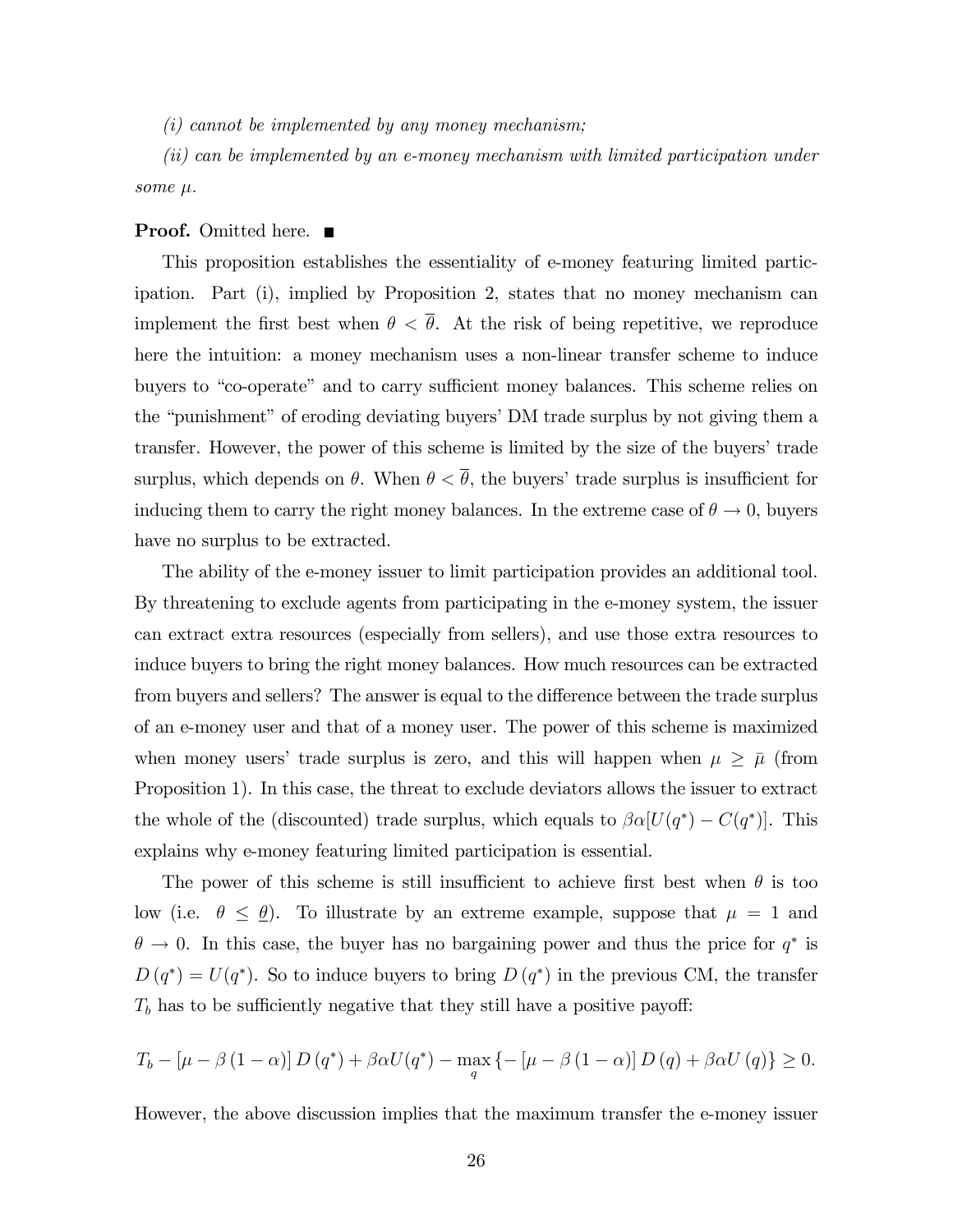*(i) cannot be implemented by any money mechanism;*

*(ii) can be implemented by an e-money mechanism with limited participation under some $\mu$.*

**Proof.** Omitted here. ■

This proposition establishes the essentiality of e-money featuring limited participation. Part (i), implied by Proposition 2, states that no money mechanism can implement the first best when $\theta < \overline{\theta}$. At the risk of being repetitive, we reproduce here the intuition: a money mechanism uses a non-linear transfer scheme to induce buyers to "co-operate" and to carry sufficient money balances. This scheme relies on the "punishment" of eroding deviating buyers' DM trade surplus by not giving them a transfer. However, the power of this scheme is limited by the size of the buyers' trade surplus, which depends on $\theta$. When $\theta < \overline{\theta}$, the buyers' trade surplus is insufficient for inducing them to carry the right money balances. In the extreme case of $\theta \to 0$, buyers have no surplus to be extracted.

The ability of the e-money issuer to limit participation provides an additional tool. By threatening to exclude agents from participating in the e-money system, the issuer can extract extra resources (especially from sellers), and use those extra resources to induce buyers to bring the right money balances. How much resources can be extracted from buyers and sellers? The answer is equal to the difference between the trade surplus of an e-money user and that of a money user. The power of this scheme is maximized when money users' trade surplus is zero, and this will happen when $\mu \geq \bar{\mu}$ (from Proposition 1). In this case, the threat to exclude deviators allows the issuer to extract the whole of the (discounted) trade surplus, which equals to $\beta\alpha[U(q^*) - C(q^*)]$. This explains why e-money featuring limited participation is essential.

The power of this scheme is still insufficient to achieve first best when $\theta$ is too low (i.e. $\theta \leq \underline{\theta}$). To illustrate by an extreme example, suppose that $\mu = 1$ and $\theta \to 0$. In this case, the buyer has no bargaining power and thus the price for $q^*$ is $D(q^*) = U(q^*)$. So to induce buyers to bring $D(q^*)$ in the previous CM, the transfer $T_b$ has to be sufficiently negative that they still have a positive payoff:

$$T_b - [\mu - \beta(1-\alpha)] D(q^*) + \beta\alpha U(q^*) - \max_q \{-[\mu - \beta(1-\alpha)] D(q) + \beta\alpha U(q)\} \geq 0.$$

However, the above discussion implies that the maximum transfer the e-money issuer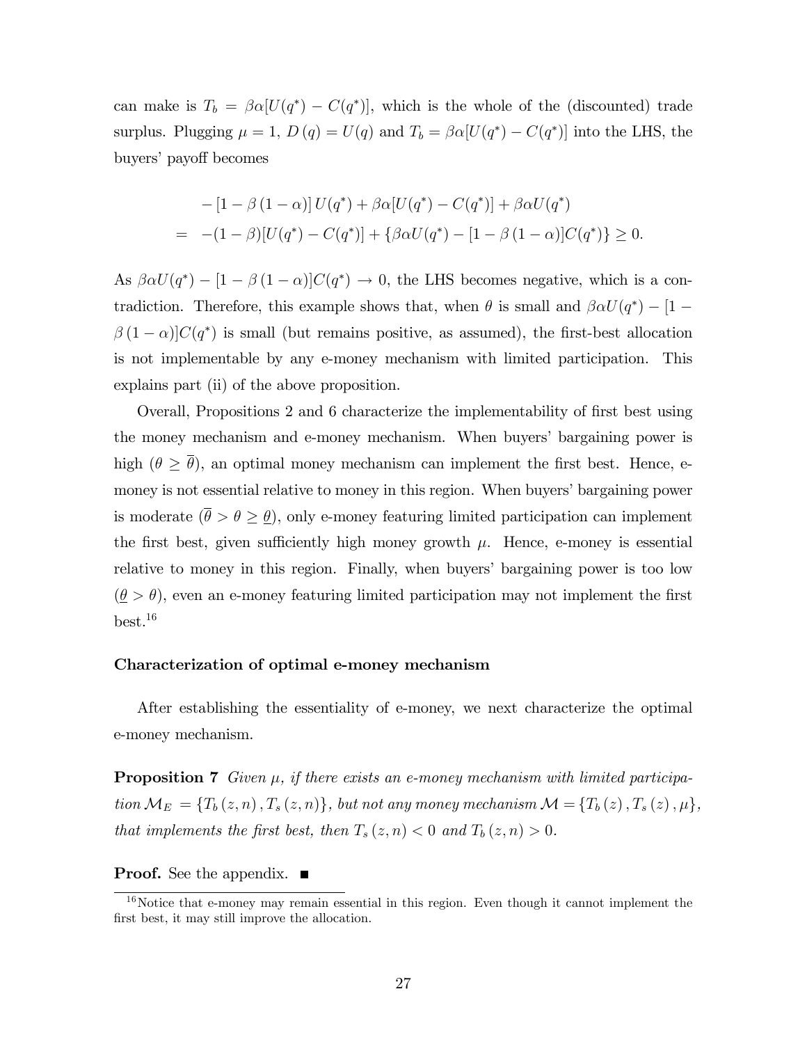can make is $T_b = \beta\alpha[U(q^*) - C(q^*)]$, which is the whole of the (discounted) trade surplus. Plugging $\mu = 1$, $D(q) = U(q)$ and $T_b = \beta\alpha[U(q^*) - C(q^*)]$ into the LHS, the buyers' payoff becomes

$$
\begin{aligned}
& -[1-\beta(1-\alpha)]U(q^*) + \beta\alpha[U(q^*) - C(q^*)] + \beta\alpha U(q^*) \\
= \; & -(1-\beta)[U(q^*) - C(q^*)] + \{\beta\alpha U(q^*) - [1-\beta(1-\alpha)]C(q^*)\} \geq 0.
\end{aligned}
$$

As $\beta\alpha U(q^*) - [1-\beta(1-\alpha)]C(q^*) \to 0$, the LHS becomes negative, which is a contradiction. Therefore, this example shows that, when $\theta$ is small and $\beta\alpha U(q^*) - [1 - \beta(1-\alpha)]C(q^*)$ is small (but remains positive, as assumed), the first-best allocation is not implementable by any e-money mechanism with limited participation. This explains part (ii) of the above proposition.

Overall, Propositions 2 and 6 characterize the implementability of first best using the money mechanism and e-money mechanism. When buyers' bargaining power is high ($\theta \geq \overline{\theta}$), an optimal money mechanism can implement the first best. Hence, e-money is not essential relative to money in this region. When buyers' bargaining power is moderate ($\overline{\theta} > \theta \geq \underline{\theta}$), only e-money featuring limited participation can implement the first best, given sufficiently high money growth $\mu$. Hence, e-money is essential relative to money in this region. Finally, when buyers' bargaining power is too low ($\underline{\theta} > \theta$), even an e-money featuring limited participation may not implement the first best.[16]

### Characterization of optimal e-money mechanism

After establishing the essentiality of e-money, we next characterize the optimal e-money mechanism.

**Proposition 7** *Given $\mu$, if there exists an e-money mechanism with limited participation $\mathcal{M}_E = \{T_b(z,n), T_s(z,n)\}$, but not any money mechanism $\mathcal{M} = \{T_b(z), T_s(z), \mu\}$, that implements the first best, then $T_s(z,n) < 0$ and $T_b(z,n) > 0$.*

**Proof.** See the appendix. ■

[16] Notice that e-money may remain essential in this region. Even though it cannot implement the first best, it may still improve the allocation.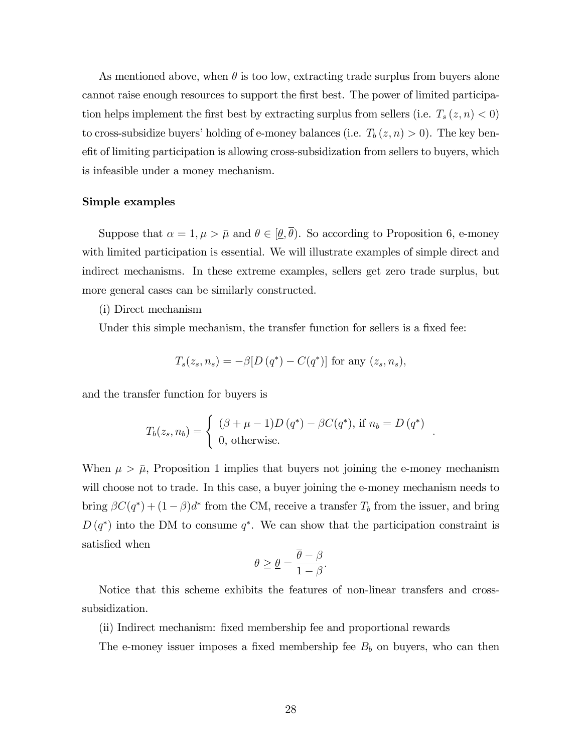As mentioned above, when $\theta$ is too low, extracting trade surplus from buyers alone cannot raise enough resources to support the first best. The power of limited participation helps implement the first best by extracting surplus from sellers (i.e. $T_s(z,n) < 0$) to cross-subsidize buyers' holding of e-money balances (i.e. $T_b(z,n) > 0$). The key benefit of limiting participation is allowing cross-subsidization from sellers to buyers, which is infeasible under a money mechanism.

**Simple examples**

Suppose that $\alpha = 1, \mu > \bar{\mu}$ and $\theta \in [\underline{\theta}, \overline{\theta})$. So according to Proposition 6, e-money with limited participation is essential. We will illustrate examples of simple direct and indirect mechanisms. In these extreme examples, sellers get zero trade surplus, but more general cases can be similarly constructed.

(i) Direct mechanism

Under this simple mechanism, the transfer function for sellers is a fixed fee:

$$T_s(z_s, n_s) = -\beta[D(q^*) - C(q^*)] \text{ for any } (z_s, n_s),$$

and the transfer function for buyers is

$$T_b(z_s, n_b) = \begin{cases} (\beta + \mu - 1)D(q^*) - \beta C(q^*), \text{ if } n_b = D(q^*) \\ 0, \text{ otherwise.} \end{cases}.$$

When $\mu > \bar{\mu}$, Proposition 1 implies that buyers not joining the e-money mechanism will choose not to trade. In this case, a buyer joining the e-money mechanism needs to bring $\beta C(q^*) + (1-\beta)d^*$ from the CM, receive a transfer $T_b$ from the issuer, and bring $D(q^*)$ into the DM to consume $q^*$. We can show that the participation constraint is satisfied when

$$\theta \geq \underline{\theta} = \frac{\overline{\theta} - \beta}{1 - \beta}.$$

Notice that this scheme exhibits the features of non-linear transfers and cross-subsidization.

(ii) Indirect mechanism: fixed membership fee and proportional rewards

The e-money issuer imposes a fixed membership fee $B_b$ on buyers, who can then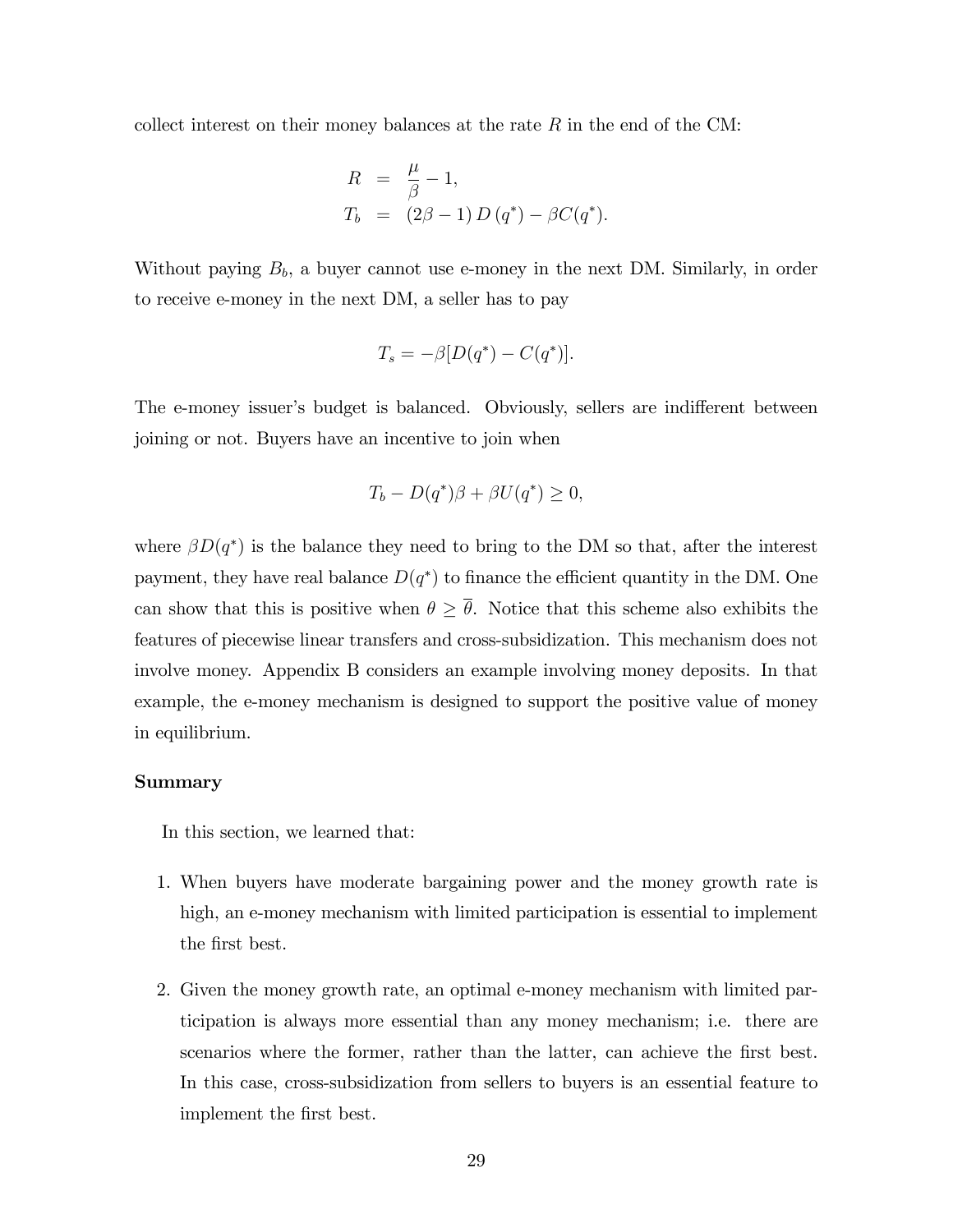collect interest on their money balances at the rate $R$ in the end of the CM:

$$
\begin{aligned}
R &= \frac{\mu}{\beta} - 1, \\
T_b &= (2\beta - 1)\, D\,(q^*) - \beta C(q^*).
\end{aligned}
$$

Without paying $B_b$, a buyer cannot use e-money in the next DM. Similarly, in order to receive e-money in the next DM, a seller has to pay

$$
T_s = -\beta[D(q^*) - C(q^*)].
$$

The e-money issuer's budget is balanced. Obviously, sellers are indifferent between joining or not. Buyers have an incentive to join when

$$
T_b - D(q^*)\beta + \beta U(q^*) \geq 0,
$$

where $\beta D(q^*)$ is the balance they need to bring to the DM so that, after the interest payment, they have real balance $D(q^*)$ to finance the efficient quantity in the DM. One can show that this is positive when $\theta \geq \overline{\theta}$. Notice that this scheme also exhibits the features of piecewise linear transfers and cross-subsidization. This mechanism does not involve money. Appendix B considers an example involving money deposits. In that example, the e-money mechanism is designed to support the positive value of money in equilibrium.

**Summary**

In this section, we learned that:

1. When buyers have moderate bargaining power and the money growth rate is high, an e-money mechanism with limited participation is essential to implement the first best.

2. Given the money growth rate, an optimal e-money mechanism with limited participation is always more essential than any money mechanism; i.e. there are scenarios where the former, rather than the latter, can achieve the first best. In this case, cross-subsidization from sellers to buyers is an essential feature to implement the first best.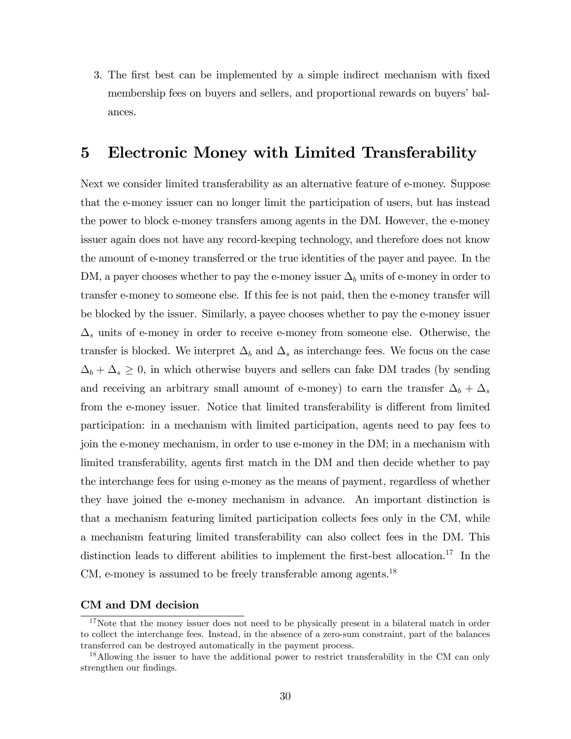3. The first best can be implemented by a simple indirect mechanism with fixed membership fees on buyers and sellers, and proportional rewards on buyers' balances.

# 5 Electronic Money with Limited Transferability

Next we consider limited transferability as an alternative feature of e-money. Suppose that the e-money issuer can no longer limit the participation of users, but has instead the power to block e-money transfers among agents in the DM. However, the e-money issuer again does not have any record-keeping technology, and therefore does not know the amount of e-money transferred or the true identities of the payer and payee. In the DM, a payer chooses whether to pay the e-money issuer $\Delta_b$ units of e-money in order to transfer e-money to someone else. If this fee is not paid, then the e-money transfer will be blocked by the issuer. Similarly, a payee chooses whether to pay the e-money issuer $\Delta_s$ units of e-money in order to receive e-money from someone else. Otherwise, the transfer is blocked. We interpret $\Delta_b$ and $\Delta_s$ as interchange fees. We focus on the case $\Delta_b + \Delta_s \geq 0$, in which otherwise buyers and sellers can fake DM trades (by sending and receiving an arbitrary small amount of e-money) to earn the transfer $\Delta_b + \Delta_s$ from the e-money issuer. Notice that limited transferability is different from limited participation: in a mechanism with limited participation, agents need to pay fees to join the e-money mechanism, in order to use e-money in the DM; in a mechanism with limited transferability, agents first match in the DM and then decide whether to pay the interchange fees for using e-money as the means of payment, regardless of whether they have joined the e-money mechanism in advance. An important distinction is that a mechanism featuring limited participation collects fees only in the CM, while a mechanism featuring limited transferability can also collect fees in the DM. This distinction leads to different abilities to implement the first-best allocation.[17] In the CM, e-money is assumed to be freely transferable among agents.[18]

**CM and DM decision**

[17] Note that the money issuer does not need to be physically present in a bilateral match in order to collect the interchange fees. Instead, in the absence of a zero-sum constraint, part of the balances transferred can be destroyed automatically in the payment process.

[18] Allowing the issuer to have the additional power to restrict transferability in the CM can only strengthen our findings.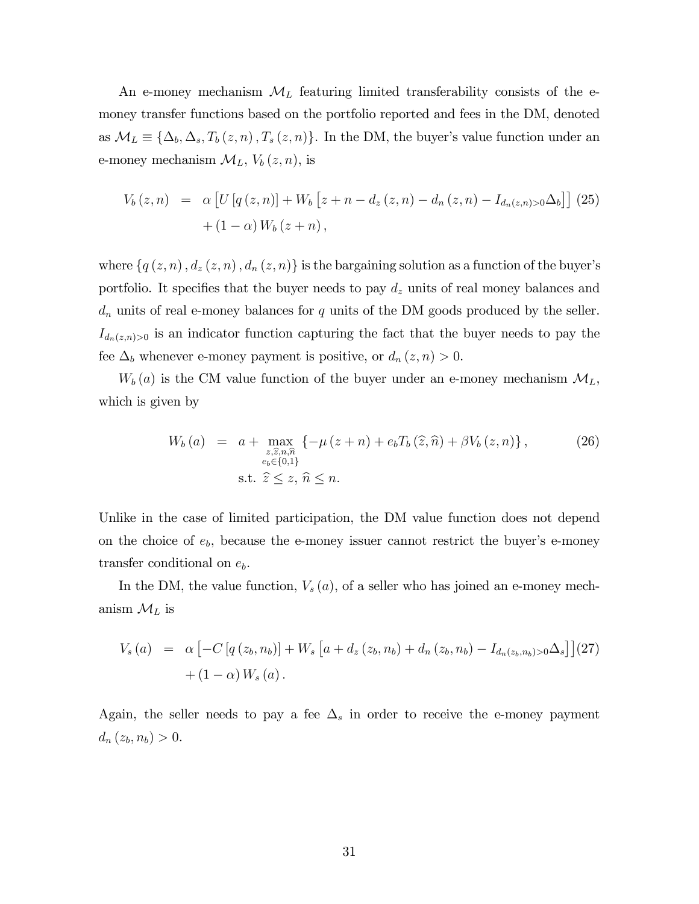An e-money mechanism $\mathcal{M}_L$ featuring limited transferability consists of the e-money transfer functions based on the portfolio reported and fees in the DM, denoted as $\mathcal{M}_L \equiv \{\Delta_b, \Delta_s, T_b(z,n), T_s(z,n)\}$. In the DM, the buyer's value function under an e-money mechanism $\mathcal{M}_L$, $V_b(z,n)$, is

$$
\begin{aligned}
V_b(z,n) &= \alpha \left[ U\left[q(z,n)\right] + W_b\left[z + n - d_z(z,n) - d_n(z,n) - I_{d_n(z,n)>0}\Delta_b\right]\right] \quad (25)\\
&\quad + (1-\alpha) W_b(z+n),
\end{aligned}
$$

where $\{q(z,n), d_z(z,n), d_n(z,n)\}$ is the bargaining solution as a function of the buyer's portfolio. It specifies that the buyer needs to pay $d_z$ units of real money balances and $d_n$ units of real e-money balances for $q$ units of the DM goods produced by the seller. $I_{d_n(z,n)>0}$ is an indicator function capturing the fact that the buyer needs to pay the fee $\Delta_b$ whenever e-money payment is positive, or $d_n(z,n) > 0$.

$W_b(a)$ is the CM value function of the buyer under an e-money mechanism $\mathcal{M}_L$, which is given by

$$
\begin{aligned}
W_b(a) &= a + \max_{\substack{z,\widehat{z},n,\widehat{n} \\ e_b \in \{0,1\}}} \left\{-\mu(z+n) + e_b T_b(\widehat{z},\widehat{n}) + \beta V_b(z,n)\right\}, \quad (26)\\
&\quad \text{s.t. } \widehat{z} \leq z,\ \widehat{n} \leq n.
\end{aligned}
$$

Unlike in the case of limited participation, the DM value function does not depend on the choice of $e_b$, because the e-money issuer cannot restrict the buyer's e-money transfer conditional on $e_b$.

In the DM, the value function, $V_s(a)$, of a seller who has joined an e-money mechanism $\mathcal{M}_L$ is

$$
\begin{aligned}
V_s(a) &= \alpha \left[-C\left[q(z_b,n_b)\right] + W_s\left[a + d_z(z_b,n_b) + d_n(z_b,n_b) - I_{d_n(z_b,n_b)>0}\Delta_s\right]\right] (27)\\
&\quad + (1-\alpha) W_s(a).
\end{aligned}
$$

Again, the seller needs to pay a fee $\Delta_s$ in order to receive the e-money payment $d_n(z_b,n_b) > 0$.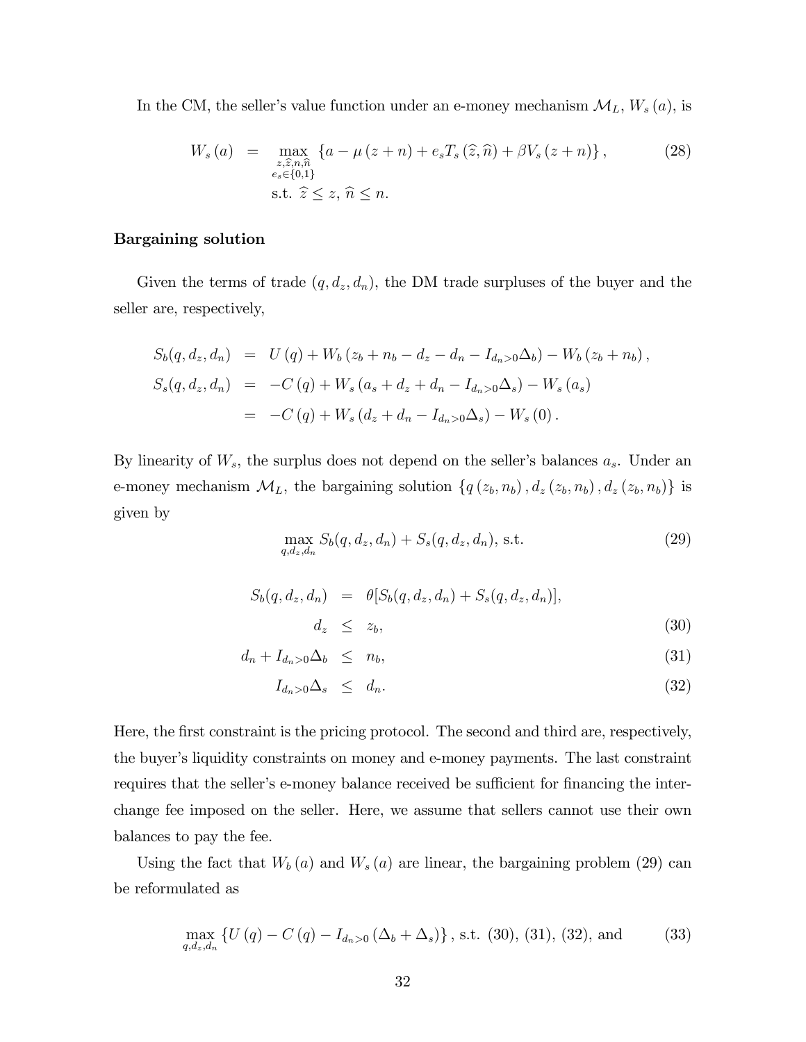In the CM, the seller's value function under an e-money mechanism $\mathcal{M}_L$, $W_s(a)$, is

$$
\begin{aligned}
W_s(a) &= \max_{\substack{z,\widehat{z},n,\widehat{n} \\ e_s\in\{0,1\}}} \left\{a - \mu(z+n) + e_s T_s(\widehat{z},\widehat{n}) + \beta V_s(z+n)\right\}, \\
&\quad \text{s.t. } \widehat{z} \leq z,\ \widehat{n} \leq n.
\end{aligned} \tag{28}
$$

**Bargaining solution**

Given the terms of trade $(q, d_z, d_n)$, the DM trade surpluses of the buyer and the seller are, respectively,

$$
\begin{aligned}
S_b(q, d_z, d_n) &= U(q) + W_b(z_b + n_b - d_z - d_n - I_{d_n>0}\Delta_b) - W_b(z_b + n_b), \\
S_s(q, d_z, d_n) &= -C(q) + W_s(a_s + d_z + d_n - I_{d_n>0}\Delta_s) - W_s(a_s) \\
&= -C(q) + W_s(d_z + d_n - I_{d_n>0}\Delta_s) - W_s(0).
\end{aligned}
$$

By linearity of $W_s$, the surplus does not depend on the seller's balances $a_s$. Under an e-money mechanism $\mathcal{M}_L$, the bargaining solution $\{q(z_b, n_b), d_z(z_b, n_b), d_z(z_b, n_b)\}$ is given by

$$
\max_{q,d_z,d_n} S_b(q, d_z, d_n) + S_s(q, d_z, d_n), \text{ s.t.} \tag{29}
$$

$$
\begin{aligned}
S_b(q, d_z, d_n) &= \theta[S_b(q, d_z, d_n) + S_s(q, d_z, d_n)], \\
d_z &\leq z_b, && (30) \\
d_n + I_{d_n>0}\Delta_b &\leq n_b, && (31) \\
I_{d_n>0}\Delta_s &\leq d_n. && (32)
\end{aligned}
$$

Here, the first constraint is the pricing protocol. The second and third are, respectively, the buyer's liquidity constraints on money and e-money payments. The last constraint requires that the seller's e-money balance received be sufficient for financing the interchange fee imposed on the seller. Here, we assume that sellers cannot use their own balances to pay the fee.

Using the fact that $W_b(a)$ and $W_s(a)$ are linear, the bargaining problem (29) can be reformulated as

$$
\max_{q,d_z,d_n} \left\{U(q) - C(q) - I_{d_n>0}(\Delta_b + \Delta_s)\right\}, \text{ s.t. (30), (31), (32), and} \tag{33}
$$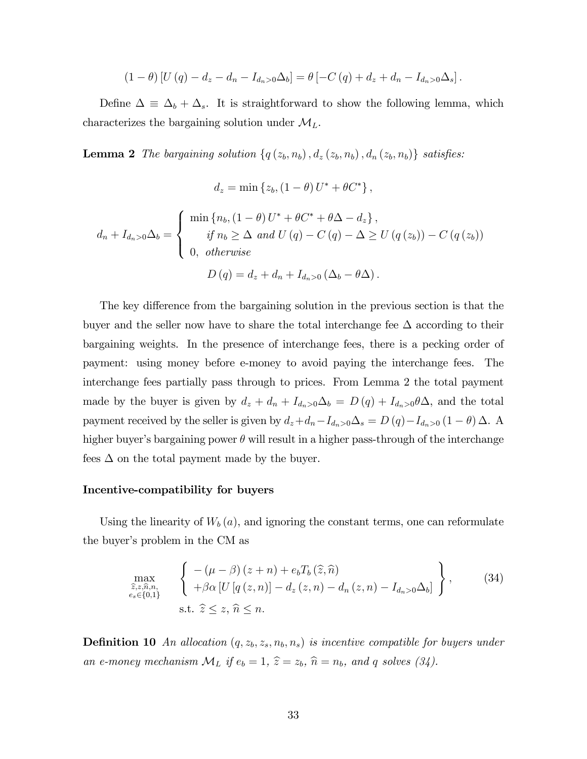$$(1-\theta)\left[U(q) - d_z - d_n - I_{d_n>0}\Delta_b\right] = \theta\left[-C(q) + d_z + d_n - I_{d_n>0}\Delta_s\right].$$

Define $\Delta \equiv \Delta_b + \Delta_s$. It is straightforward to show the following lemma, which characterizes the bargaining solution under $\mathcal{M}_L$.

**Lemma 2** *The bargaining solution $\{q(z_b, n_b), d_z(z_b, n_b), d_n(z_b, n_b)\}$ satisfies:*

$$d_z = \min\{z_b, (1-\theta)U^* + \theta C^*\},$$

$$d_n + I_{d_n>0}\Delta_b = \begin{cases} \min\{n_b, (1-\theta)U^* + \theta C^* + \theta\Delta - d_z\}, \\ \quad \text{if } n_b \geq \Delta \text{ and } U(q) - C(q) - \Delta \geq U(q(z_b)) - C(q(z_b)) \\ 0, \ \text{otherwise} \end{cases}$$

$$D(q) = d_z + d_n + I_{d_n>0}(\Delta_b - \theta\Delta).$$

The key difference from the bargaining solution in the previous section is that the buyer and the seller now have to share the total interchange fee $\Delta$ according to their bargaining weights. In the presence of interchange fees, there is a pecking order of payment: using money before e-money to avoid paying the interchange fees. The interchange fees partially pass through to prices. From Lemma 2 the total payment made by the buyer is given by $d_z + d_n + I_{d_n>0}\Delta_b = D(q) + I_{d_n>0}\theta\Delta$, and the total payment received by the seller is given by $d_z + d_n - I_{d_n>0}\Delta_s = D(q) - I_{d_n>0}(1-\theta)\Delta$. A higher buyer's bargaining power $\theta$ will result in a higher pass-through of the interchange fees $\Delta$ on the total payment made by the buyer.

**Incentive-compatibility for buyers**

Using the linearity of $W_b(a)$, and ignoring the constant terms, one can reformulate the buyer's problem in the CM as

$$\max_{\substack{\widehat{z}, z, \widehat{n}, n, \\ e_s \in \{0,1\}}} \left\{ \begin{array}{l} -(\mu - \beta)(z + n) + e_b T_b(\widehat{z}, \widehat{n}) \\ +\beta\alpha\left[U[q(z,n)] - d_z(z,n) - d_n(z,n) - I_{d_n>0}\Delta_b\right] \end{array} \right\}, \tag{34}$$
$$\text{s.t. } \widehat{z} \leq z, \ \widehat{n} \leq n.$$

**Definition 10** *An allocation $(q, z_b, z_s, n_b, n_s)$ is incentive compatible for buyers under an e-money mechanism $\mathcal{M}_L$ if $e_b = 1$, $\widehat{z} = z_b$, $\widehat{n} = n_b$, and $q$ solves (34).*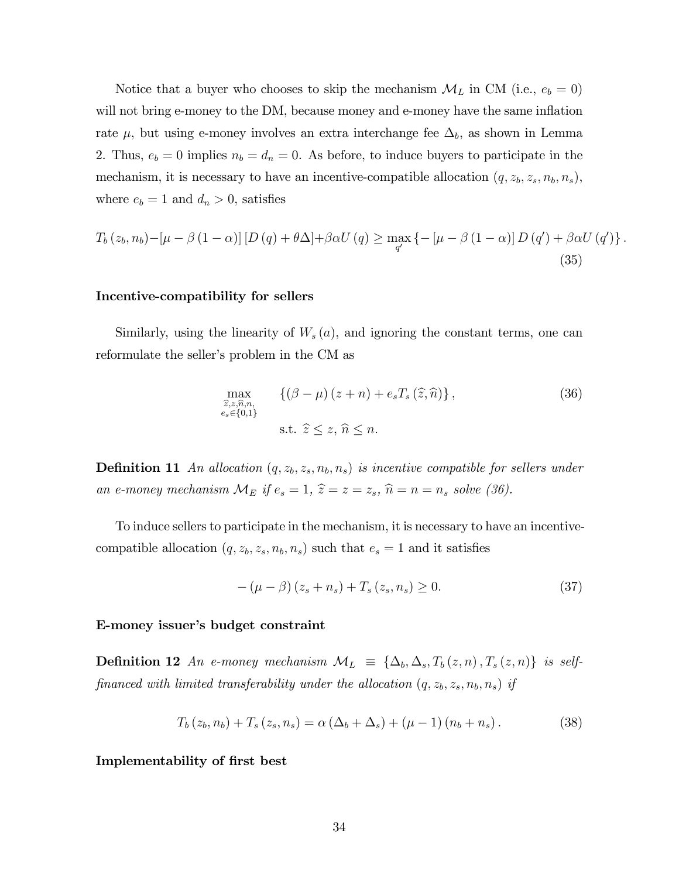Notice that a buyer who chooses to skip the mechanism $\mathcal{M}_L$ in CM (i.e., $e_b = 0$) will not bring e-money to the DM, because money and e-money have the same inflation rate $\mu$, but using e-money involves an extra interchange fee $\Delta_b$, as shown in Lemma 2. Thus, $e_b = 0$ implies $n_b = d_n = 0$. As before, to induce buyers to participate in the mechanism, it is necessary to have an incentive-compatible allocation $(q, z_b, z_s, n_b, n_s)$, where $e_b = 1$ and $d_n > 0$, satisfies

$$T_b(z_b, n_b) - [\mu - \beta(1-\alpha)][D(q) + \theta\Delta] + \beta\alpha U(q) \geq \max_{q'} \{-[\mu - \beta(1-\alpha)] D(q') + \beta\alpha U(q')\}. \tag{35}$$

**Incentive-compatibility for sellers**

Similarly, using the linearity of $W_s(a)$, and ignoring the constant terms, one can reformulate the seller's problem in the CM as

$$\max_{\substack{\widehat{z}, z, \widehat{n}, n, \\ e_s \in \{0,1\}}} \quad \{(\beta - \mu)(z + n) + e_s T_s(\widehat{z}, \widehat{n})\}, \tag{36}$$
$$\text{s.t. } \widehat{z} \leq z, \ \widehat{n} \leq n.$$

**Definition 11** *An allocation $(q, z_b, z_s, n_b, n_s)$ is incentive compatible for sellers under an e-money mechanism $\mathcal{M}_E$ if $e_s = 1$, $\widehat{z} = z = z_s$, $\widehat{n} = n = n_s$ solve (36).*

To induce sellers to participate in the mechanism, it is necessary to have an incentive-compatible allocation $(q, z_b, z_s, n_b, n_s)$ such that $e_s = 1$ and it satisfies

$$-(\mu - \beta)(z_s + n_s) + T_s(z_s, n_s) \geq 0. \tag{37}$$

**E-money issuer's budget constraint**

**Definition 12** *An e-money mechanism $\mathcal{M}_L \equiv \{\Delta_b, \Delta_s, T_b(z, n), T_s(z, n)\}$ is self-financed with limited transferability under the allocation $(q, z_b, z_s, n_b, n_s)$ if*

$$T_b(z_b, n_b) + T_s(z_s, n_s) = \alpha(\Delta_b + \Delta_s) + (\mu - 1)(n_b + n_s). \tag{38}$$

**Implementability of first best**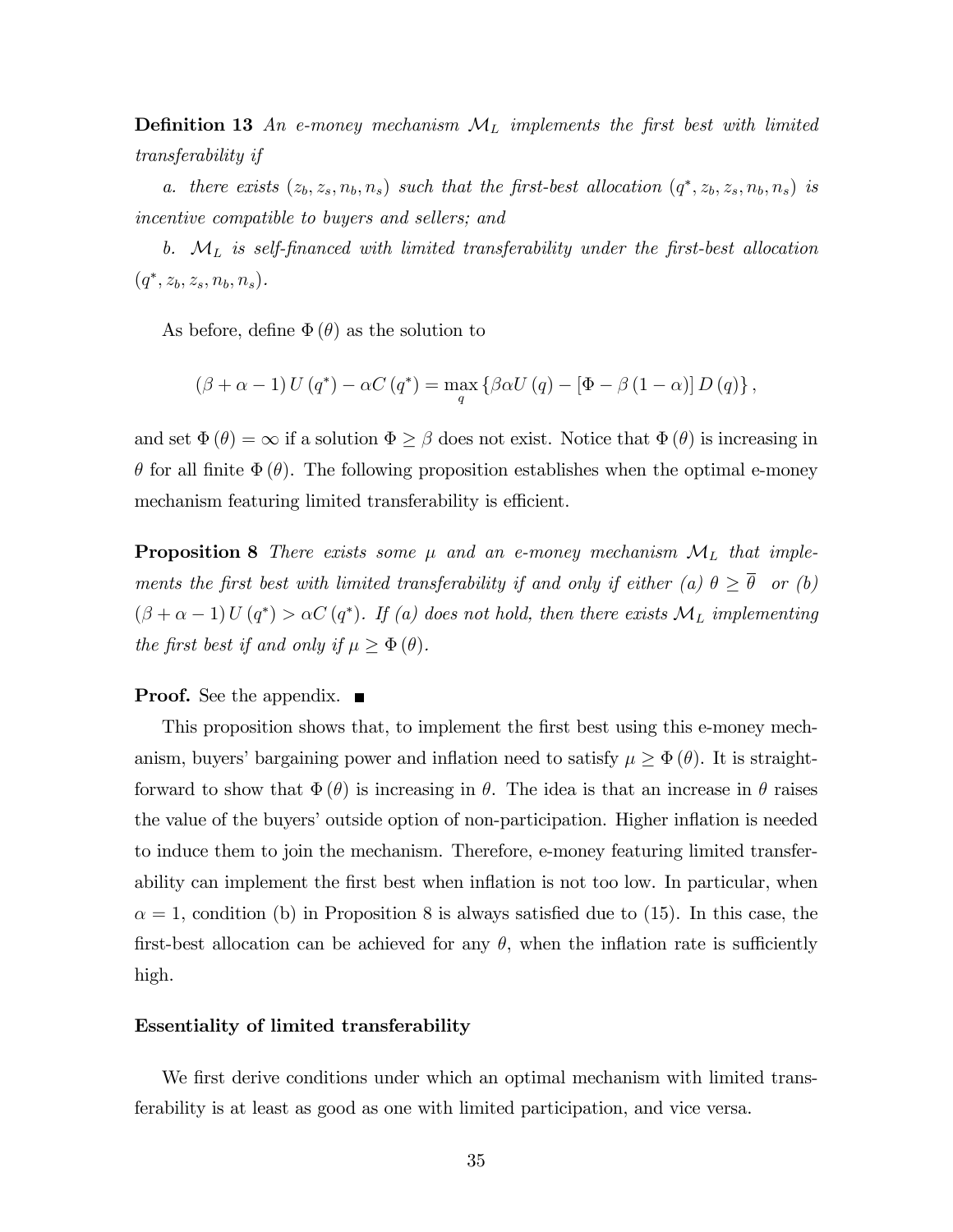**Definition 13** *An e-money mechanism $\mathcal{M}_L$ implements the first best with limited transferability if*

*a. there exists $(z_b, z_s, n_b, n_s)$ such that the first-best allocation $(q^*, z_b, z_s, n_b, n_s)$ is incentive compatible to buyers and sellers; and*

*b. $\mathcal{M}_L$ is self-financed with limited transferability under the first-best allocation $(q^*, z_b, z_s, n_b, n_s)$.*

As before, define $\Phi(\theta)$ as the solution to

$$(\beta + \alpha - 1) U(q^*) - \alpha C(q^*) = \max_q \{\beta \alpha U(q) - [\Phi - \beta(1 - \alpha)] D(q)\},$$

and set $\Phi(\theta) = \infty$ if a solution $\Phi \geq \beta$ does not exist. Notice that $\Phi(\theta)$ is increasing in $\theta$ for all finite $\Phi(\theta)$. The following proposition establishes when the optimal e-money mechanism featuring limited transferability is efficient.

**Proposition 8** *There exists some $\mu$ and an e-money mechanism $\mathcal{M}_L$ that implements the first best with limited transferability if and only if either (a) $\theta \geq \overline{\theta}$ or (b) $(\beta + \alpha - 1) U(q^*) > \alpha C(q^*)$. If (a) does not hold, then there exists $\mathcal{M}_L$ implementing the first best if and only if $\mu \geq \Phi(\theta)$.*

**Proof.** See the appendix. ■

This proposition shows that, to implement the first best using this e-money mechanism, buyers' bargaining power and inflation need to satisfy $\mu \geq \Phi(\theta)$. It is straightforward to show that $\Phi(\theta)$ is increasing in $\theta$. The idea is that an increase in $\theta$ raises the value of the buyers' outside option of non-participation. Higher inflation is needed to induce them to join the mechanism. Therefore, e-money featuring limited transferability can implement the first best when inflation is not too low. In particular, when $\alpha = 1$, condition (b) in Proposition 8 is always satisfied due to (15). In this case, the first-best allocation can be achieved for any $\theta$, when the inflation rate is sufficiently high.

**Essentiality of limited transferability**

We first derive conditions under which an optimal mechanism with limited transferability is at least as good as one with limited participation, and vice versa.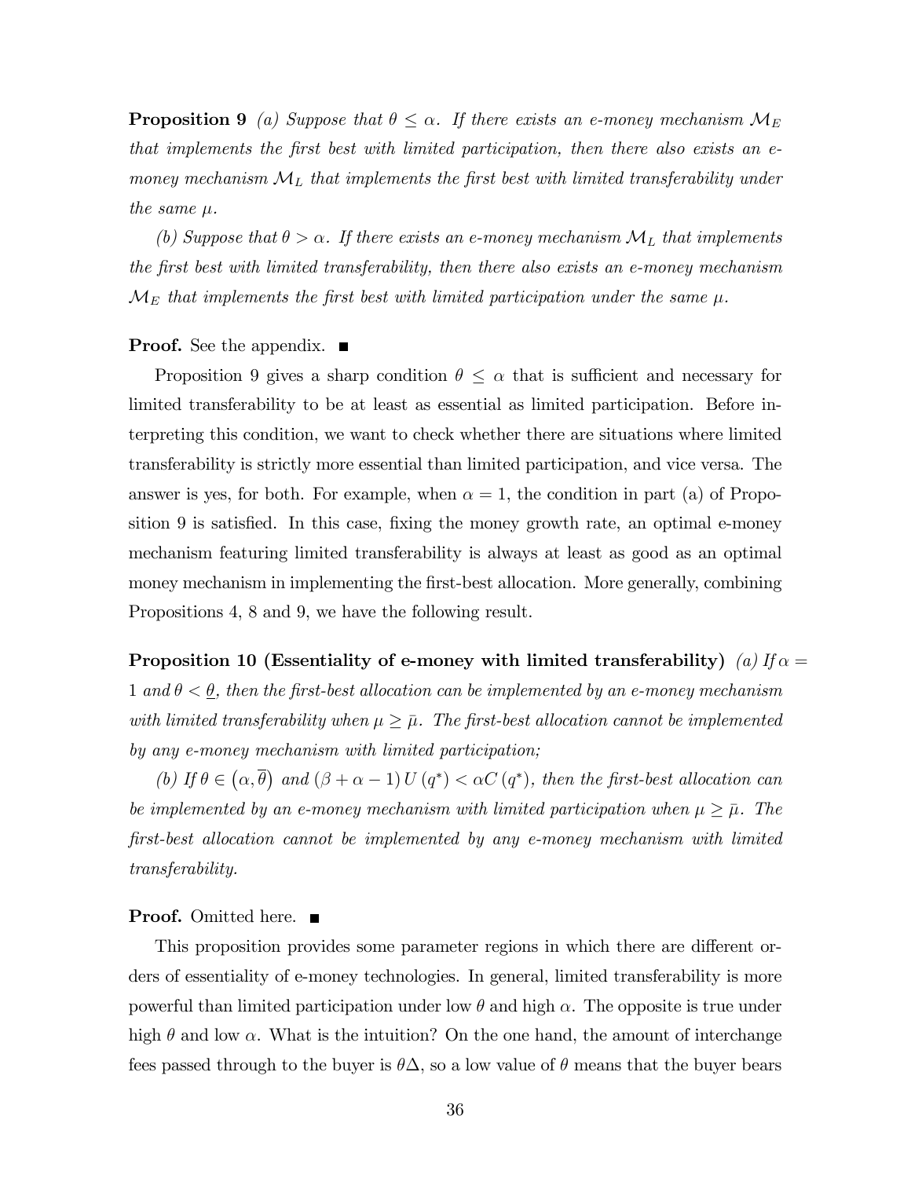**Proposition 9** *(a) Suppose that $\theta \leq \alpha$. If there exists an e-money mechanism $\mathcal{M}_E$ that implements the first best with limited participation, then there also exists an e-money mechanism $\mathcal{M}_L$ that implements the first best with limited transferability under the same $\mu$.*

*(b) Suppose that $\theta > \alpha$. If there exists an e-money mechanism $\mathcal{M}_L$ that implements the first best with limited transferability, then there also exists an e-money mechanism $\mathcal{M}_E$ that implements the first best with limited participation under the same $\mu$.*

**Proof.** See the appendix. ■

Proposition 9 gives a sharp condition $\theta \leq \alpha$ that is sufficient and necessary for limited transferability to be at least as essential as limited participation. Before interpreting this condition, we want to check whether there are situations where limited transferability is strictly more essential than limited participation, and vice versa. The answer is yes, for both. For example, when $\alpha = 1$, the condition in part (a) of Proposition 9 is satisfied. In this case, fixing the money growth rate, an optimal e-money mechanism featuring limited transferability is always at least as good as an optimal money mechanism in implementing the first-best allocation. More generally, combining Propositions 4, 8 and 9, we have the following result.

**Proposition 10 (Essentiality of e-money with limited transferability)** *(a) If $\alpha = 1$ and $\theta < \underline{\theta}$, then the first-best allocation can be implemented by an e-money mechanism with limited transferability when $\mu \geq \bar{\mu}$. The first-best allocation cannot be implemented by any e-money mechanism with limited participation;*

*(b) If $\theta \in (\alpha, \overline{\theta})$ and $(\beta + \alpha - 1) U(q^*) < \alpha C(q^*)$, then the first-best allocation can be implemented by an e-money mechanism with limited participation when $\mu \geq \bar{\mu}$. The first-best allocation cannot be implemented by any e-money mechanism with limited transferability.*

**Proof.** Omitted here. ■

This proposition provides some parameter regions in which there are different orders of essentiality of e-money technologies. In general, limited transferability is more powerful than limited participation under low $\theta$ and high $\alpha$. The opposite is true under high $\theta$ and low $\alpha$. What is the intuition? On the one hand, the amount of interchange fees passed through to the buyer is $\theta\Delta$, so a low value of $\theta$ means that the buyer bears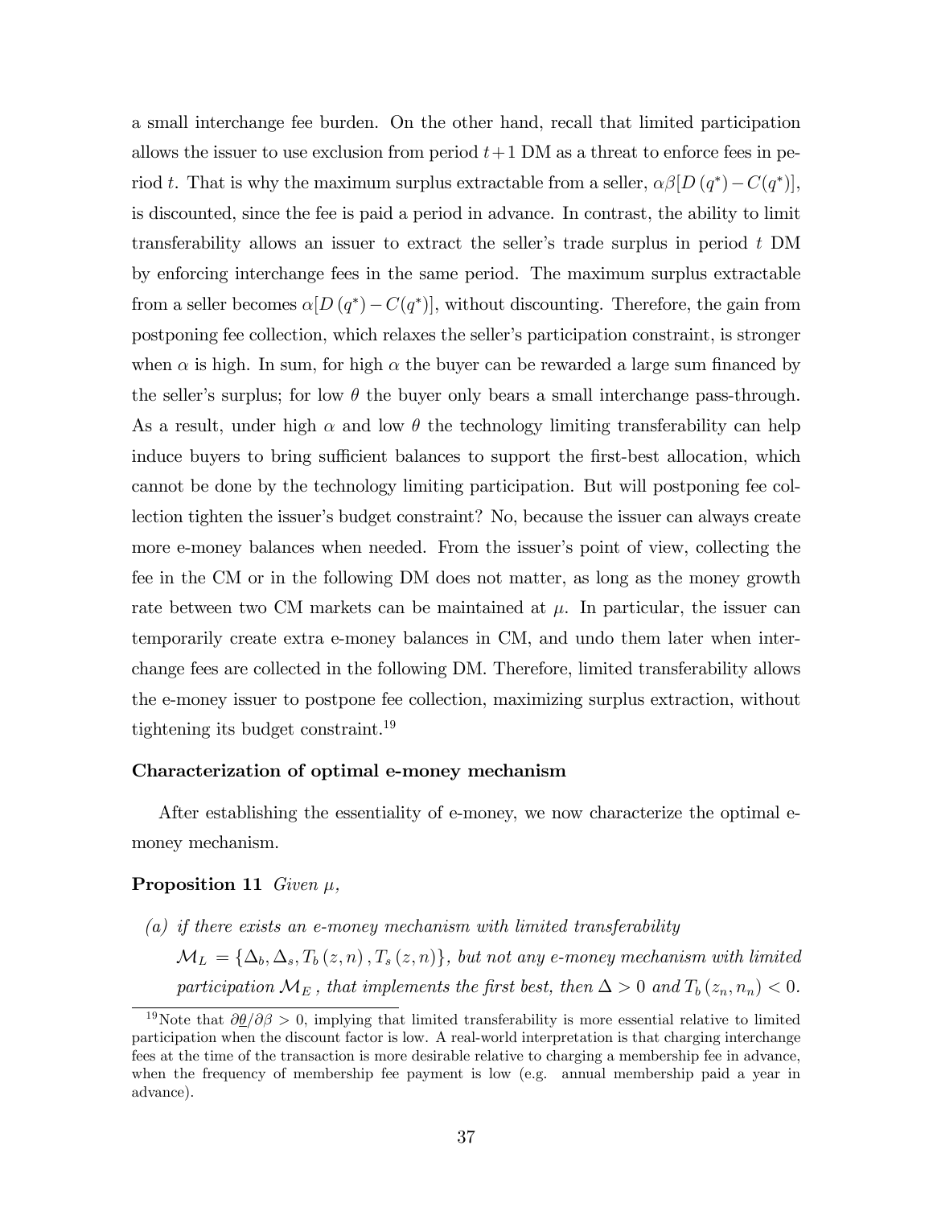a small interchange fee burden. On the other hand, recall that limited participation allows the issuer to use exclusion from period $t+1$ DM as a threat to enforce fees in period $t$. That is why the maximum surplus extractable from a seller, $\alpha\beta[D(q^*) - C(q^*)]$, is discounted, since the fee is paid a period in advance. In contrast, the ability to limit transferability allows an issuer to extract the seller's trade surplus in period $t$ DM by enforcing interchange fees in the same period. The maximum surplus extractable from a seller becomes $\alpha[D(q^*) - C(q^*)]$, without discounting. Therefore, the gain from postponing fee collection, which relaxes the seller's participation constraint, is stronger when $\alpha$ is high. In sum, for high $\alpha$ the buyer can be rewarded a large sum financed by the seller's surplus; for low $\theta$ the buyer only bears a small interchange pass-through. As a result, under high $\alpha$ and low $\theta$ the technology limiting transferability can help induce buyers to bring sufficient balances to support the first-best allocation, which cannot be done by the technology limiting participation. But will postponing fee collection tighten the issuer's budget constraint? No, because the issuer can always create more e-money balances when needed. From the issuer's point of view, collecting the fee in the CM or in the following DM does not matter, as long as the money growth rate between two CM markets can be maintained at $\mu$. In particular, the issuer can temporarily create extra e-money balances in CM, and undo them later when interchange fees are collected in the following DM. Therefore, limited transferability allows the e-money issuer to postpone fee collection, maximizing surplus extraction, without tightening its budget constraint.[19]

#### Characterization of optimal e-money mechanism

After establishing the essentiality of e-money, we now characterize the optimal e-money mechanism.

**Proposition 11** *Given* $\mu$,

*(a) if there exists an e-money mechanism with limited transferability* $\mathcal{M}_L = \{\Delta_b, \Delta_s, T_b(z,n), T_s(z,n)\}$*, but not any e-money mechanism with limited participation* $\mathcal{M}_E$ *, that implements the first best, then* $\Delta > 0$ *and* $T_b(z_n, n_n) < 0$.

---

[19] Note that $\partial\underline{\theta}/\partial\beta > 0$, implying that limited transferability is more essential relative to limited participation when the discount factor is low. A real-world interpretation is that charging interchange fees at the time of the transaction is more desirable relative to charging a membership fee in advance, when the frequency of membership fee payment is low (e.g. annual membership paid a year in advance).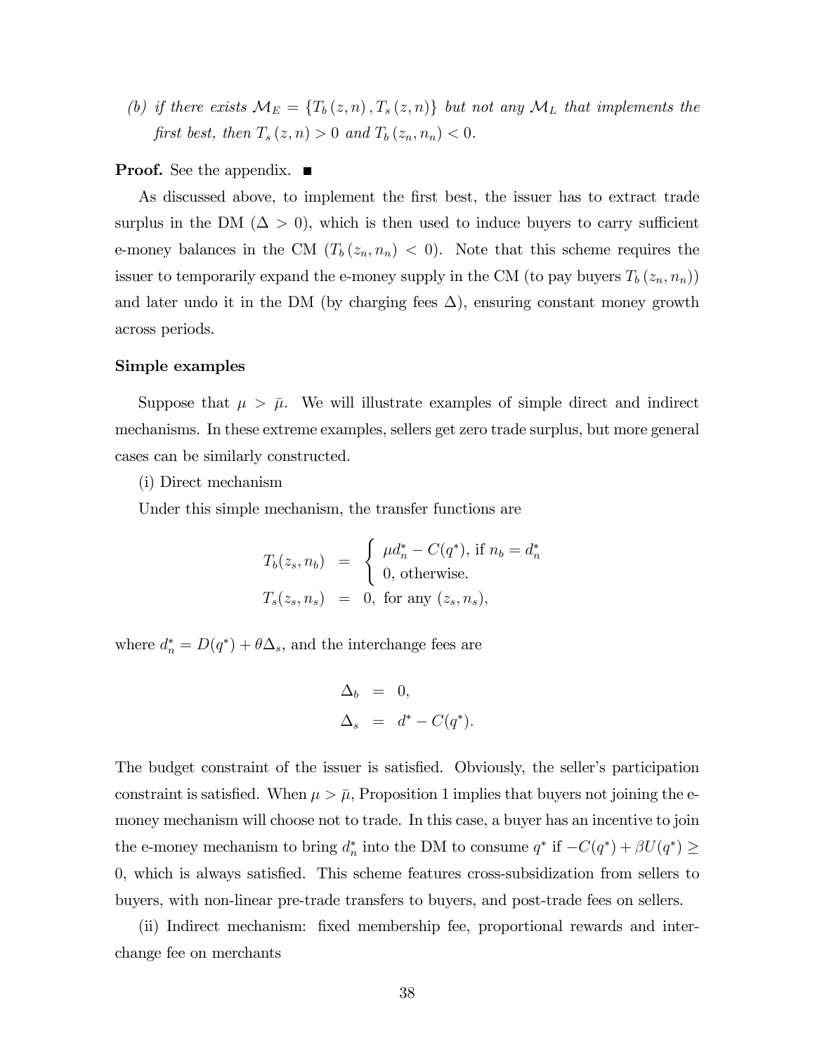*(b) if there exists $\mathcal{M}_E = \{T_b(z,n), T_s(z,n)\}$ but not any $\mathcal{M}_L$ that implements the first best, then $T_s(z,n) > 0$ and $T_b(z_n, n_n) < 0$.*

**Proof.** See the appendix. ■

As discussed above, to implement the first best, the issuer has to extract trade surplus in the DM ($\Delta > 0$), which is then used to induce buyers to carry sufficient e-money balances in the CM ($T_b(z_n, n_n) < 0$). Note that this scheme requires the issuer to temporarily expand the e-money supply in the CM (to pay buyers $T_b(z_n, n_n)$) and later undo it in the DM (by charging fees $\Delta$), ensuring constant money growth across periods.

**Simple examples**

Suppose that $\mu > \bar{\mu}$. We will illustrate examples of simple direct and indirect mechanisms. In these extreme examples, sellers get zero trade surplus, but more general cases can be similarly constructed.

(i) Direct mechanism

Under this simple mechanism, the transfer functions are

$$
\begin{aligned}
T_b(z_s, n_b) &= \begin{cases} \mu d_n^* - C(q^*), \text{ if } n_b = d_n^* \\ 0, \text{ otherwise.} \end{cases} \\
T_s(z_s, n_s) &= 0, \text{ for any } (z_s, n_s),
\end{aligned}
$$

where $d_n^* = D(q^*) + \theta \Delta_s$, and the interchange fees are

$$
\begin{aligned}
\Delta_b &= 0, \\
\Delta_s &= d^* - C(q^*).
\end{aligned}
$$

The budget constraint of the issuer is satisfied. Obviously, the seller's participation constraint is satisfied. When $\mu > \bar{\mu}$, Proposition 1 implies that buyers not joining the e-money mechanism will choose not to trade. In this case, a buyer has an incentive to join the e-money mechanism to bring $d_n^*$ into the DM to consume $q^*$ if $-C(q^*) + \beta U(q^*) \geq 0$, which is always satisfied. This scheme features cross-subsidization from sellers to buyers, with non-linear pre-trade transfers to buyers, and post-trade fees on sellers.

(ii) Indirect mechanism: fixed membership fee, proportional rewards and interchange fee on merchants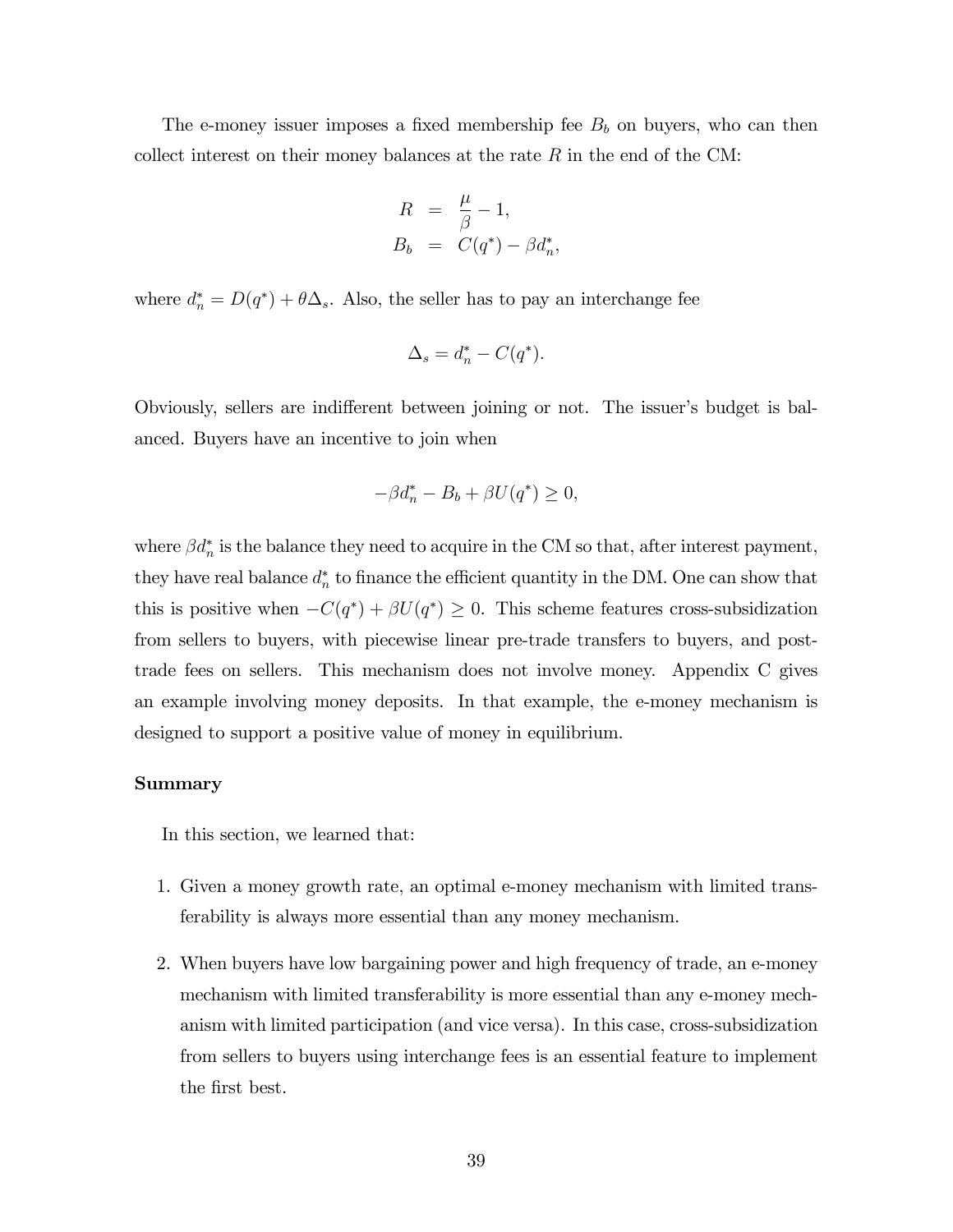The e-money issuer imposes a fixed membership fee $B_b$ on buyers, who can then collect interest on their money balances at the rate $R$ in the end of the CM:

$$
\begin{aligned}
R &= \frac{\mu}{\beta} - 1, \\
B_b &= C(q^*) - \beta d_n^*,
\end{aligned}
$$

where $d_n^* = D(q^*) + \theta \Delta_s$. Also, the seller has to pay an interchange fee

$$\Delta_s = d_n^* - C(q^*).$$

Obviously, sellers are indifferent between joining or not. The issuer's budget is balanced. Buyers have an incentive to join when

$$-\beta d_n^* - B_b + \beta U(q^*) \geq 0,$$

where $\beta d_n^*$ is the balance they need to acquire in the CM so that, after interest payment, they have real balance $d_n^*$ to finance the efficient quantity in the DM. One can show that this is positive when $-C(q^*) + \beta U(q^*) \geq 0$. This scheme features cross-subsidization from sellers to buyers, with piecewise linear pre-trade transfers to buyers, and post-trade fees on sellers. This mechanism does not involve money. Appendix C gives an example involving money deposits. In that example, the e-money mechanism is designed to support a positive value of money in equilibrium.

**Summary**

In this section, we learned that:

1. Given a money growth rate, an optimal e-money mechanism with limited transferability is always more essential than any money mechanism.

2. When buyers have low bargaining power and high frequency of trade, an e-money mechanism with limited transferability is more essential than any e-money mechanism with limited participation (and vice versa). In this case, cross-subsidization from sellers to buyers using interchange fees is an essential feature to implement the first best.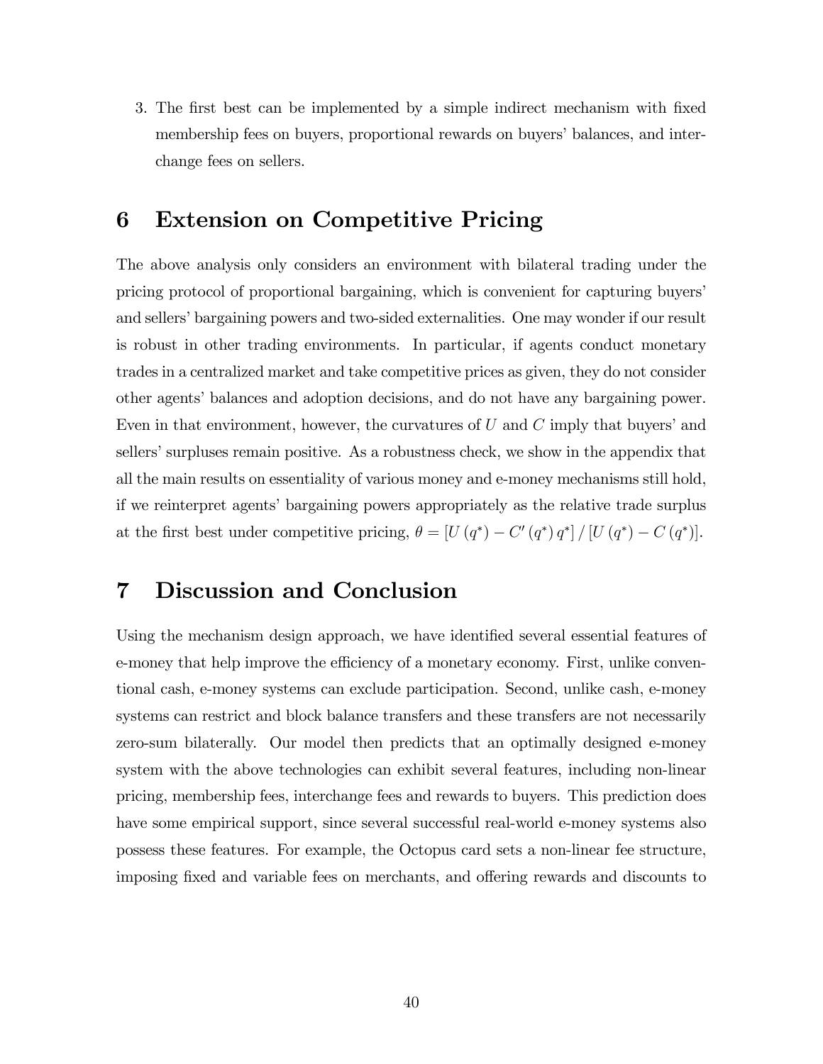3. The first best can be implemented by a simple indirect mechanism with fixed membership fees on buyers, proportional rewards on buyers' balances, and interchange fees on sellers.

# 6 Extension on Competitive Pricing

The above analysis only considers an environment with bilateral trading under the pricing protocol of proportional bargaining, which is convenient for capturing buyers' and sellers' bargaining powers and two-sided externalities. One may wonder if our result is robust in other trading environments. In particular, if agents conduct monetary trades in a centralized market and take competitive prices as given, they do not consider other agents' balances and adoption decisions, and do not have any bargaining power. Even in that environment, however, the curvatures of $U$ and $C$ imply that buyers' and sellers' surpluses remain positive. As a robustness check, we show in the appendix that all the main results on essentiality of various money and e-money mechanisms still hold, if we reinterpret agents' bargaining powers appropriately as the relative trade surplus at the first best under competitive pricing, $\theta = [U(q^*) - C'(q^*)\, q^*] / [U(q^*) - C(q^*)]$.

# 7 Discussion and Conclusion

Using the mechanism design approach, we have identified several essential features of e-money that help improve the efficiency of a monetary economy. First, unlike conventional cash, e-money systems can exclude participation. Second, unlike cash, e-money systems can restrict and block balance transfers and these transfers are not necessarily zero-sum bilaterally. Our model then predicts that an optimally designed e-money system with the above technologies can exhibit several features, including non-linear pricing, membership fees, interchange fees and rewards to buyers. This prediction does have some empirical support, since several successful real-world e-money systems also possess these features. For example, the Octopus card sets a non-linear fee structure, imposing fixed and variable fees on merchants, and offering rewards and discounts to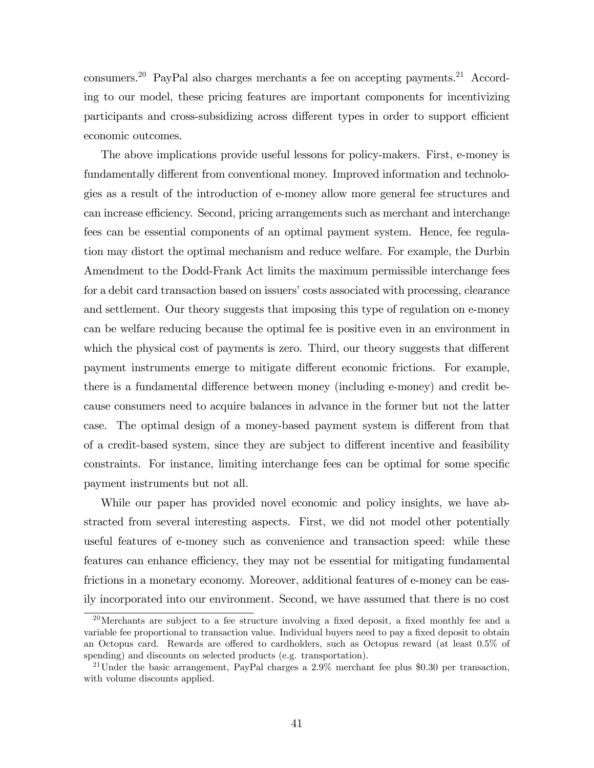consumers.[20] PayPal also charges merchants a fee on accepting payments.[21] According to our model, these pricing features are important components for incentivizing participants and cross-subsidizing across different types in order to support efficient economic outcomes.

The above implications provide useful lessons for policy-makers. First, e-money is fundamentally different from conventional money. Improved information and technologies as a result of the introduction of e-money allow more general fee structures and can increase efficiency. Second, pricing arrangements such as merchant and interchange fees can be essential components of an optimal payment system. Hence, fee regulation may distort the optimal mechanism and reduce welfare. For example, the Durbin Amendment to the Dodd-Frank Act limits the maximum permissible interchange fees for a debit card transaction based on issuers' costs associated with processing, clearance and settlement. Our theory suggests that imposing this type of regulation on e-money can be welfare reducing because the optimal fee is positive even in an environment in which the physical cost of payments is zero. Third, our theory suggests that different payment instruments emerge to mitigate different economic frictions. For example, there is a fundamental difference between money (including e-money) and credit because consumers need to acquire balances in advance in the former but not the latter case. The optimal design of a money-based payment system is different from that of a credit-based system, since they are subject to different incentive and feasibility constraints. For instance, limiting interchange fees can be optimal for some specific payment instruments but not all.

While our paper has provided novel economic and policy insights, we have abstracted from several interesting aspects. First, we did not model other potentially useful features of e-money such as convenience and transaction speed: while these features can enhance efficiency, they may not be essential for mitigating fundamental frictions in a monetary economy. Moreover, additional features of e-money can be easily incorporated into our environment. Second, we have assumed that there is no cost

[20] Merchants are subject to a fee structure involving a fixed deposit, a fixed monthly fee and a variable fee proportional to transaction value. Individual buyers need to pay a fixed deposit to obtain an Octopus card. Rewards are offered to cardholders, such as Octopus reward (at least 0.5% of spending) and discounts on selected products (e.g. transportation).

[21] Under the basic arrangement, PayPal charges a 2.9% merchant fee plus $0.30 per transaction, with volume discounts applied.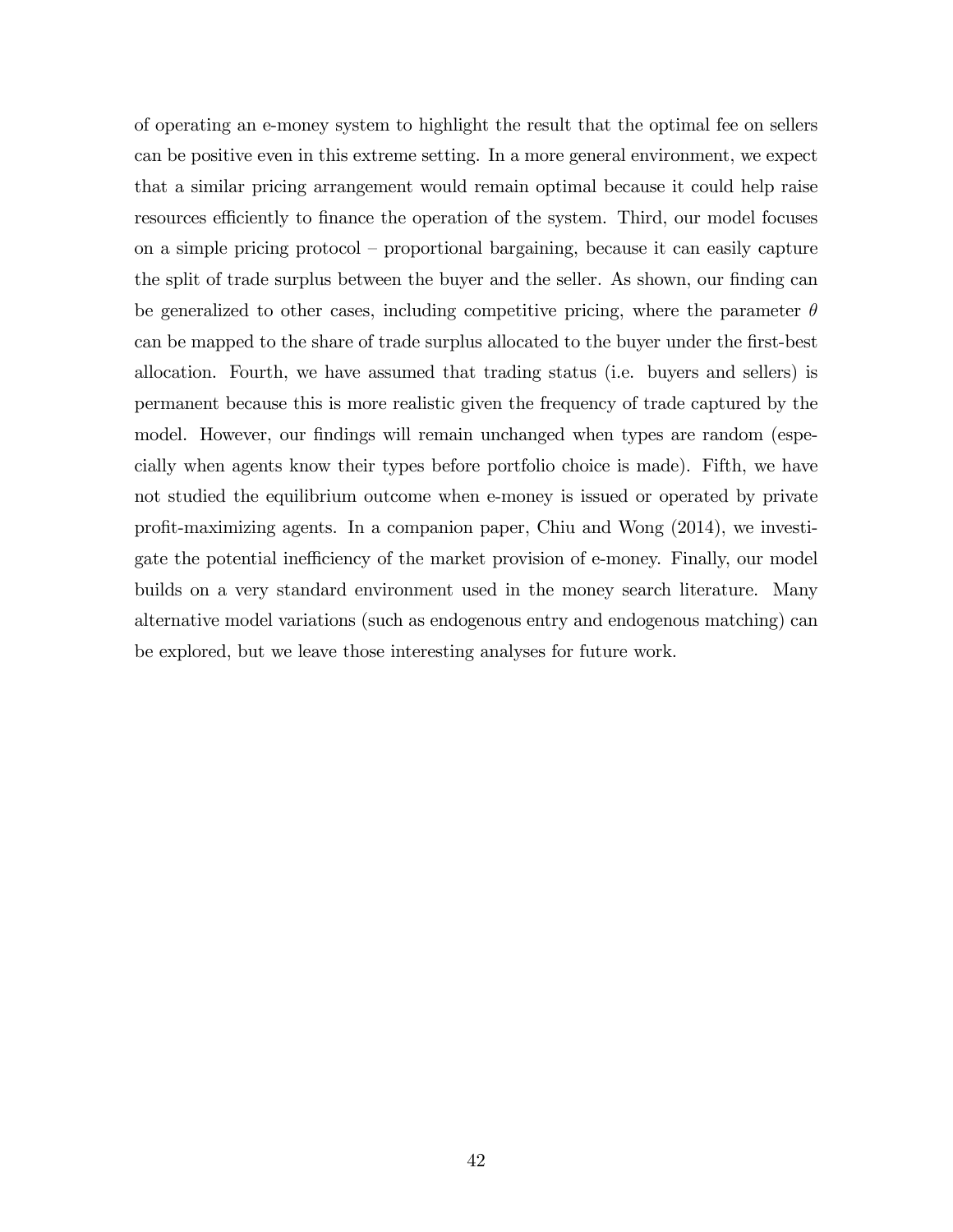of operating an e-money system to highlight the result that the optimal fee on sellers can be positive even in this extreme setting. In a more general environment, we expect that a similar pricing arrangement would remain optimal because it could help raise resources efficiently to finance the operation of the system. Third, our model focuses on a simple pricing protocol – proportional bargaining, because it can easily capture the split of trade surplus between the buyer and the seller. As shown, our finding can be generalized to other cases, including competitive pricing, where the parameter $\theta$ can be mapped to the share of trade surplus allocated to the buyer under the first-best allocation. Fourth, we have assumed that trading status (i.e. buyers and sellers) is permanent because this is more realistic given the frequency of trade captured by the model. However, our findings will remain unchanged when types are random (especially when agents know their types before portfolio choice is made). Fifth, we have not studied the equilibrium outcome when e-money is issued or operated by private profit-maximizing agents. In a companion paper, Chiu and Wong (2014), we investigate the potential inefficiency of the market provision of e-money. Finally, our model builds on a very standard environment used in the money search literature. Many alternative model variations (such as endogenous entry and endogenous matching) can be explored, but we leave those interesting analyses for future work.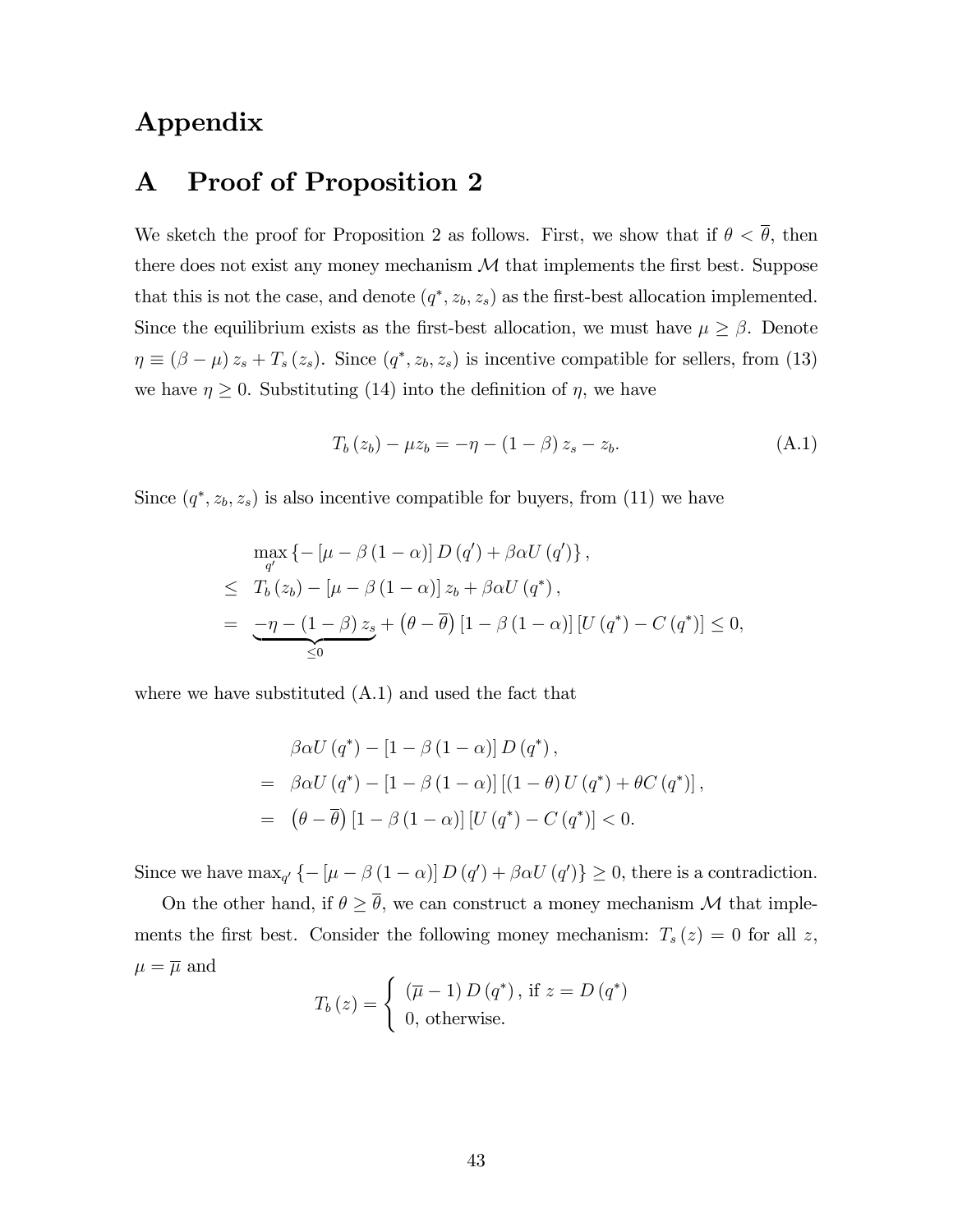# Appendix

## A Proof of Proposition 2

We sketch the proof for Proposition 2 as follows. First, we show that if $\theta < \overline{\theta}$, then there does not exist any money mechanism $\mathcal{M}$ that implements the first best. Suppose that this is not the case, and denote $(q^*, z_b, z_s)$ as the first-best allocation implemented. Since the equilibrium exists as the first-best allocation, we must have $\mu \geq \beta$. Denote $\eta \equiv (\beta - \mu) z_s + T_s(z_s)$. Since $(q^*, z_b, z_s)$ is incentive compatible for sellers, from (13) we have $\eta \geq 0$. Substituting (14) into the definition of $\eta$, we have

$$T_b(z_b) - \mu z_b = -\eta - (1-\beta) z_s - z_b. \tag{A.1}$$

Since $(q^*, z_b, z_s)$ is also incentive compatible for buyers, from (11) we have

$$\begin{aligned}
& \max_{q'} \left\{ - \left[\mu - \beta(1-\alpha)\right] D(q') + \beta\alpha U(q') \right\}, \\
\leq \; & T_b(z_b) - \left[\mu - \beta(1-\alpha)\right] z_b + \beta\alpha U(q^*), \\
= \; & \underbrace{-\eta - (1-\beta) z_s}_{\leq 0} + \left(\theta - \overline{\theta}\right)\left[1 - \beta(1-\alpha)\right]\left[U(q^*) - C(q^*)\right] \leq 0,
\end{aligned}$$

where we have substituted (A.1) and used the fact that

$$\begin{aligned}
& \beta\alpha U(q^*) - \left[1 - \beta(1-\alpha)\right] D(q^*), \\
= \; & \beta\alpha U(q^*) - \left[1 - \beta(1-\alpha)\right]\left[(1-\theta) U(q^*) + \theta C(q^*)\right], \\
= \; & \left(\theta - \overline{\theta}\right)\left[1 - \beta(1-\alpha)\right]\left[U(q^*) - C(q^*)\right] < 0.
\end{aligned}$$

Since we have $\max_{q'} \left\{ - \left[\mu - \beta(1-\alpha)\right] D(q') + \beta\alpha U(q') \right\} \geq 0$, there is a contradiction.

On the other hand, if $\theta \geq \overline{\theta}$, we can construct a money mechanism $\mathcal{M}$ that implements the first best. Consider the following money mechanism: $T_s(z) = 0$ for all $z$, $\mu = \overline{\mu}$ and

$$T_b(z) = \begin{cases} (\overline{\mu} - 1) D(q^*), \text{ if } z = D(q^*) \\ 0, \text{ otherwise.} \end{cases}$$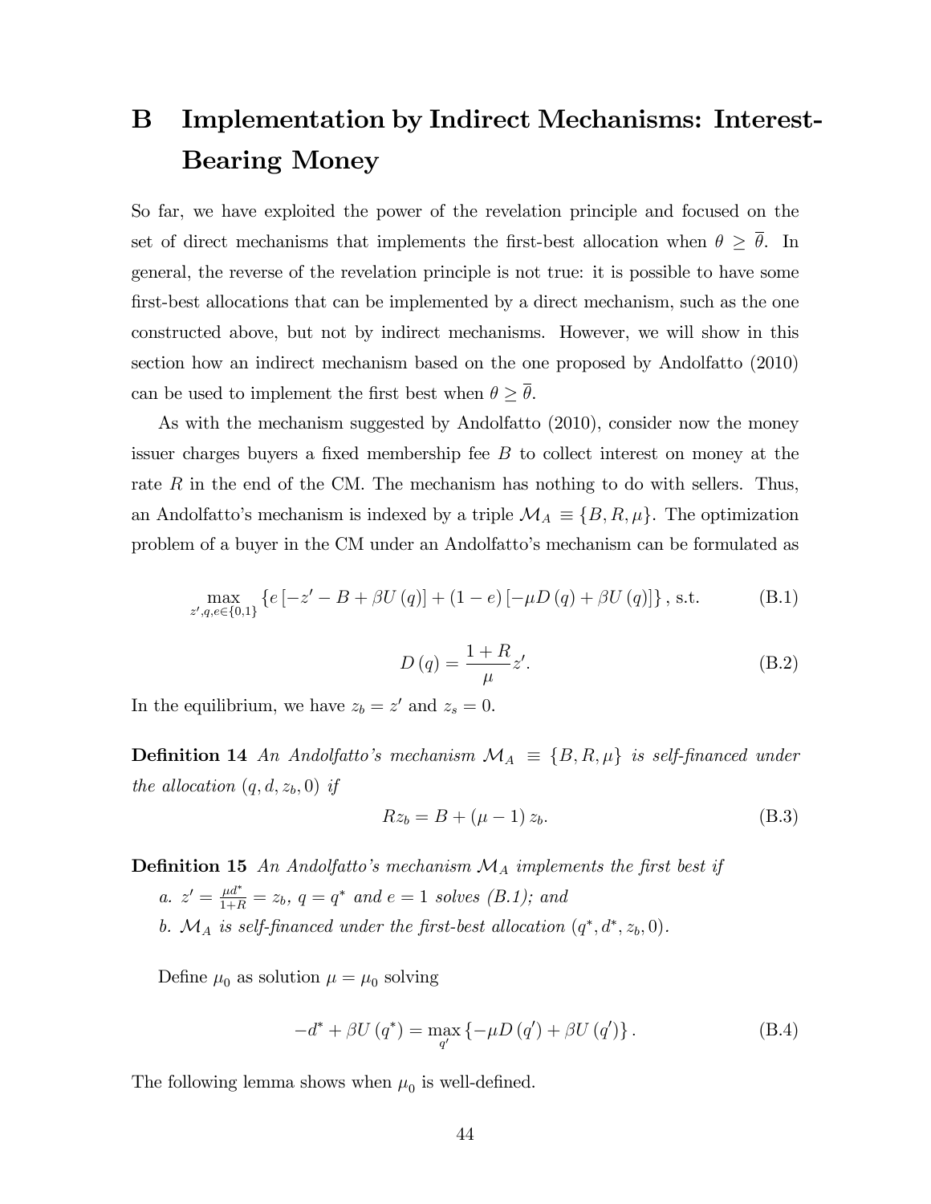# B Implementation by Indirect Mechanisms: Interest-Bearing Money

So far, we have exploited the power of the revelation principle and focused on the set of direct mechanisms that implements the first-best allocation when $\theta \geq \overline{\theta}$. In general, the reverse of the revelation principle is not true: it is possible to have some first-best allocations that can be implemented by a direct mechanism, such as the one constructed above, but not by indirect mechanisms. However, we will show in this section how an indirect mechanism based on the one proposed by Andolfatto (2010) can be used to implement the first best when $\theta \geq \overline{\theta}$.

As with the mechanism suggested by Andolfatto (2010), consider now the money issuer charges buyers a fixed membership fee $B$ to collect interest on money at the rate $R$ in the end of the CM. The mechanism has nothing to do with sellers. Thus, an Andolfatto's mechanism is indexed by a triple $\mathcal{M}_A \equiv \{B, R, \mu\}$. The optimization problem of a buyer in the CM under an Andolfatto's mechanism can be formulated as

$$\max_{z', q, e \in \{0,1\}} \{e[-z' - B + \beta U(q)] + (1-e)[-\mu D(q) + \beta U(q)]\}, \text{ s.t.} \tag{B.1}$$

$$D(q) = \frac{1+R}{\mu} z'. \tag{B.2}$$

In the equilibrium, we have $z_b = z'$ and $z_s = 0$.

**Definition 14** *An Andolfatto's mechanism $\mathcal{M}_A \equiv \{B, R, \mu\}$ is self-financed under the allocation $(q, d, z_b, 0)$ if*

$$Rz_b = B + (\mu - 1) z_b. \tag{B.3}$$

**Definition 15** *An Andolfatto's mechanism $\mathcal{M}_A$ implements the first best if*

*a. $z' = \frac{\mu d^*}{1+R} = z_b$, $q = q^*$ and $e = 1$ solves (B.1); and*

*b. $\mathcal{M}_A$ is self-financed under the first-best allocation $(q^*, d^*, z_b, 0)$.*

Define $\mu_0$ as solution $\mu = \mu_0$ solving

$$-d^* + \beta U(q^*) = \max_{q'} \{-\mu D(q') + \beta U(q')\}. \tag{B.4}$$

The following lemma shows when $\mu_0$ is well-defined.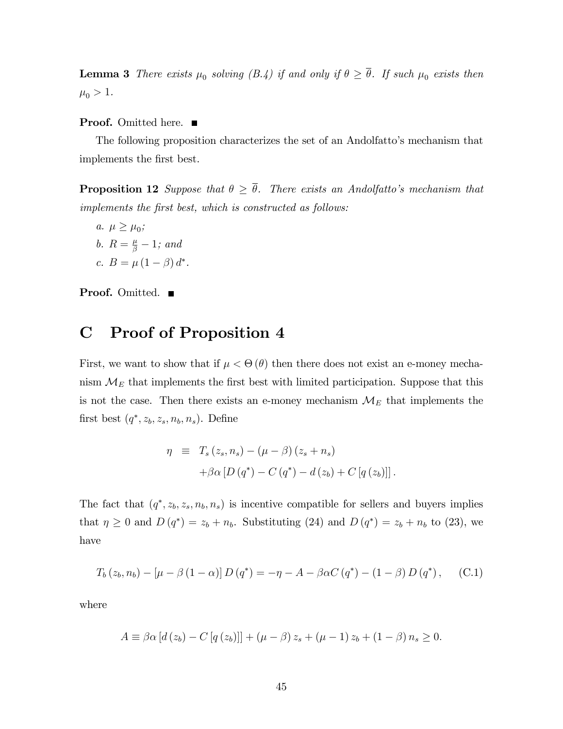**Lemma 3** *There exists $\mu_0$ solving (B.4) if and only if $\theta \geq \overline{\theta}$. If such $\mu_0$ exists then $\mu_0 > 1$.*

**Proof.** Omitted here. ■

The following proposition characterizes the set of an Andolfatto's mechanism that implements the first best.

**Proposition 12** *Suppose that $\theta \geq \overline{\theta}$. There exists an Andolfatto's mechanism that implements the first best, which is constructed as follows:*

*a. $\mu \geq \mu_0$;*

*b. $R = \frac{\mu}{\beta} - 1$; and*

*c. $B = \mu(1-\beta) d^*$.*

**Proof.** Omitted. ■

# C Proof of Proposition 4

First, we want to show that if $\mu < \Theta(\theta)$ then there does not exist an e-money mechanism $\mathcal{M}_E$ that implements the first best with limited participation. Suppose that this is not the case. Then there exists an e-money mechanism $\mathcal{M}_E$ that implements the first best $(q^*, z_b, z_s, n_b, n_s)$. Define

$$
\begin{aligned}
\eta &\equiv T_s(z_s, n_s) - (\mu - \beta)(z_s + n_s) \\
&\quad + \beta\alpha \left[ D(q^*) - C(q^*) - d(z_b) + C[q(z_b)] \right].
\end{aligned}
$$

The fact that $(q^*, z_b, z_s, n_b, n_s)$ is incentive compatible for sellers and buyers implies that $\eta \geq 0$ and $D(q^*) = z_b + n_b$. Substituting (24) and $D(q^*) = z_b + n_b$ to (23), we have

$$
T_b(z_b, n_b) - [\mu - \beta(1-\alpha)] D(q^*) = -\eta - A - \beta\alpha C(q^*) - (1-\beta) D(q^*), \tag{C.1}
$$

where

$$
A \equiv \beta\alpha \left[ d(z_b) - C[q(z_b)] \right] + (\mu - \beta) z_s + (\mu - 1) z_b + (1-\beta) n_s \geq 0.
$$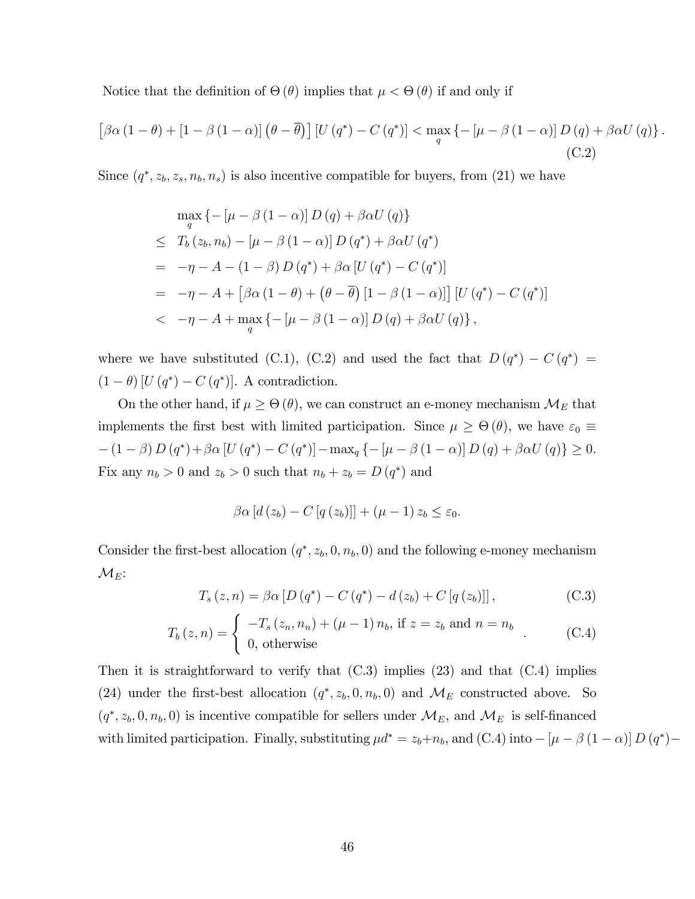Notice that the definition of $\Theta(\theta)$ implies that $\mu < \Theta(\theta)$ if and only if

$$\left[\beta\alpha(1-\theta) + [1-\beta(1-\alpha)]\left(\theta - \overline{\theta}\right)\right][U(q^*) - C(q^*)] < \max_q \{-[\mu - \beta(1-\alpha)]D(q) + \beta\alpha U(q)\}. \tag{C.2}$$

Since $(q^*, z_b, z_s, n_b, n_s)$ is also incentive compatible for buyers, from (21) we have

$$\begin{aligned}
& \max_q \{-[\mu - \beta(1-\alpha)]D(q) + \beta\alpha U(q)\} \\
\leq \; & T_b(z_b, n_b) - [\mu - \beta(1-\alpha)]D(q^*) + \beta\alpha U(q^*) \\
= \; & -\eta - A - (1-\beta)D(q^*) + \beta\alpha[U(q^*) - C(q^*)] \\
= \; & -\eta - A + \left[\beta\alpha(1-\theta) + \left(\theta - \overline{\theta}\right)[1-\beta(1-\alpha)]\right][U(q^*) - C(q^*)] \\
< \; & -\eta - A + \max_q \{-[\mu - \beta(1-\alpha)]D(q) + \beta\alpha U(q)\},
\end{aligned}$$

where we have substituted (C.1), (C.2) and used the fact that $D(q^*) - C(q^*) = (1-\theta)[U(q^*) - C(q^*)]$. A contradiction.

On the other hand, if $\mu \geq \Theta(\theta)$, we can construct an e-money mechanism $\mathcal{M}_E$ that implements the first best with limited participation. Since $\mu \geq \Theta(\theta)$, we have $\varepsilon_0 \equiv -(1-\beta)D(q^*) + \beta\alpha[U(q^*) - C(q^*)] - \max_q \{-[\mu - \beta(1-\alpha)]D(q) + \beta\alpha U(q)\} \geq 0$. Fix any $n_b > 0$ and $z_b > 0$ such that $n_b + z_b = D(q^*)$ and

$$\beta\alpha[d(z_b) - C[q(z_b)]] + (\mu - 1)z_b \leq \varepsilon_0.$$

Consider the first-best allocation $(q^*, z_b, 0, n_b, 0)$ and the following e-money mechanism $\mathcal{M}_E$:

$$T_s(z, n) = \beta\alpha[D(q^*) - C(q^*) - d(z_b) + C[q(z_b)]], \tag{C.3}$$

$$T_b(z, n) = \begin{cases} -T_s(z_n, n_n) + (\mu - 1)n_b, \text{ if } z = z_b \text{ and } n = n_b \\ 0, \text{ otherwise} \end{cases}. \tag{C.4}$$

Then it is straightforward to verify that (C.3) implies (23) and that (C.4) implies (24) under the first-best allocation $(q^*, z_b, 0, n_b, 0)$ and $\mathcal{M}_E$ constructed above. So $(q^*, z_b, 0, n_b, 0)$ is incentive compatible for sellers under $\mathcal{M}_E$, and $\mathcal{M}_E$ is self-financed with limited participation. Finally, substituting $\mu d^* = z_b + n_b$, and (C.4) into $-[\mu - \beta(1-\alpha)]D(q^*) -$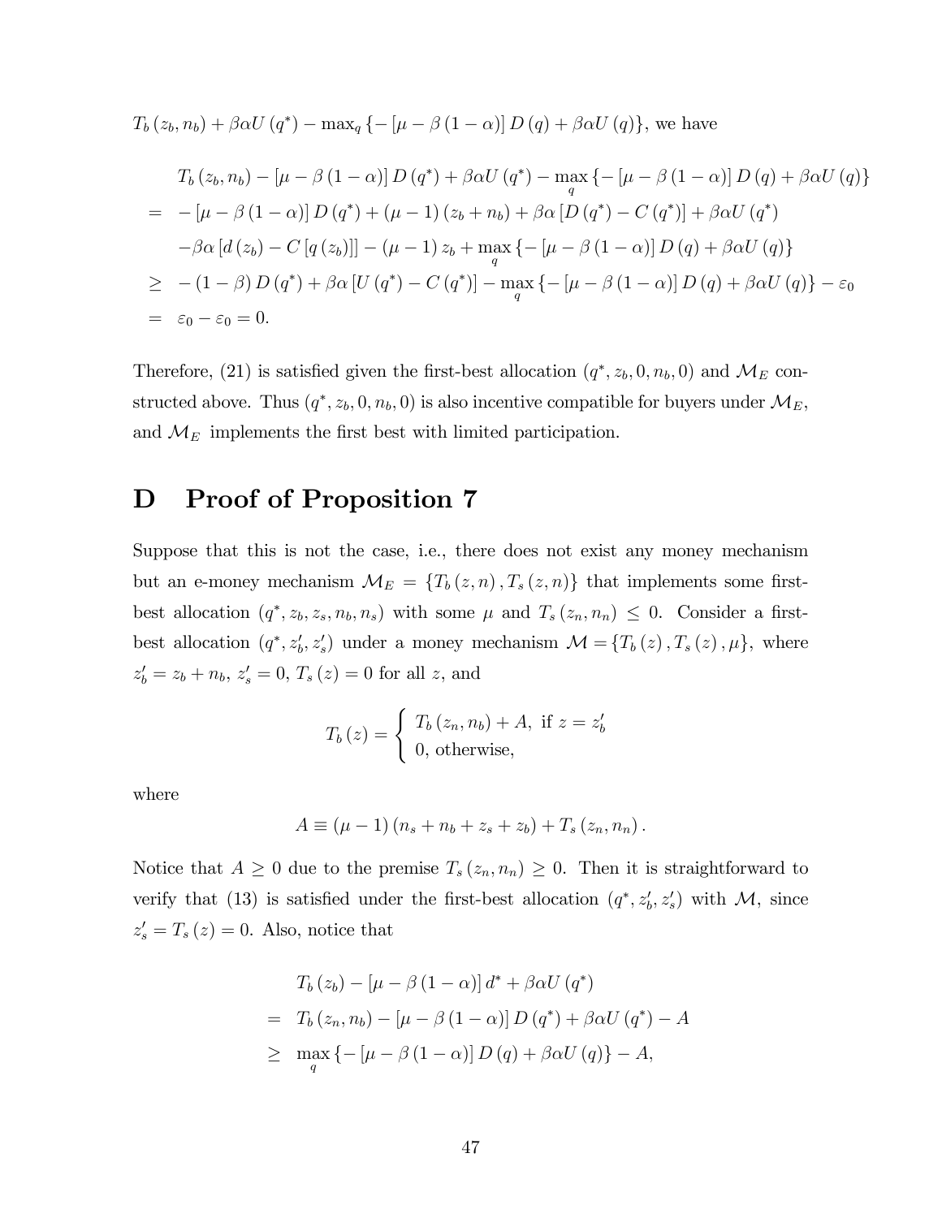$T_b(z_b, n_b) + \beta\alpha U(q^*) - \max_q \{-[\mu - \beta(1-\alpha)] D(q) + \beta\alpha U(q)\}$, we have

$$
\begin{aligned}
& T_b(z_b, n_b) - [\mu - \beta(1-\alpha)] D(q^*) + \beta\alpha U(q^*) - \max_q \{-[\mu - \beta(1-\alpha)] D(q) + \beta\alpha U(q)\} \\
= & -[\mu - \beta(1-\alpha)] D(q^*) + (\mu - 1)(z_b + n_b) + \beta\alpha [D(q^*) - C(q^*)] + \beta\alpha U(q^*) \\
& -\beta\alpha [d(z_b) - C[q(z_b)]] - (\mu - 1) z_b + \max_q \{-[\mu - \beta(1-\alpha)] D(q) + \beta\alpha U(q)\} \\
\geq & -(1-\beta) D(q^*) + \beta\alpha [U(q^*) - C(q^*)] - \max_q \{-[\mu - \beta(1-\alpha)] D(q) + \beta\alpha U(q)\} - \varepsilon_0 \\
= & \ \varepsilon_0 - \varepsilon_0 = 0.
\end{aligned}
$$

Therefore, (21) is satisfied given the first-best allocation $(q^*, z_b, 0, n_b, 0)$ and $\mathcal{M}_E$ constructed above. Thus $(q^*, z_b, 0, n_b, 0)$ is also incentive compatible for buyers under $\mathcal{M}_E$, and $\mathcal{M}_E$ implements the first best with limited participation.

# D Proof of Proposition 7

Suppose that this is not the case, i.e., there does not exist any money mechanism but an e-money mechanism $\mathcal{M}_E = \{T_b(z, n), T_s(z, n)\}$ that implements some first-best allocation $(q^*, z_b, z_s, n_b, n_s)$ with some $\mu$ and $T_s(z_n, n_n) \leq 0$. Consider a first-best allocation $(q^*, z_b', z_s')$ under a money mechanism $\mathcal{M} = \{T_b(z), T_s(z), \mu\}$, where $z_b' = z_b + n_b$, $z_s' = 0$, $T_s(z) = 0$ for all $z$, and

$$
T_b(z) = \begin{cases} T_b(z_n, n_b) + A, & \text{if } z = z_b' \\ 0, & \text{otherwise,} \end{cases}
$$

where

$$
A \equiv (\mu - 1)(n_s + n_b + z_s + z_b) + T_s(z_n, n_n).
$$

Notice that $A \geq 0$ due to the premise $T_s(z_n, n_n) \geq 0$. Then it is straightforward to verify that (13) is satisfied under the first-best allocation $(q^*, z_b', z_s')$ with $\mathcal{M}$, since $z_s' = T_s(z) = 0$. Also, notice that

$$
\begin{aligned}
& T_b(z_b) - [\mu - \beta(1-\alpha)] d^* + \beta\alpha U(q^*) \\
= & \ T_b(z_n, n_b) - [\mu - \beta(1-\alpha)] D(q^*) + \beta\alpha U(q^*) - A \\
\geq & \max_q \{-[\mu - \beta(1-\alpha)] D(q) + \beta\alpha U(q)\} - A,
\end{aligned}
$$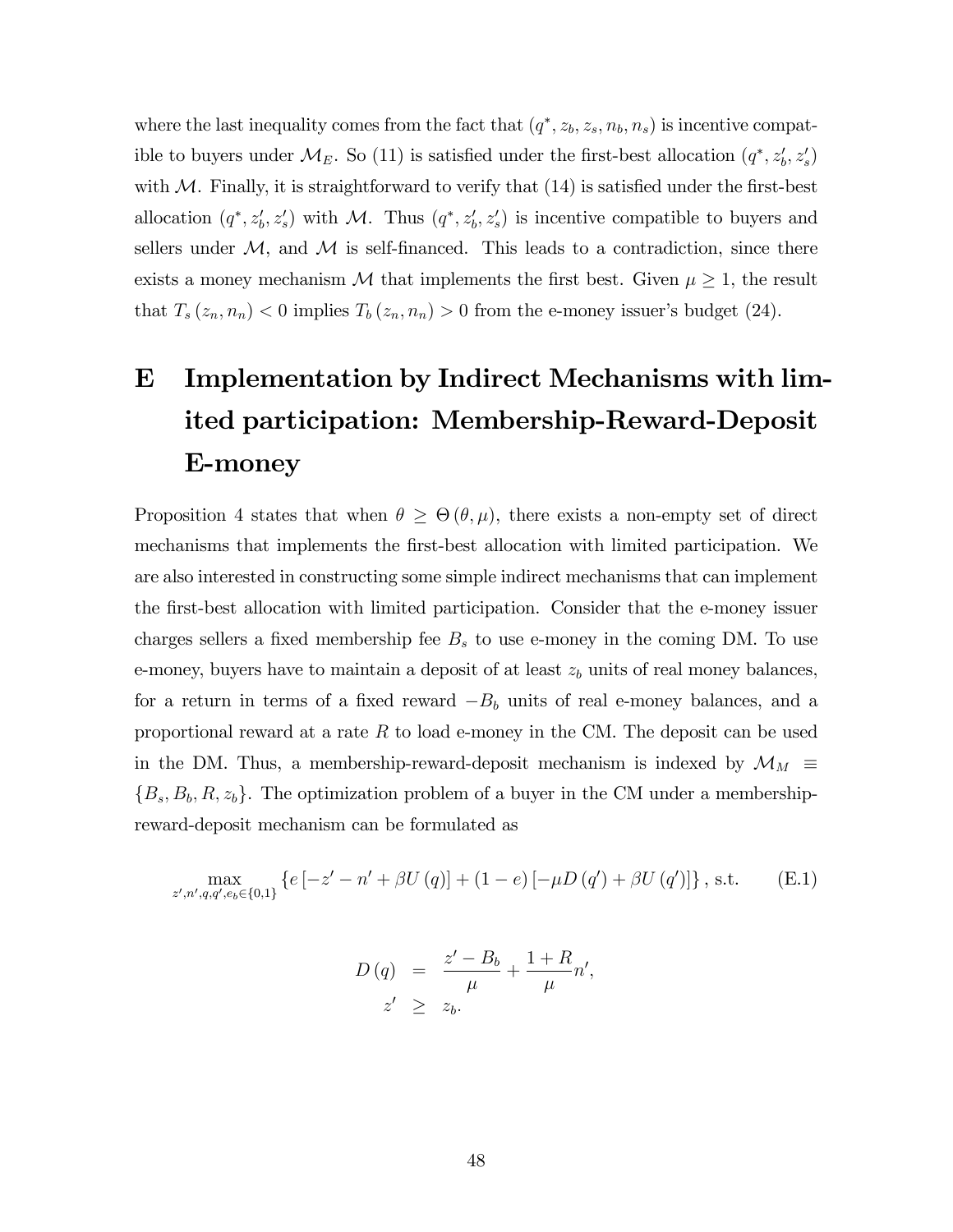where the last inequality comes from the fact that $(q^*, z_b, z_s, n_b, n_s)$ is incentive compatible to buyers under $\mathcal{M}_E$. So (11) is satisfied under the first-best allocation $(q^*, z_b', z_s')$ with $\mathcal{M}$. Finally, it is straightforward to verify that (14) is satisfied under the first-best allocation $(q^*, z_b', z_s')$ with $\mathcal{M}$. Thus $(q^*, z_b', z_s')$ is incentive compatible to buyers and sellers under $\mathcal{M}$, and $\mathcal{M}$ is self-financed. This leads to a contradiction, since there exists a money mechanism $\mathcal{M}$ that implements the first best. Given $\mu \geq 1$, the result that $T_s(z_n, n_n) < 0$ implies $T_b(z_n, n_n) > 0$ from the e-money issuer's budget (24).

# E Implementation by Indirect Mechanisms with limited participation: Membership-Reward-Deposit E-money

Proposition 4 states that when $\theta \geq \Theta(\theta, \mu)$, there exists a non-empty set of direct mechanisms that implements the first-best allocation with limited participation. We are also interested in constructing some simple indirect mechanisms that can implement the first-best allocation with limited participation. Consider that the e-money issuer charges sellers a fixed membership fee $B_s$ to use e-money in the coming DM. To use e-money, buyers have to maintain a deposit of at least $z_b$ units of real money balances, for a return in terms of a fixed reward $-B_b$ units of real e-money balances, and a proportional reward at a rate $R$ to load e-money in the CM. The deposit can be used in the DM. Thus, a membership-reward-deposit mechanism is indexed by $\mathcal{M}_M \equiv \{B_s, B_b, R, z_b\}$. The optimization problem of a buyer in the CM under a membership-reward-deposit mechanism can be formulated as

$$\max_{z', n', q, q', e_b \in \{0,1\}} \left\{ e\left[-z' - n' + \beta U(q)\right] + (1-e)\left[-\mu D(q') + \beta U(q')\right] \right\}, \text{ s.t.} \tag{E.1}$$

$$\begin{aligned} D(q) &= \frac{z' - B_b}{\mu} + \frac{1+R}{\mu} n', \\ z' &\geq z_b. \end{aligned}$$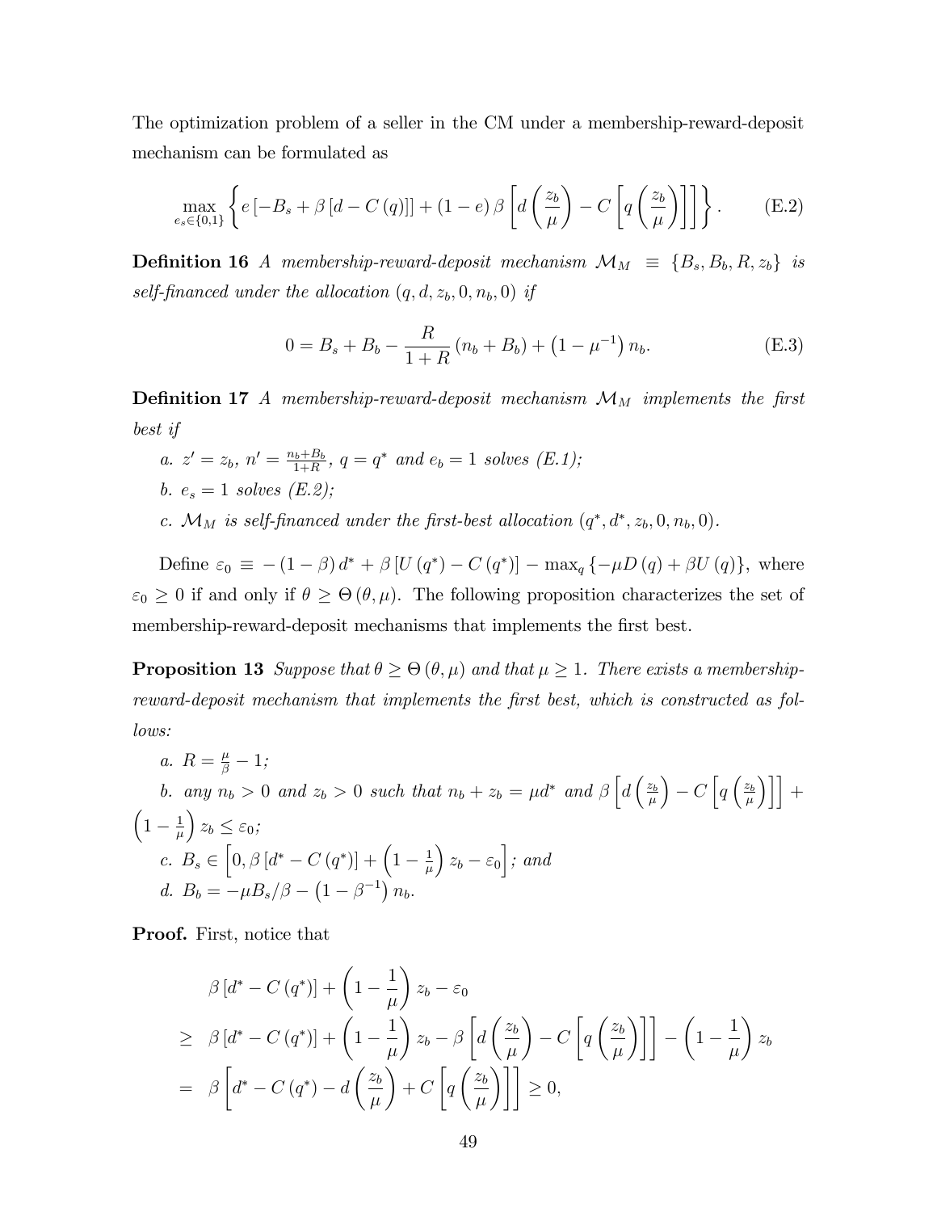The optimization problem of a seller in the CM under a membership-reward-deposit mechanism can be formulated as

$$\max_{e_s \in \{0,1\}} \left\{ e\left[-B_s + \beta\left[d - C(q)\right]\right] + (1-e)\,\beta\left[d\left(\frac{z_b}{\mu}\right) - C\left[q\left(\frac{z_b}{\mu}\right)\right]\right]\right\}. \tag{E.2}$$

**Definition 16** *A membership-reward-deposit mechanism $\mathcal{M}_M \equiv \{B_s, B_b, R, z_b\}$ is self-financed under the allocation $(q, d, z_b, 0, n_b, 0)$ if*

$$0 = B_s + B_b - \frac{R}{1+R}\left(n_b + B_b\right) + \left(1 - \mu^{-1}\right) n_b. \tag{E.3}$$

**Definition 17** *A membership-reward-deposit mechanism $\mathcal{M}_M$ implements the first best if*

*a. $z' = z_b$, $n' = \frac{n_b + B_b}{1+R}$, $q = q^*$ and $e_b = 1$ solves (E.1);*

*b. $e_s = 1$ solves (E.2);*

*c. $\mathcal{M}_M$ is self-financed under the first-best allocation $(q^*, d^*, z_b, 0, n_b, 0)$.*

Define $\varepsilon_0 \equiv -(1-\beta)\,d^* + \beta\left[U(q^*) - C(q^*)\right] - \max_q\left\{-\mu D(q) + \beta U(q)\right\}$, where $\varepsilon_0 \geq 0$ if and only if $\theta \geq \Theta(\theta, \mu)$. The following proposition characterizes the set of membership-reward-deposit mechanisms that implements the first best.

**Proposition 13** *Suppose that $\theta \geq \Theta(\theta, \mu)$ and that $\mu \geq 1$. There exists a membership-reward-deposit mechanism that implements the first best, which is constructed as follows:*

*a. $R = \frac{\mu}{\beta} - 1$;*

*b. any $n_b > 0$ and $z_b > 0$ such that $n_b + z_b = \mu d^*$ and $\beta\left[d\left(\frac{z_b}{\mu}\right) - C\left[q\left(\frac{z_b}{\mu}\right)\right]\right] + \left(1 - \frac{1}{\mu}\right) z_b \leq \varepsilon_0$;*

*c. $B_s \in \left[0, \beta\left[d^* - C(q^*)\right] + \left(1 - \frac{1}{\mu}\right) z_b - \varepsilon_0\right]$; and*

*d. $B_b = -\mu B_s/\beta - \left(1 - \beta^{-1}\right) n_b$.*

**Proof.** First, notice that

$$\begin{aligned}
& \beta\left[d^* - C(q^*)\right] + \left(1 - \frac{1}{\mu}\right) z_b - \varepsilon_0 \\
\geq\ & \beta\left[d^* - C(q^*)\right] + \left(1 - \frac{1}{\mu}\right) z_b - \beta\left[d\left(\frac{z_b}{\mu}\right) - C\left[q\left(\frac{z_b}{\mu}\right)\right]\right] - \left(1 - \frac{1}{\mu}\right) z_b \\
=\ & \beta\left[d^* - C(q^*) - d\left(\frac{z_b}{\mu}\right) + C\left[q\left(\frac{z_b}{\mu}\right)\right]\right] \geq 0,
\end{aligned}$$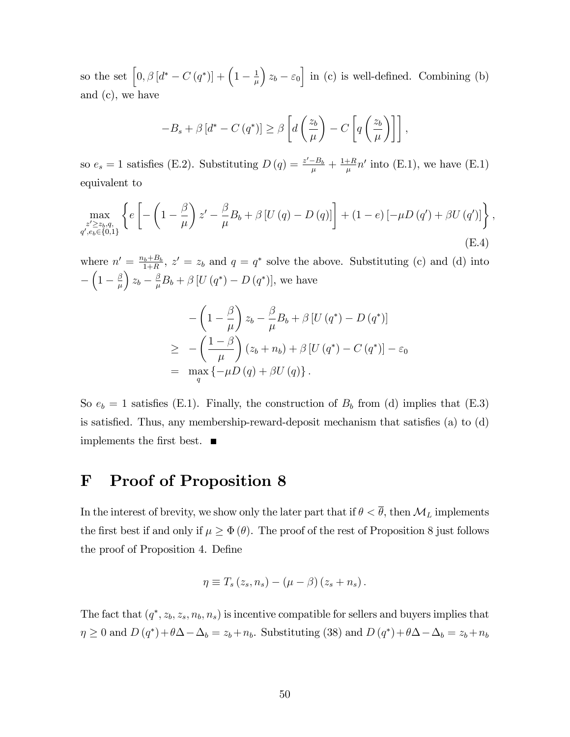so the set $\left[0, \beta\left[d^* - C\left(q^*\right)\right] + \left(1 - \frac{1}{\mu}\right) z_b - \varepsilon_0\right]$ in (c) is well-defined. Combining (b) and (c), we have

$$-B_s + \beta\left[d^* - C\left(q^*\right)\right] \geq \beta\left[d\left(\frac{z_b}{\mu}\right) - C\left[q\left(\frac{z_b}{\mu}\right)\right]\right],$$

so $e_s = 1$ satisfies (E.2). Substituting $D(q) = \frac{z' - B_b}{\mu} + \frac{1+R}{\mu} n'$ into (E.1), we have (E.1) equivalent to

$$\max_{\substack{z' \geq z_b, q, \\ q', e_b \in \{0,1\}}} \left\{ e\left[-\left(1 - \frac{\beta}{\mu}\right) z' - \frac{\beta}{\mu} B_b + \beta\left[U(q) - D(q)\right]\right] + (1-e)\left[-\mu D(q') + \beta U(q')\right] \right\}, \tag{E.4}$$

where $n' = \frac{n_b + B_b}{1+R}$, $z' = z_b$ and $q = q^*$ solve the above. Substituting (c) and (d) into $-\left(1 - \frac{\beta}{\mu}\right) z_b - \frac{\beta}{\mu} B_b + \beta\left[U(q^*) - D(q^*)\right]$, we have

$$\begin{aligned}
& -\left(1 - \frac{\beta}{\mu}\right) z_b - \frac{\beta}{\mu} B_b + \beta\left[U(q^*) - D(q^*)\right] \\
\geq \; & -\left(\frac{1-\beta}{\mu}\right)(z_b + n_b) + \beta\left[U(q^*) - C(q^*)\right] - \varepsilon_0 \\
= \; & \max_q \left\{-\mu D(q) + \beta U(q)\right\}.
\end{aligned}$$

So $e_b = 1$ satisfies (E.1). Finally, the construction of $B_b$ from (d) implies that (E.3) is satisfied. Thus, any membership-reward-deposit mechanism that satisfies (a) to (d) implements the first best. ■

# F Proof of Proposition 8

In the interest of brevity, we show only the later part that if $\theta < \overline{\theta}$, then $\mathcal{M}_L$ implements the first best if and only if $\mu \geq \Phi(\theta)$. The proof of the rest of Proposition 8 just follows the proof of Proposition 4. Define

$$\eta \equiv T_s(z_s, n_s) - (\mu - \beta)(z_s + n_s).$$

The fact that $(q^*, z_b, z_s, n_b, n_s)$ is incentive compatible for sellers and buyers implies that $\eta \geq 0$ and $D(q^*) + \theta\Delta - \Delta_b = z_b + n_b$. Substituting (38) and $D(q^*) + \theta\Delta - \Delta_b = z_b + n_b$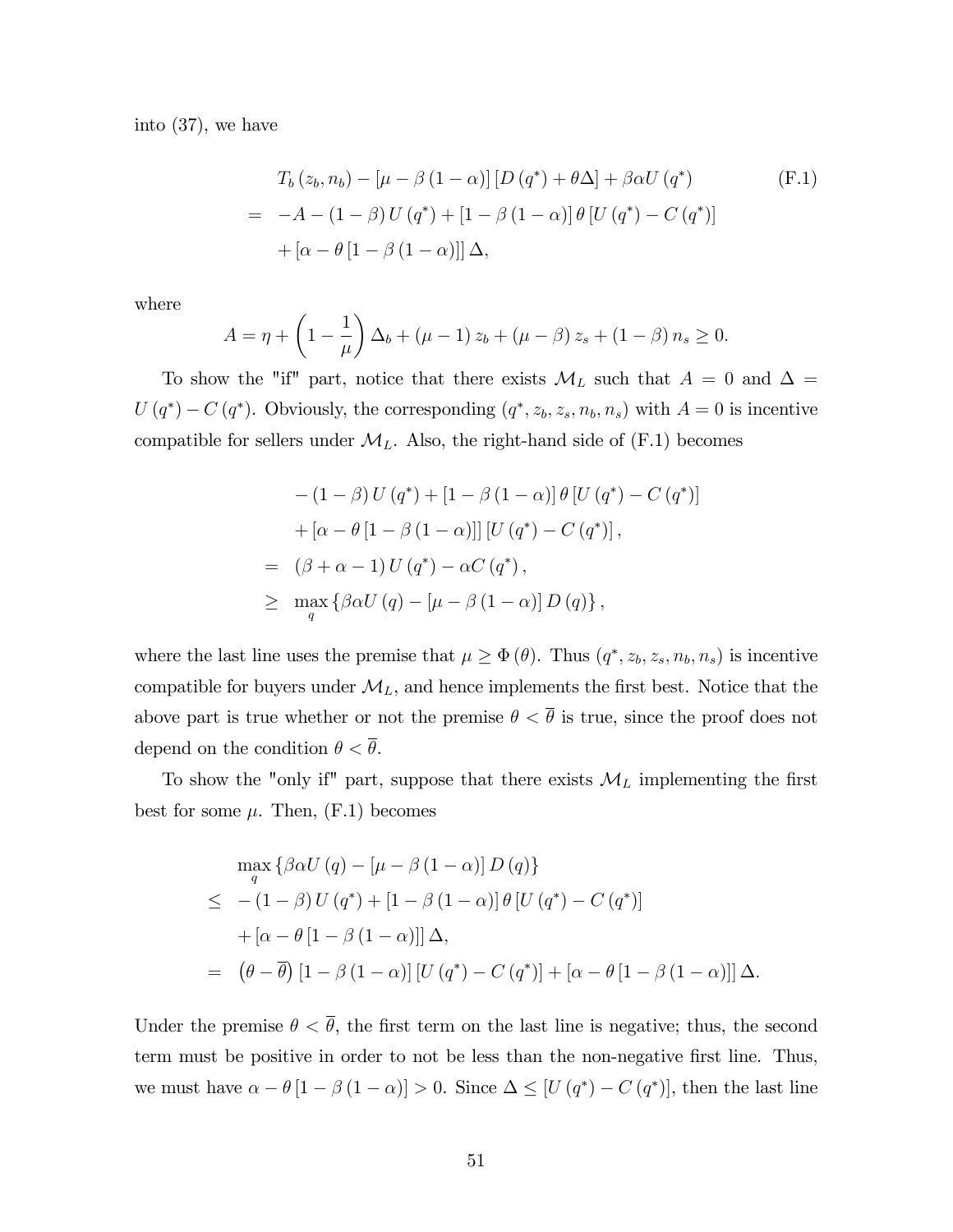into (37), we have

$$
\begin{aligned}
& T_b(z_b, n_b) - [\mu - \beta(1-\alpha)][D(q^*) + \theta\Delta] + \beta\alpha U(q^*) \\
= \; & -A - (1-\beta)U(q^*) + [1 - \beta(1-\alpha)]\theta[U(q^*) - C(q^*)] \\
& + [\alpha - \theta[1 - \beta(1-\alpha)]]\Delta,
\end{aligned} \tag{F.1}
$$

where

$$
A = \eta + \left(1 - \frac{1}{\mu}\right)\Delta_b + (\mu - 1)z_b + (\mu - \beta)z_s + (1-\beta)n_s \geq 0.
$$

To show the "if" part, notice that there exists $\mathcal{M}_L$ such that $A = 0$ and $\Delta = U(q^*) - C(q^*)$. Obviously, the corresponding $(q^*, z_b, z_s, n_b, n_s)$ with $A = 0$ is incentive compatible for sellers under $\mathcal{M}_L$. Also, the right-hand side of (F.1) becomes

$$
\begin{aligned}
& -(1-\beta)U(q^*) + [1 - \beta(1-\alpha)]\theta[U(q^*) - C(q^*)] \\
& + [\alpha - \theta[1 - \beta(1-\alpha)]][U(q^*) - C(q^*)], \\
= \; & (\beta + \alpha - 1)U(q^*) - \alpha C(q^*), \\
\geq \; & \max_q \{\beta\alpha U(q) - [\mu - \beta(1-\alpha)]D(q)\},
\end{aligned}
$$

where the last line uses the premise that $\mu \geq \Phi(\theta)$. Thus $(q^*, z_b, z_s, n_b, n_s)$ is incentive compatible for buyers under $\mathcal{M}_L$, and hence implements the first best. Notice that the above part is true whether or not the premise $\theta < \overline{\theta}$ is true, since the proof does not depend on the condition $\theta < \overline{\theta}$.

To show the "only if" part, suppose that there exists $\mathcal{M}_L$ implementing the first best for some $\mu$. Then, (F.1) becomes

$$
\begin{aligned}
& \max_q \{\beta\alpha U(q) - [\mu - \beta(1-\alpha)]D(q)\} \\
\leq \; & -(1-\beta)U(q^*) + [1 - \beta(1-\alpha)]\theta[U(q^*) - C(q^*)] \\
& + [\alpha - \theta[1 - \beta(1-\alpha)]]\Delta, \\
= \; & (\theta - \overline{\theta})[1 - \beta(1-\alpha)][U(q^*) - C(q^*)] + [\alpha - \theta[1 - \beta(1-\alpha)]]\Delta.
\end{aligned}
$$

Under the premise $\theta < \overline{\theta}$, the first term on the last line is negative; thus, the second term must be positive in order to not be less than the non-negative first line. Thus, we must have $\alpha - \theta[1 - \beta(1-\alpha)] > 0$. Since $\Delta \leq [U(q^*) - C(q^*)]$, then the last line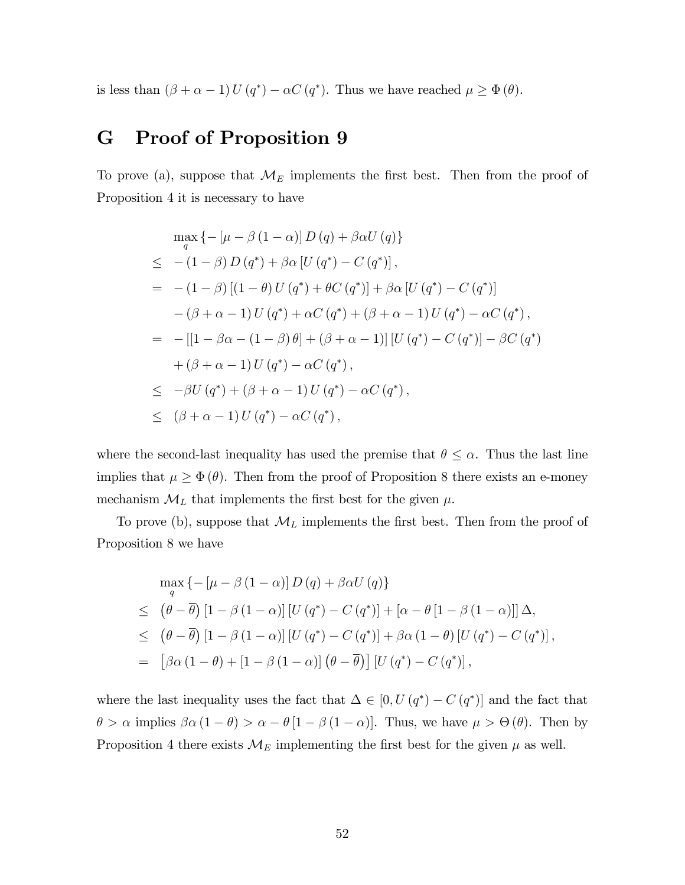is less than $(\beta+\alpha-1)U(q^*)-\alpha C(q^*)$. Thus we have reached $\mu \geq \Phi(\theta)$.

# G Proof of Proposition 9

To prove (a), suppose that $\mathcal{M}_E$ implements the first best. Then from the proof of Proposition 4 it is necessary to have

$$
\begin{aligned}
& \max_q \{-[\mu-\beta(1-\alpha)]D(q)+\beta\alpha U(q)\} \\
\leq\ & -(1-\beta)D(q^*)+\beta\alpha[U(q^*)-C(q^*)], \\
=\ & -(1-\beta)[(1-\theta)U(q^*)+\theta C(q^*)]+\beta\alpha[U(q^*)-C(q^*)] \\
& -(\beta+\alpha-1)U(q^*)+\alpha C(q^*)+(\beta+\alpha-1)U(q^*)-\alpha C(q^*), \\
=\ & -[[1-\beta\alpha-(1-\beta)\theta]+(\beta+\alpha-1)][U(q^*)-C(q^*)]-\beta C(q^*) \\
& +(\beta+\alpha-1)U(q^*)-\alpha C(q^*), \\
\leq\ & -\beta U(q^*)+(\beta+\alpha-1)U(q^*)-\alpha C(q^*), \\
\leq\ & (\beta+\alpha-1)U(q^*)-\alpha C(q^*),
\end{aligned}
$$

where the second-last inequality has used the premise that $\theta \leq \alpha$. Thus the last line implies that $\mu \geq \Phi(\theta)$. Then from the proof of Proposition 8 there exists an e-money mechanism $\mathcal{M}_L$ that implements the first best for the given $\mu$.

To prove (b), suppose that $\mathcal{M}_L$ implements the first best. Then from the proof of Proposition 8 we have

$$
\begin{aligned}
& \max_q \{-[\mu-\beta(1-\alpha)]D(q)+\beta\alpha U(q)\} \\
\leq\ & (\theta-\overline{\theta})[1-\beta(1-\alpha)][U(q^*)-C(q^*)]+[\alpha-\theta[1-\beta(1-\alpha)]]\Delta, \\
\leq\ & (\theta-\overline{\theta})[1-\beta(1-\alpha)][U(q^*)-C(q^*)]+\beta\alpha(1-\theta)[U(q^*)-C(q^*)], \\
=\ & [\beta\alpha(1-\theta)+[1-\beta(1-\alpha)](\theta-\overline{\theta})][U(q^*)-C(q^*)],
\end{aligned}
$$

where the last inequality uses the fact that $\Delta \in [0, U(q^*)-C(q^*)]$ and the fact that $\theta > \alpha$ implies $\beta\alpha(1-\theta) > \alpha-\theta[1-\beta(1-\alpha)]$. Thus, we have $\mu > \Theta(\theta)$. Then by Proposition 4 there exists $\mathcal{M}_E$ implementing the first best for the given $\mu$ as well.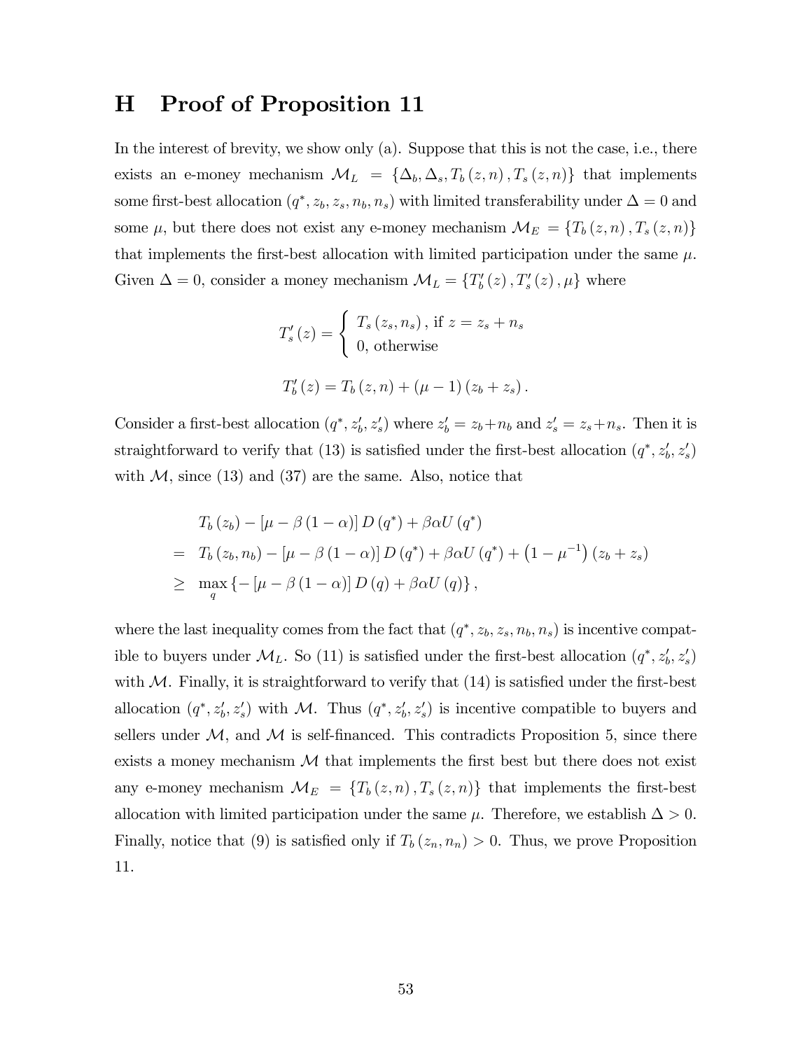# H Proof of Proposition 11

In the interest of brevity, we show only (a). Suppose that this is not the case, i.e., there exists an e-money mechanism $\mathcal{M}_L = \{\Delta_b, \Delta_s, T_b(z,n), T_s(z,n)\}$ that implements some first-best allocation $(q^*, z_b, z_s, n_b, n_s)$ with limited transferability under $\Delta = 0$ and some $\mu$, but there does not exist any e-money mechanism $\mathcal{M}_E = \{T_b(z,n), T_s(z,n)\}$ that implements the first-best allocation with limited participation under the same $\mu$. Given $\Delta = 0$, consider a money mechanism $\mathcal{M}_L = \{T'_b(z), T'_s(z), \mu\}$ where

$$T'_s(z) = \begin{cases} T_s(z_s, n_s), \text{ if } z = z_s + n_s \\ 0, \text{otherwise} \end{cases}$$

$$T'_b(z) = T_b(z,n) + (\mu - 1)(z_b + z_s).$$

Consider a first-best allocation $(q^*, z'_b, z'_s)$ where $z'_b = z_b + n_b$ and $z'_s = z_s + n_s$. Then it is straightforward to verify that (13) is satisfied under the first-best allocation $(q^*, z'_b, z'_s)$ with $\mathcal{M}$, since (13) and (37) are the same. Also, notice that

$$\begin{aligned}
& T_b(z_b) - [\mu - \beta(1-\alpha)] D(q^*) + \beta\alpha U(q^*) \\
= \;& T_b(z_b, n_b) - [\mu - \beta(1-\alpha)] D(q^*) + \beta\alpha U(q^*) + (1 - \mu^{-1})(z_b + z_s) \\
\geq \;& \max_q \{-[\mu - \beta(1-\alpha)] D(q) + \beta\alpha U(q)\},
\end{aligned}$$

where the last inequality comes from the fact that $(q^*, z_b, z_s, n_b, n_s)$ is incentive compatible to buyers under $\mathcal{M}_L$. So (11) is satisfied under the first-best allocation $(q^*, z'_b, z'_s)$ with $\mathcal{M}$. Finally, it is straightforward to verify that (14) is satisfied under the first-best allocation $(q^*, z'_b, z'_s)$ with $\mathcal{M}$. Thus $(q^*, z'_b, z'_s)$ is incentive compatible to buyers and sellers under $\mathcal{M}$, and $\mathcal{M}$ is self-financed. This contradicts Proposition 5, since there exists a money mechanism $\mathcal{M}$ that implements the first best but there does not exist any e-money mechanism $\mathcal{M}_E = \{T_b(z,n), T_s(z,n)\}$ that implements the first-best allocation with limited participation under the same $\mu$. Therefore, we establish $\Delta > 0$. Finally, notice that (9) is satisfied only if $T_b(z_n, n_n) > 0$. Thus, we prove Proposition 11.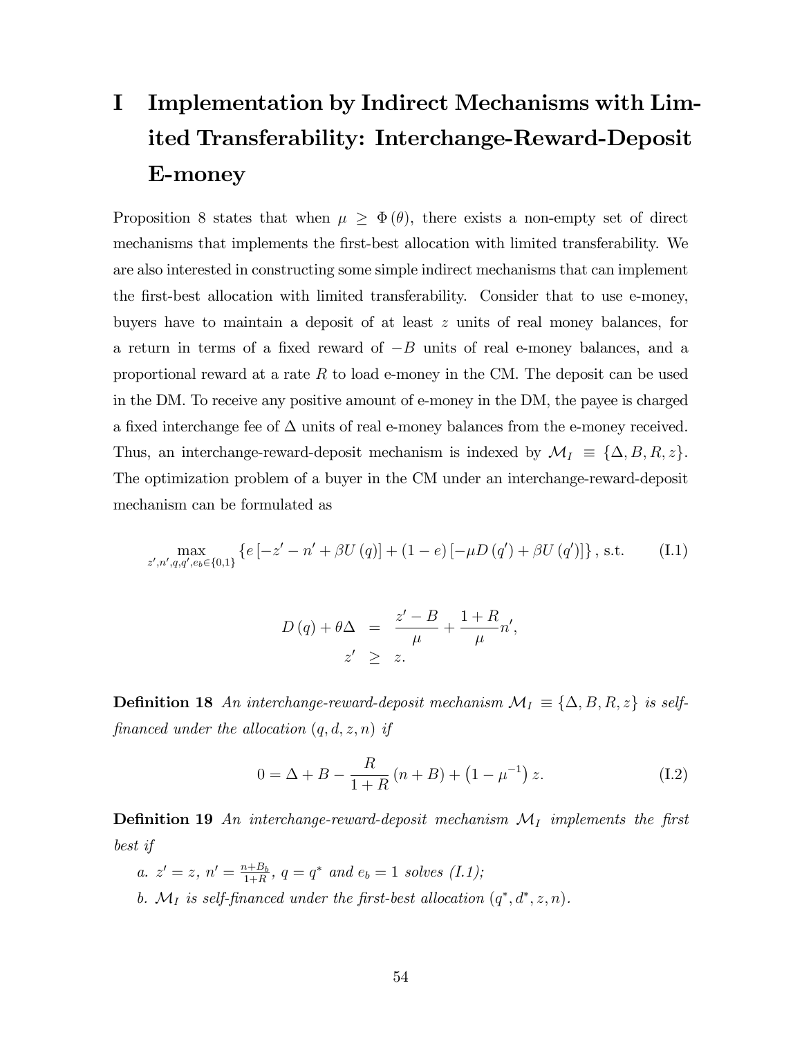# I Implementation by Indirect Mechanisms with Limited Transferability: Interchange-Reward-Deposit E-money

Proposition 8 states that when $\mu \geq \Phi(\theta)$, there exists a non-empty set of direct mechanisms that implements the first-best allocation with limited transferability. We are also interested in constructing some simple indirect mechanisms that can implement the first-best allocation with limited transferability. Consider that to use e-money, buyers have to maintain a deposit of at least $z$ units of real money balances, for a return in terms of a fixed reward of $-B$ units of real e-money balances, and a proportional reward at a rate $R$ to load e-money in the CM. The deposit can be used in the DM. To receive any positive amount of e-money in the DM, the payee is charged a fixed interchange fee of $\Delta$ units of real e-money balances from the e-money received. Thus, an interchange-reward-deposit mechanism is indexed by $\mathcal{M}_I \equiv \{\Delta, B, R, z\}$. The optimization problem of a buyer in the CM under an interchange-reward-deposit mechanism can be formulated as

$$\max_{z',n',q,q',e_b\in\{0,1\}} \{e[-z'-n'+\beta U(q)] + (1-e)[-\mu D(q') + \beta U(q')]\}, \text{ s.t.} \tag{I.1}$$

$$\begin{aligned} D(q) + \theta\Delta &= \frac{z'-B}{\mu} + \frac{1+R}{\mu}n', \\ z' &\geq z. \end{aligned}$$

**Definition 18** *An interchange-reward-deposit mechanism $\mathcal{M}_I \equiv \{\Delta, B, R, z\}$ is self-financed under the allocation $(q,d,z,n)$ if*

$$0 = \Delta + B - \frac{R}{1+R}(n+B) + \left(1-\mu^{-1}\right)z. \tag{I.2}$$

**Definition 19** *An interchange-reward-deposit mechanism $\mathcal{M}_I$ implements the first best if*

*a. $z' = z$, $n' = \frac{n+B_b}{1+R}$, $q = q^*$ and $e_b = 1$ solves (I.1);*

*b. $\mathcal{M}_I$ is self-financed under the first-best allocation $(q^*, d^*, z, n)$.*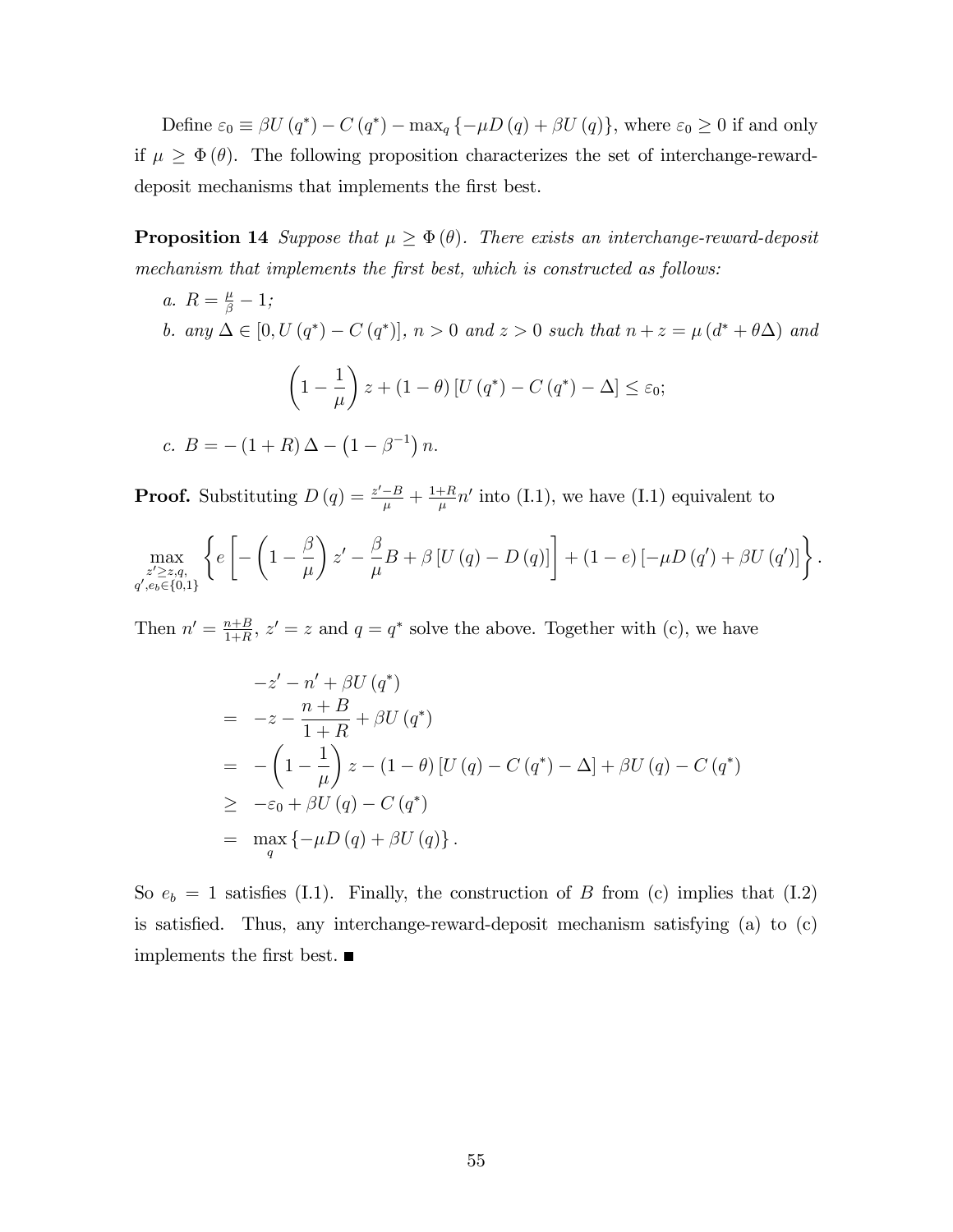Define $\varepsilon_0 \equiv \beta U(q^*) - C(q^*) - \max_q \{-\mu D(q) + \beta U(q)\}$, where $\varepsilon_0 \geq 0$ if and only if $\mu \geq \Phi(\theta)$. The following proposition characterizes the set of interchange-reward-deposit mechanisms that implements the first best.

**Proposition 14** *Suppose that $\mu \geq \Phi(\theta)$. There exists an interchange-reward-deposit mechanism that implements the first best, which is constructed as follows:*

*a. $R = \frac{\mu}{\beta} - 1$;*

*b. any $\Delta \in [0, U(q^*) - C(q^*)]$, $n > 0$ and $z > 0$ such that $n + z = \mu(d^* + \theta\Delta)$ and*

$$\left(1 - \frac{1}{\mu}\right) z + (1-\theta)\left[U(q^*) - C(q^*) - \Delta\right] \leq \varepsilon_0;$$

*c. $B = -(1+R)\Delta - \left(1 - \beta^{-1}\right) n$.*

**Proof.** Substituting $D(q) = \frac{z'-B}{\mu} + \frac{1+R}{\mu} n'$ into (I.1), we have (I.1) equivalent to

$$\max_{\substack{z' \geq z, q, \\ q', e_b \in \{0,1\}}} \left\{ e\left[ -\left(1 - \frac{\beta}{\mu}\right) z' - \frac{\beta}{\mu} B + \beta\left[U(q) - D(q)\right]\right] + (1-e)\left[-\mu D(q') + \beta U(q')\right] \right\}.$$

Then $n' = \frac{n+B}{1+R}$, $z' = z$ and $q = q^*$ solve the above. Together with (c), we have

$$\begin{aligned}
& -z' - n' + \beta U(q^*) \\
= & -z - \frac{n+B}{1+R} + \beta U(q^*) \\
= & -\left(1 - \frac{1}{\mu}\right) z - (1-\theta)\left[U(q) - C(q^*) - \Delta\right] + \beta U(q) - C(q^*) \\
\geq & -\varepsilon_0 + \beta U(q) - C(q^*) \\
= & \max_q \{-\mu D(q) + \beta U(q)\}.
\end{aligned}$$

So $e_b = 1$ satisfies (I.1). Finally, the construction of $B$ from (c) implies that (I.2) is satisfied. Thus, any interchange-reward-deposit mechanism satisfying (a) to (c) implements the first best. ∎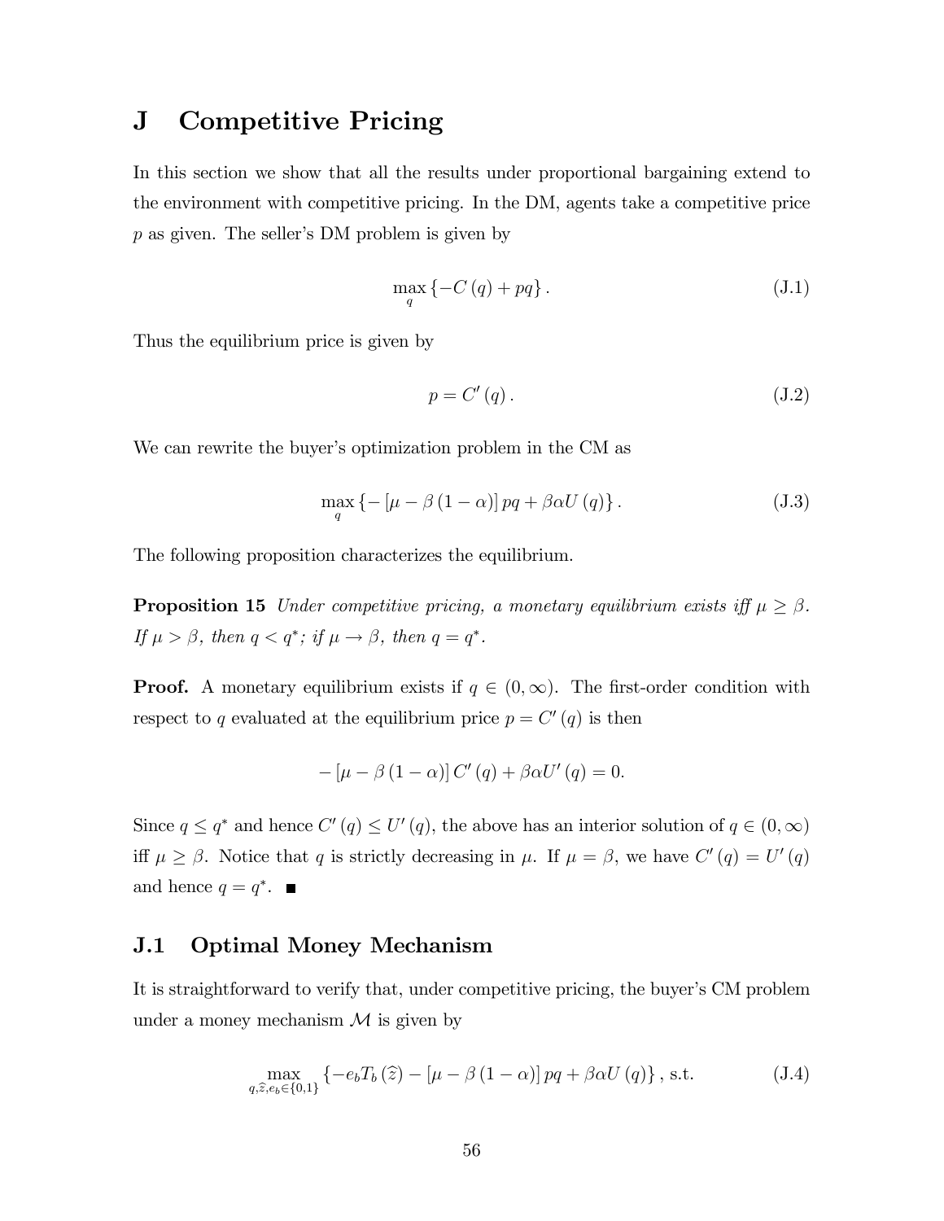# J Competitive Pricing

In this section we show that all the results under proportional bargaining extend to the environment with competitive pricing. In the DM, agents take a competitive price $p$ as given. The seller's DM problem is given by

$$\max_{q} \{-C(q) + pq\}. \tag{J.1}$$

Thus the equilibrium price is given by

$$p = C'(q). \tag{J.2}$$

We can rewrite the buyer's optimization problem in the CM as

$$\max_{q} \{-[\mu - \beta(1-\alpha)] pq + \beta\alpha U(q)\}. \tag{J.3}$$

The following proposition characterizes the equilibrium.

**Proposition 15** *Under competitive pricing, a monetary equilibrium exists iff $\mu \geq \beta$. If $\mu > \beta$, then $q < q^*$; if $\mu \to \beta$, then $q = q^*$.*

**Proof.** A monetary equilibrium exists if $q \in (0, \infty)$. The first-order condition with respect to $q$ evaluated at the equilibrium price $p = C'(q)$ is then

$$-[\mu - \beta(1-\alpha)] C'(q) + \beta\alpha U'(q) = 0.$$

Since $q \leq q^*$ and hence $C'(q) \leq U'(q)$, the above has an interior solution of $q \in (0, \infty)$ iff $\mu \geq \beta$. Notice that $q$ is strictly decreasing in $\mu$. If $\mu = \beta$, we have $C'(q) = U'(q)$ and hence $q = q^*$. ■

## J.1 Optimal Money Mechanism

It is straightforward to verify that, under competitive pricing, the buyer's CM problem under a money mechanism $\mathcal{M}$ is given by

$$\max_{q,\widehat{z},e_b\in\{0,1\}} \{-e_b T_b(\widehat{z}) - [\mu - \beta(1-\alpha)] pq + \beta\alpha U(q)\}, \text{ s.t.} \tag{J.4}$$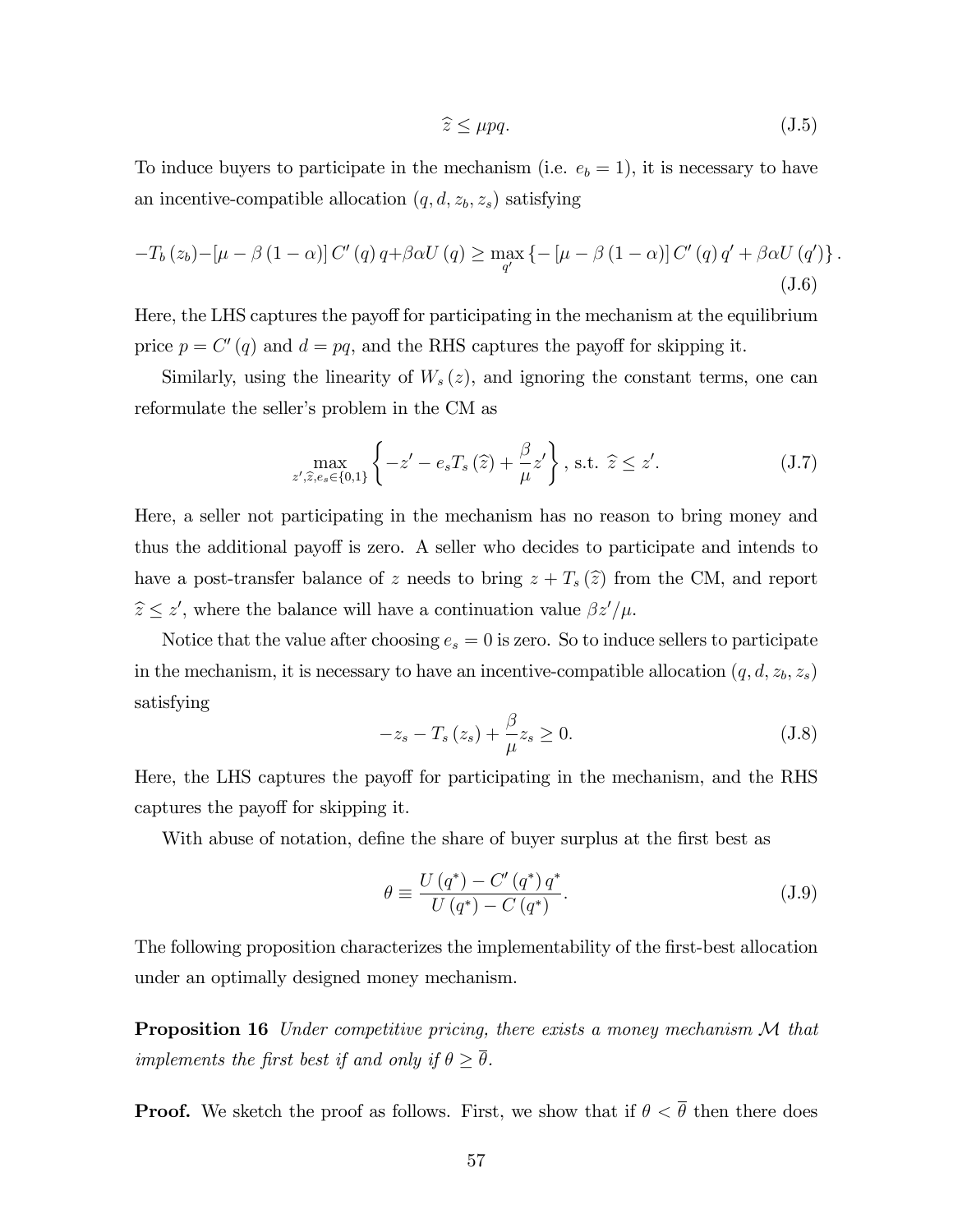$$\widehat{z} \leq \mu p q. \tag{J.5}$$

To induce buyers to participate in the mechanism (i.e. $e_b = 1$), it is necessary to have an incentive-compatible allocation $(q, d, z_b, z_s)$ satisfying

$$-T_b(z_b) - [\mu - \beta(1-\alpha)] C'(q) q + \beta \alpha U(q) \geq \max_{q'} \{-[\mu - \beta(1-\alpha)] C'(q) q' + \beta \alpha U(q')\}. \tag{J.6}$$

Here, the LHS captures the payoff for participating in the mechanism at the equilibrium price $p = C'(q)$ and $d = pq$, and the RHS captures the payoff for skipping it.

Similarly, using the linearity of $W_s(z)$, and ignoring the constant terms, one can reformulate the seller's problem in the CM as

$$\max_{z', \widehat{z}, e_s \in \{0,1\}} \left\{-z' - e_s T_s(\widehat{z}) + \frac{\beta}{\mu} z'\right\}, \text{ s.t. } \widehat{z} \leq z'. \tag{J.7}$$

Here, a seller not participating in the mechanism has no reason to bring money and thus the additional payoff is zero. A seller who decides to participate and intends to have a post-transfer balance of $z$ needs to bring $z + T_s(\widehat{z})$ from the CM, and report $\widehat{z} \leq z'$, where the balance will have a continuation value $\beta z'/\mu$.

Notice that the value after choosing $e_s = 0$ is zero. So to induce sellers to participate in the mechanism, it is necessary to have an incentive-compatible allocation $(q, d, z_b, z_s)$ satisfying

$$-z_s - T_s(z_s) + \frac{\beta}{\mu} z_s \geq 0. \tag{J.8}$$

Here, the LHS captures the payoff for participating in the mechanism, and the RHS captures the payoff for skipping it.

With abuse of notation, define the share of buyer surplus at the first best as

$$\theta \equiv \frac{U(q^*) - C'(q^*) q^*}{U(q^*) - C(q^*)}. \tag{J.9}$$

The following proposition characterizes the implementability of the first-best allocation under an optimally designed money mechanism.

**Proposition 16** *Under competitive pricing, there exists a money mechanism $\mathcal{M}$ that implements the first best if and only if $\theta \geq \overline{\theta}$.*

**Proof.** We sketch the proof as follows. First, we show that if $\theta < \overline{\theta}$ then there does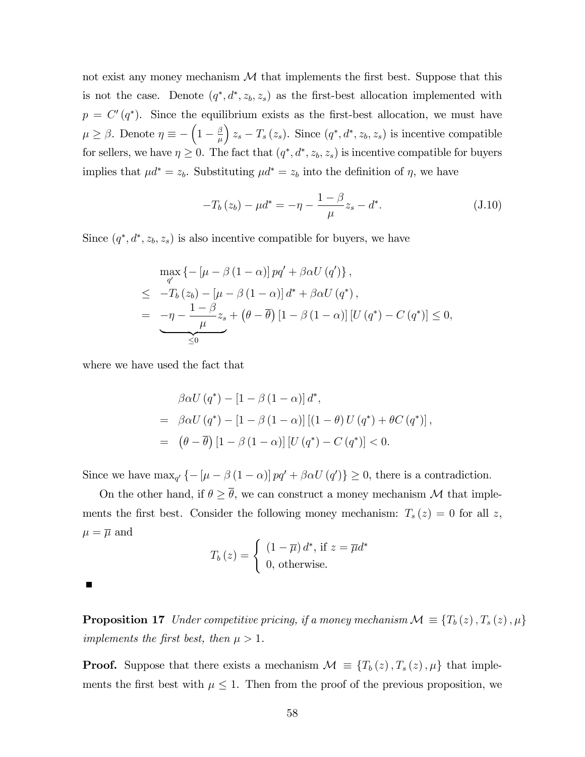not exist any money mechanism $\mathcal{M}$ that implements the first best. Suppose that this is not the case. Denote $(q^*, d^*, z_b, z_s)$ as the first-best allocation implemented with $p = C'(q^*)$. Since the equilibrium exists as the first-best allocation, we must have $\mu \geq \beta$. Denote $\eta \equiv -\left(1 - \frac{\beta}{\mu}\right) z_s - T_s(z_s)$. Since $(q^*, d^*, z_b, z_s)$ is incentive compatible for sellers, we have $\eta \geq 0$. The fact that $(q^*, d^*, z_b, z_s)$ is incentive compatible for buyers implies that $\mu d^* = z_b$. Substituting $\mu d^* = z_b$ into the definition of $\eta$, we have

$$-T_b(z_b) - \mu d^* = -\eta - \frac{1-\beta}{\mu} z_s - d^*. \tag{J.10}$$

Since $(q^*, d^*, z_b, z_s)$ is also incentive compatible for buyers, we have

$$\begin{aligned}
& \max_{q'} \left\{-\left[\mu - \beta(1-\alpha)\right] p q' + \beta \alpha U(q')\right\}, \\
\leq \; & -T_b(z_b) - \left[\mu - \beta(1-\alpha)\right] d^* + \beta \alpha U(q^*), \\
= \; & \underbrace{-\eta - \frac{1-\beta}{\mu} z_s}_{\leq 0} + \left(\theta - \overline{\theta}\right)\left[1 - \beta(1-\alpha)\right]\left[U(q^*) - C(q^*)\right] \leq 0,
\end{aligned}$$

where we have used the fact that

$$\begin{aligned}
& \beta \alpha U(q^*) - \left[1 - \beta(1-\alpha)\right] d^*, \\
= \; & \beta \alpha U(q^*) - \left[1 - \beta(1-\alpha)\right]\left[(1-\theta) U(q^*) + \theta C(q^*)\right], \\
= \; & \left(\theta - \overline{\theta}\right)\left[1 - \beta(1-\alpha)\right]\left[U(q^*) - C(q^*)\right] < 0.
\end{aligned}$$

Since we have $\max_{q'} \left\{-\left[\mu - \beta(1-\alpha)\right] p q' + \beta \alpha U(q')\right\} \geq 0$, there is a contradiction.

On the other hand, if $\theta \geq \overline{\theta}$, we can construct a money mechanism $\mathcal{M}$ that implements the first best. Consider the following money mechanism: $T_s(z) = 0$ for all $z$, $\mu = \overline{\mu}$ and

$$T_b(z) = \begin{cases} (1 - \overline{\mu}) d^*, \text{ if } z = \overline{\mu} d^* \\ 0, \text{ otherwise.} \end{cases}$$

■

**Proposition 17** *Under competitive pricing, if a money mechanism $\mathcal{M} \equiv \{T_b(z), T_s(z), \mu\}$ implements the first best, then $\mu > 1$.*

**Proof.** Suppose that there exists a mechanism $\mathcal{M} \equiv \{T_b(z), T_s(z), \mu\}$ that implements the first best with $\mu \leq 1$. Then from the proof of the previous proposition, we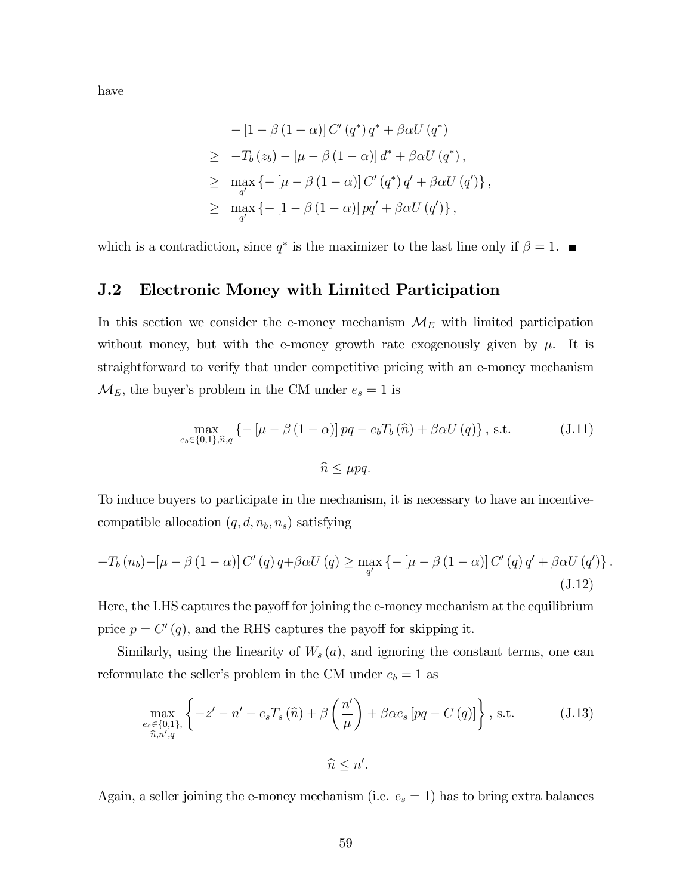have

$$
\begin{aligned}
& -\left[1-\beta\left(1-\alpha\right)\right] C^{\prime}\left(q^{*}\right) q^{*}+\beta \alpha U\left(q^{*}\right) \\
\geq\; & -T_{b}\left(z_{b}\right)-\left[\mu-\beta\left(1-\alpha\right)\right] d^{*}+\beta \alpha U\left(q^{*}\right), \\
\geq\; & \max_{q^{\prime}}\left\{-\left[\mu-\beta\left(1-\alpha\right)\right] C^{\prime}\left(q^{*}\right) q^{\prime}+\beta \alpha U\left(q^{\prime}\right)\right\}, \\
\geq\; & \max_{q^{\prime}}\left\{-\left[1-\beta\left(1-\alpha\right)\right] p q^{\prime}+\beta \alpha U\left(q^{\prime}\right)\right\},
\end{aligned}
$$

which is a contradiction, since $q^{*}$ is the maximizer to the last line only if $\beta=1$. ■

## J.2 Electronic Money with Limited Participation

In this section we consider the e-money mechanism $\mathcal{M}_E$ with limited participation without money, but with the e-money growth rate exogenously given by $\mu$. It is straightforward to verify that under competitive pricing with an e-money mechanism $\mathcal{M}_E$, the buyer's problem in the CM under $e_s=1$ is

$$
\max_{e_b \in\{0,1\}, \widehat{n}, q}\left\{-\left[\mu-\beta\left(1-\alpha\right)\right] p q-e_b T_b\left(\widehat{n}\right)+\beta \alpha U\left(q\right)\right\}, \text{ s.t. } \tag{J.11}
$$

$$
\widehat{n} \leq \mu p q.
$$

To induce buyers to participate in the mechanism, it is necessary to have an incentive-compatible allocation $(q, d, n_b, n_s)$ satisfying

$$
-T_b\left(n_b\right)-\left[\mu-\beta\left(1-\alpha\right)\right] C^{\prime}\left(q\right) q+\beta \alpha U\left(q\right) \geq \max_{q^{\prime}}\left\{-\left[\mu-\beta\left(1-\alpha\right)\right] C^{\prime}\left(q\right) q^{\prime}+\beta \alpha U\left(q^{\prime}\right)\right\}. \tag{J.12}
$$

Here, the LHS captures the payoff for joining the e-money mechanism at the equilibrium price $p=C^{\prime}(q)$, and the RHS captures the payoff for skipping it.

Similarly, using the linearity of $W_s(a)$, and ignoring the constant terms, one can reformulate the seller's problem in the CM under $e_b=1$ as

$$
\max_{\substack{e_s \in\{0,1\}, \\ \widehat{n}, n^{\prime}, q}}\left\{-z^{\prime}-n^{\prime}-e_s T_s\left(\widehat{n}\right)+\beta\left(\frac{n^{\prime}}{\mu}\right)+\beta \alpha e_s\left[p q-C\left(q\right)\right]\right\}, \text{ s.t. } \tag{J.13}
$$

$$
\widehat{n} \leq n^{\prime}.
$$

Again, a seller joining the e-money mechanism (i.e. $e_s=1$) has to bring extra balances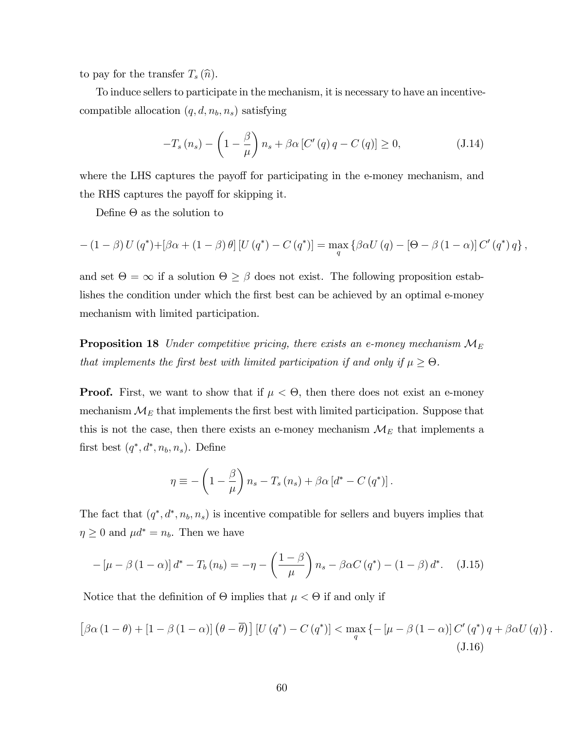to pay for the transfer $T_s(\widehat{n})$.

To induce sellers to participate in the mechanism, it is necessary to have an incentive-compatible allocation $(q, d, n_b, n_s)$ satisfying

$$-T_s(n_s) - \left(1 - \frac{\beta}{\mu}\right) n_s + \beta\alpha \left[C'(q) q - C(q)\right] \geq 0, \tag{J.14}$$

where the LHS captures the payoff for participating in the e-money mechanism, and the RHS captures the payoff for skipping it.

Define $\Theta$ as the solution to

$$-(1-\beta) U(q^*) + [\beta\alpha + (1-\beta)\theta] [U(q^*) - C(q^*)] = \max_q \{\beta\alpha U(q) - [\Theta - \beta(1-\alpha)] C'(q^*) q\},$$

and set $\Theta = \infty$ if a solution $\Theta \geq \beta$ does not exist. The following proposition establishes the condition under which the first best can be achieved by an optimal e-money mechanism with limited participation.

**Proposition 18** *Under competitive pricing, there exists an e-money mechanism $\mathcal{M}_E$ that implements the first best with limited participation if and only if $\mu \geq \Theta$.*

**Proof.** First, we want to show that if $\mu < \Theta$, then there does not exist an e-money mechanism $\mathcal{M}_E$ that implements the first best with limited participation. Suppose that this is not the case, then there exists an e-money mechanism $\mathcal{M}_E$ that implements a first best $(q^*, d^*, n_b, n_s)$. Define

$$\eta \equiv -\left(1 - \frac{\beta}{\mu}\right) n_s - T_s(n_s) + \beta\alpha \left[d^* - C(q^*)\right].$$

The fact that $(q^*, d^*, n_b, n_s)$ is incentive compatible for sellers and buyers implies that $\eta \geq 0$ and $\mu d^* = n_b$. Then we have

$$-[\mu - \beta(1-\alpha)] d^* - T_b(n_b) = -\eta - \left(\frac{1-\beta}{\mu}\right) n_s - \beta\alpha C(q^*) - (1-\beta) d^*. \tag{J.15}$$

Notice that the definition of $\Theta$ implies that $\mu < \Theta$ if and only if

$$\left[\beta\alpha(1-\theta) + [1 - \beta(1-\alpha)]\left(\theta - \overline{\theta}\right)\right] [U(q^*) - C(q^*)] < \max_q \{-[\mu - \beta(1-\alpha)] C'(q^*) q + \beta\alpha U(q)\}. \tag{J.16}$$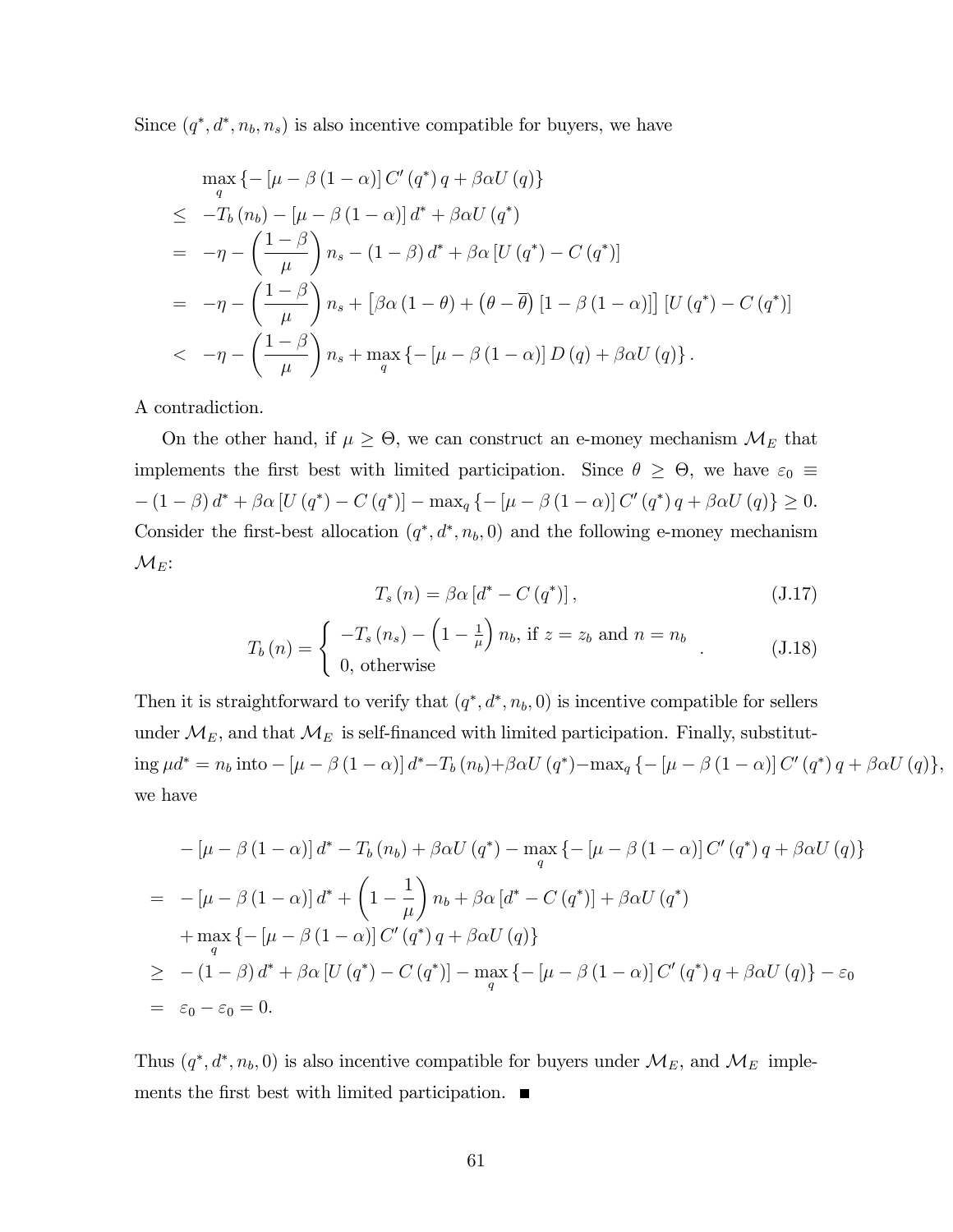Since $(q^*, d^*, n_b, n_s)$ is also incentive compatible for buyers, we have

$$
\begin{aligned}
& \max_q \{-[\mu - \beta(1-\alpha)] C'(q^*) q + \beta\alpha U(q)\} \\
\leq\; & -T_b(n_b) - [\mu - \beta(1-\alpha)] d^* + \beta\alpha U(q^*) \\
=\; & -\eta - \left(\frac{1-\beta}{\mu}\right) n_s - (1-\beta) d^* + \beta\alpha [U(q^*) - C(q^*)] \\
=\; & -\eta - \left(\frac{1-\beta}{\mu}\right) n_s + \left[\beta\alpha(1-\theta) + \left(\theta - \overline{\theta}\right)[1 - \beta(1-\alpha)]\right][U(q^*) - C(q^*)] \\
<\; & -\eta - \left(\frac{1-\beta}{\mu}\right) n_s + \max_q \{-[\mu - \beta(1-\alpha)] D(q) + \beta\alpha U(q)\}.
\end{aligned}
$$

A contradiction.

On the other hand, if $\mu \geq \Theta$, we can construct an e-money mechanism $\mathcal{M}_E$ that implements the first best with limited participation. Since $\theta \geq \Theta$, we have $\varepsilon_0 \equiv -(1-\beta) d^* + \beta\alpha [U(q^*) - C(q^*)] - \max_q \{-[\mu - \beta(1-\alpha)] C'(q^*) q + \beta\alpha U(q)\} \geq 0$. Consider the first-best allocation $(q^*, d^*, n_b, 0)$ and the following e-money mechanism $\mathcal{M}_E$:

$$
T_s(n) = \beta\alpha [d^* - C(q^*)], \tag{J.17}
$$

$$
T_b(n) = \begin{cases} -T_s(n_s) - \left(1 - \frac{1}{\mu}\right) n_b, \text{ if } z = z_b \text{ and } n = n_b \\ 0, \text{ otherwise} \end{cases}. \tag{J.18}
$$

Then it is straightforward to verify that $(q^*, d^*, n_b, 0)$ is incentive compatible for sellers under $\mathcal{M}_E$, and that $\mathcal{M}_E$ is self-financed with limited participation. Finally, substituting $\mu d^* = n_b$ into $-[\mu - \beta(1-\alpha)] d^* - T_b(n_b) + \beta\alpha U(q^*) - \max_q \{-[\mu - \beta(1-\alpha)] C'(q^*) q + \beta\alpha U(q)\}$, we have

$$
\begin{aligned}
& -[\mu - \beta(1-\alpha)] d^* - T_b(n_b) + \beta\alpha U(q^*) - \max_q \{-[\mu - \beta(1-\alpha)] C'(q^*) q + \beta\alpha U(q)\} \\
=\; & -[\mu - \beta(1-\alpha)] d^* + \left(1 - \frac{1}{\mu}\right) n_b + \beta\alpha [d^* - C(q^*)] + \beta\alpha U(q^*) \\
& + \max_q \{-[\mu - \beta(1-\alpha)] C'(q^*) q + \beta\alpha U(q)\} \\
\geq\; & -(1-\beta) d^* + \beta\alpha [U(q^*) - C(q^*)] - \max_q \{-[\mu - \beta(1-\alpha)] C'(q^*) q + \beta\alpha U(q)\} - \varepsilon_0 \\
=\; & \varepsilon_0 - \varepsilon_0 = 0.
\end{aligned}
$$

Thus $(q^*, d^*, n_b, 0)$ is also incentive compatible for buyers under $\mathcal{M}_E$, and $\mathcal{M}_E$ implements the first best with limited participation. ■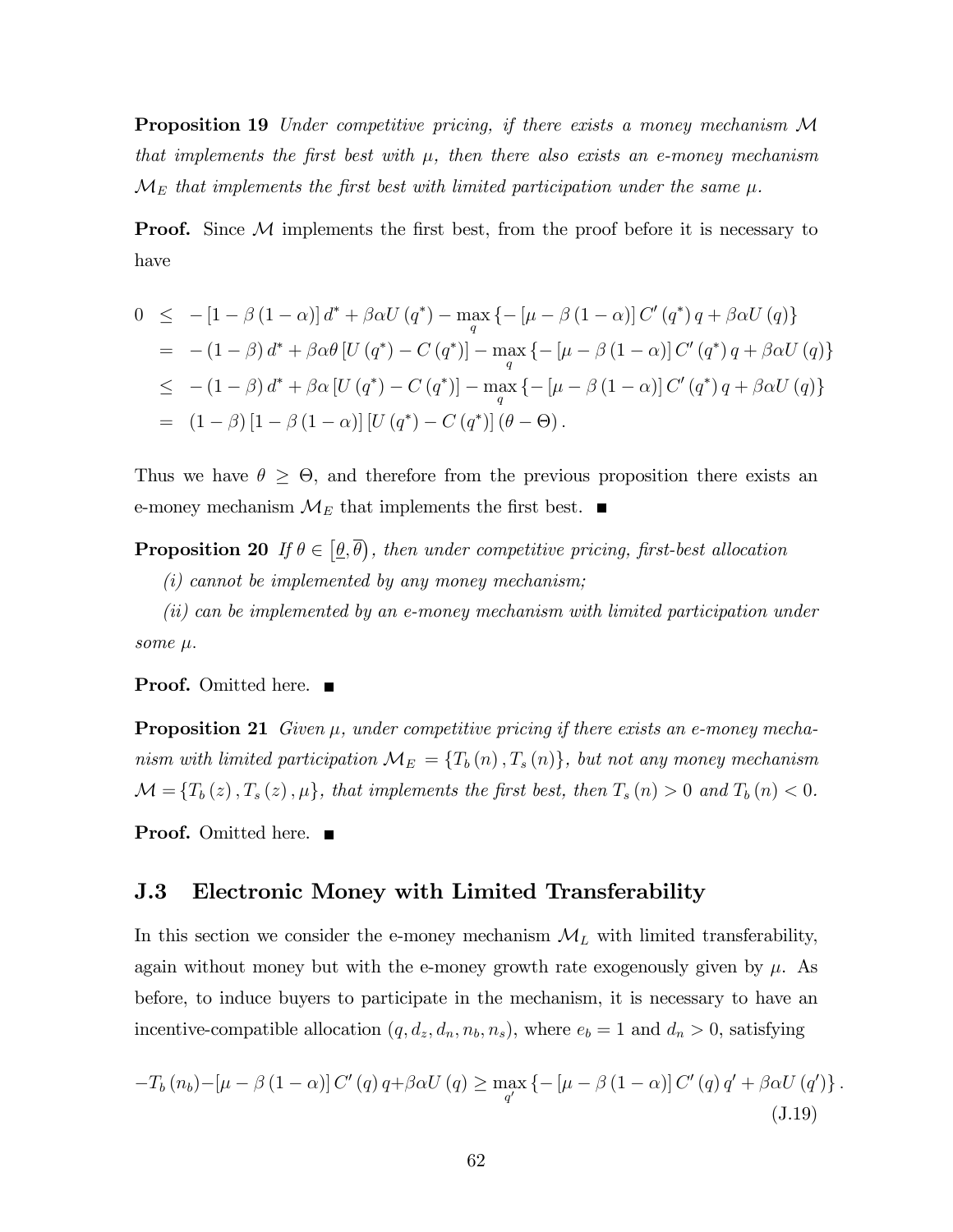**Proposition 19** *Under competitive pricing, if there exists a money mechanism $\mathcal{M}$ that implements the first best with $\mu$, then there also exists an e-money mechanism $\mathcal{M}_E$ that implements the first best with limited participation under the same $\mu$.*

**Proof.** Since $\mathcal{M}$ implements the first best, from the proof before it is necessary to have

$$
\begin{aligned}
0 &\leq -[1-\beta(1-\alpha)]\,d^* + \beta\alpha U(q^*) - \max_q \{-[\mu - \beta(1-\alpha)]\,C'(q^*)\,q + \beta\alpha U(q)\} \\
&= -(1-\beta)\,d^* + \beta\alpha\theta\,[U(q^*) - C(q^*)] - \max_q \{-[\mu - \beta(1-\alpha)]\,C'(q^*)\,q + \beta\alpha U(q)\} \\
&\leq -(1-\beta)\,d^* + \beta\alpha\,[U(q^*) - C(q^*)] - \max_q \{-[\mu - \beta(1-\alpha)]\,C'(q^*)\,q + \beta\alpha U(q)\} \\
&= (1-\beta)\,[1-\beta(1-\alpha)]\,[U(q^*) - C(q^*)]\,(\theta - \Theta)\,.
\end{aligned}
$$

Thus we have $\theta \geq \Theta$, and therefore from the previous proposition there exists an e-money mechanism $\mathcal{M}_E$ that implements the first best. ■

**Proposition 20** *If $\theta \in \left[\underline{\theta}, \overline{\theta}\right)$, then under competitive pricing, first-best allocation*

*(i) cannot be implemented by any money mechanism;*

*(ii) can be implemented by an e-money mechanism with limited participation under some $\mu$.*

**Proof.** Omitted here. ■

**Proposition 21** *Given $\mu$, under competitive pricing if there exists an e-money mechanism with limited participation $\mathcal{M}_E = \{T_b(n), T_s(n)\}$, but not any money mechanism $\mathcal{M} = \{T_b(z), T_s(z), \mu\}$, that implements the first best, then $T_s(n) > 0$ and $T_b(n) < 0$.*

**Proof.** Omitted here. ■

### J.3 Electronic Money with Limited Transferability

In this section we consider the e-money mechanism $\mathcal{M}_L$ with limited transferability, again without money but with the e-money growth rate exogenously given by $\mu$. As before, to induce buyers to participate in the mechanism, it is necessary to have an incentive-compatible allocation $(q, d_z, d_n, n_b, n_s)$, where $e_b = 1$ and $d_n > 0$, satisfying

$$
-T_b(n_b) - [\mu - \beta(1-\alpha)]\,C'(q)\,q + \beta\alpha U(q) \geq \max_{q'} \{-[\mu - \beta(1-\alpha)]\,C'(q)\,q' + \beta\alpha U(q')\}\,. \tag{J.19}
$$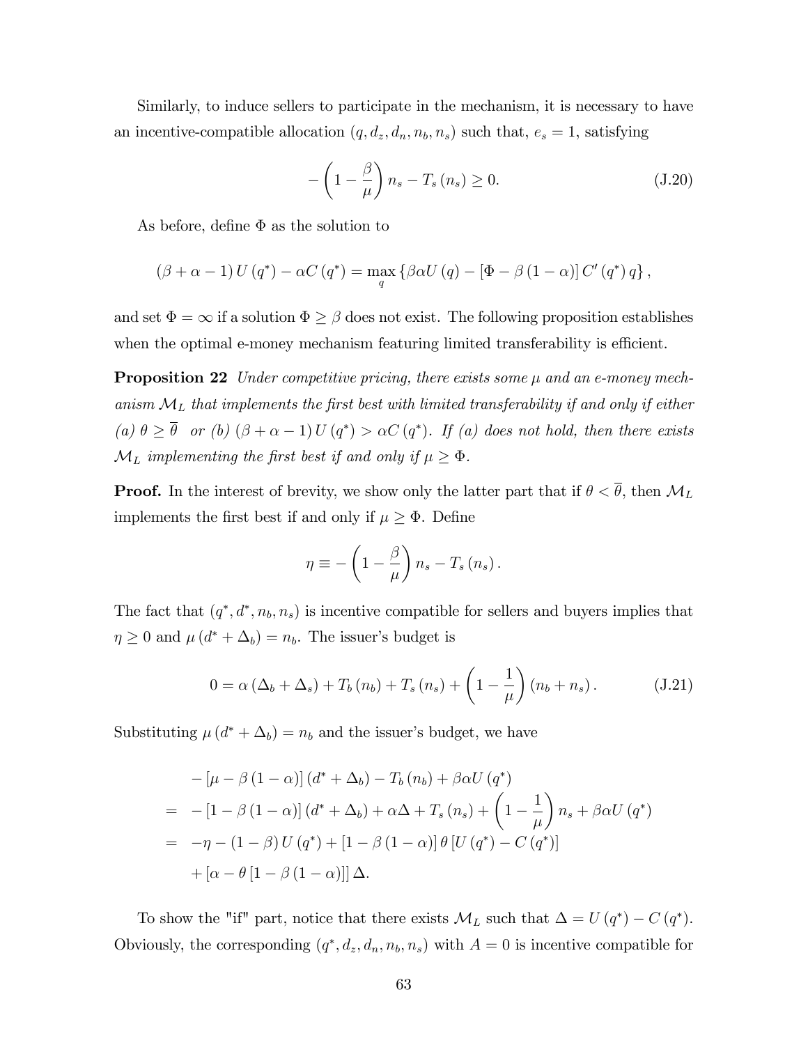Similarly, to induce sellers to participate in the mechanism, it is necessary to have an incentive-compatible allocation $(q, d_z, d_n, n_b, n_s)$ such that, $e_s = 1$, satisfying

$$-\left(1 - \frac{\beta}{\mu}\right) n_s - T_s(n_s) \geq 0. \tag{J.20}$$

As before, define $\Phi$ as the solution to

$$(\beta + \alpha - 1) U(q^*) - \alpha C(q^*) = \max_q \left\{\beta \alpha U(q) - [\Phi - \beta(1-\alpha)] C'(q^*) q\right\},$$

and set $\Phi = \infty$ if a solution $\Phi \geq \beta$ does not exist. The following proposition establishes when the optimal e-money mechanism featuring limited transferability is efficient.

**Proposition 22** *Under competitive pricing, there exists some $\mu$ and an e-money mechanism $\mathcal{M}_L$ that implements the first best with limited transferability if and only if either (a) $\theta \geq \overline{\theta}$ or (b) $(\beta + \alpha - 1) U(q^*) > \alpha C(q^*)$. If (a) does not hold, then there exists $\mathcal{M}_L$ implementing the first best if and only if $\mu \geq \Phi$.*

**Proof.** In the interest of brevity, we show only the latter part that if $\theta < \overline{\theta}$, then $\mathcal{M}_L$ implements the first best if and only if $\mu \geq \Phi$. Define

$$\eta \equiv -\left(1 - \frac{\beta}{\mu}\right) n_s - T_s(n_s).$$

The fact that $(q^*, d^*, n_b, n_s)$ is incentive compatible for sellers and buyers implies that $\eta \geq 0$ and $\mu(d^* + \Delta_b) = n_b$. The issuer's budget is

$$0 = \alpha(\Delta_b + \Delta_s) + T_b(n_b) + T_s(n_s) + \left(1 - \frac{1}{\mu}\right)(n_b + n_s). \tag{J.21}$$

Substituting $\mu(d^* + \Delta_b) = n_b$ and the issuer's budget, we have

$$\begin{aligned}
& -[\mu - \beta(1-\alpha)](d^* + \Delta_b) - T_b(n_b) + \beta\alpha U(q^*) \\
= & -[1 - \beta(1-\alpha)](d^* + \Delta_b) + \alpha\Delta + T_s(n_s) + \left(1 - \frac{1}{\mu}\right) n_s + \beta\alpha U(q^*) \\
= & -\eta - (1-\beta) U(q^*) + [1 - \beta(1-\alpha)]\theta[U(q^*) - C(q^*)] \\
& + [\alpha - \theta[1 - \beta(1-\alpha)]]\Delta.
\end{aligned}$$

To show the "if" part, notice that there exists $\mathcal{M}_L$ such that $\Delta = U(q^*) - C(q^*)$. Obviously, the corresponding $(q^*, d_z, d_n, n_b, n_s)$ with $A = 0$ is incentive compatible for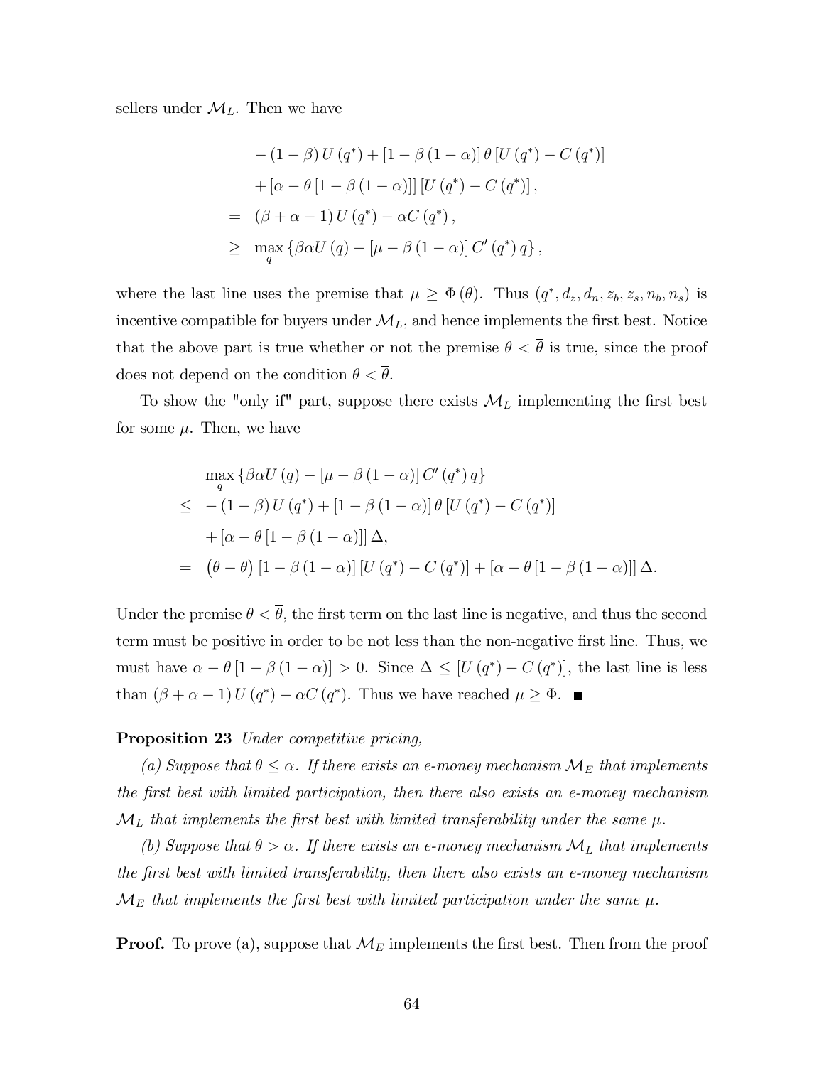sellers under $\mathcal{M}_L$. Then we have

$$
\begin{aligned}
& -(1-\beta) U(q^*) + [1-\beta(1-\alpha)] \theta [U(q^*) - C(q^*)] \\
& + [\alpha - \theta [1-\beta(1-\alpha)]] [U(q^*) - C(q^*)], \\
= \;& (\beta + \alpha - 1) U(q^*) - \alpha C(q^*), \\
\geq \;& \max_q \{\beta \alpha U(q) - [\mu - \beta(1-\alpha)] C'(q^*) q\},
\end{aligned}
$$

where the last line uses the premise that $\mu \geq \Phi(\theta)$. Thus $(q^*, d_z, d_n, z_b, z_s, n_b, n_s)$ is incentive compatible for buyers under $\mathcal{M}_L$, and hence implements the first best. Notice that the above part is true whether or not the premise $\theta < \overline{\theta}$ is true, since the proof does not depend on the condition $\theta < \overline{\theta}$.

To show the "only if" part, suppose there exists $\mathcal{M}_L$ implementing the first best for some $\mu$. Then, we have

$$
\begin{aligned}
& \max_q \{\beta \alpha U(q) - [\mu - \beta(1-\alpha)] C'(q^*) q\} \\
\leq \;& -(1-\beta) U(q^*) + [1-\beta(1-\alpha)] \theta [U(q^*) - C(q^*)] \\
& + [\alpha - \theta [1-\beta(1-\alpha)]] \Delta, \\
= \;& (\theta - \overline{\theta}) [1-\beta(1-\alpha)] [U(q^*) - C(q^*)] + [\alpha - \theta [1-\beta(1-\alpha)]] \Delta.
\end{aligned}
$$

Under the premise $\theta < \overline{\theta}$, the first term on the last line is negative, and thus the second term must be positive in order to be not less than the non-negative first line. Thus, we must have $\alpha - \theta [1-\beta(1-\alpha)] > 0$. Since $\Delta \leq [U(q^*) - C(q^*)]$, the last line is less than $(\beta + \alpha - 1) U(q^*) - \alpha C(q^*)$. Thus we have reached $\mu \geq \Phi$. ■

**Proposition 23** *Under competitive pricing,*

*(a) Suppose that $\theta \leq \alpha$. If there exists an e-money mechanism $\mathcal{M}_E$ that implements the first best with limited participation, then there also exists an e-money mechanism $\mathcal{M}_L$ that implements the first best with limited transferability under the same $\mu$.*

*(b) Suppose that $\theta > \alpha$. If there exists an e-money mechanism $\mathcal{M}_L$ that implements the first best with limited transferability, then there also exists an e-money mechanism $\mathcal{M}_E$ that implements the first best with limited participation under the same $\mu$.*

**Proof.** To prove (a), suppose that $\mathcal{M}_E$ implements the first best. Then from the proof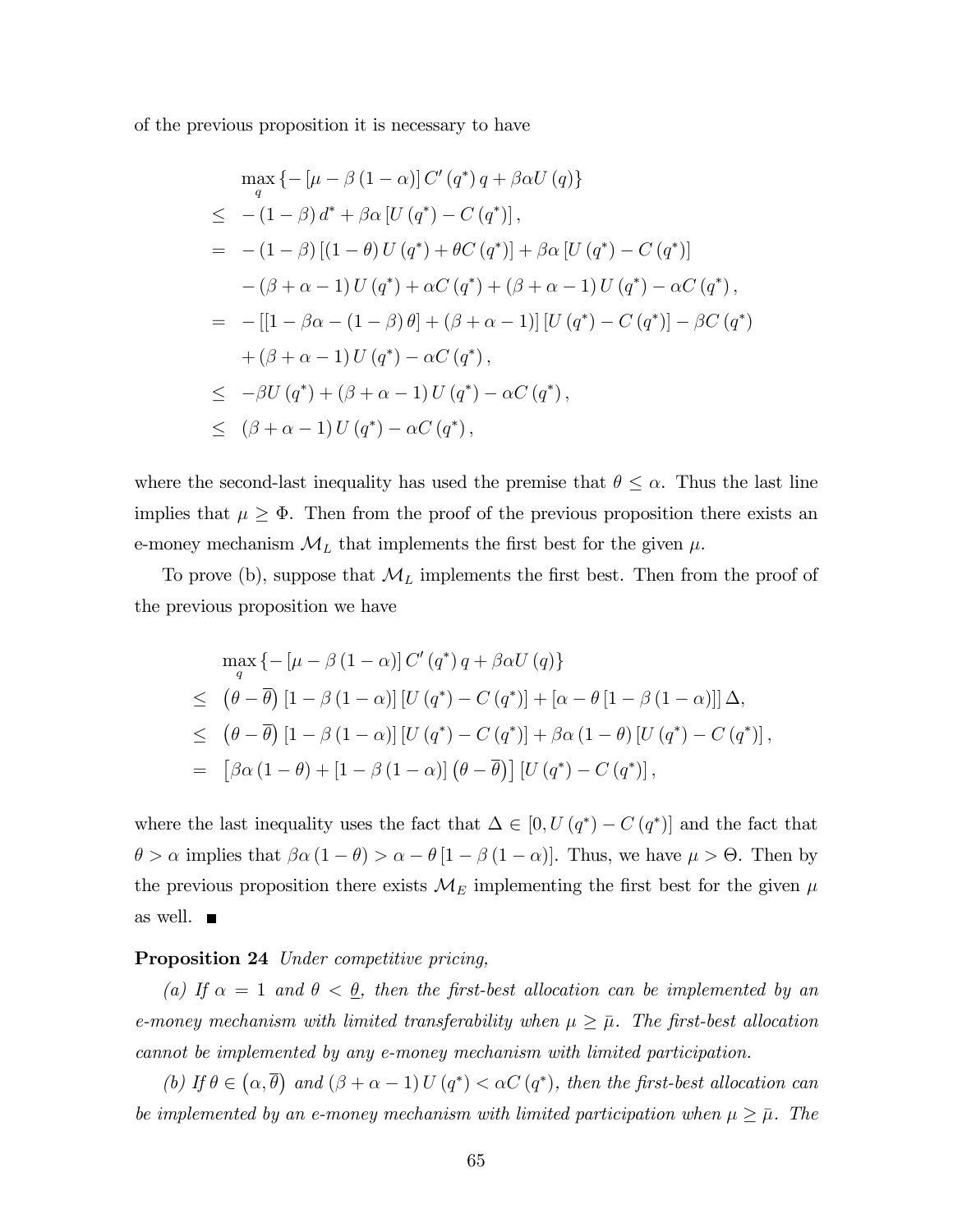of the previous proposition it is necessary to have

$$
\begin{aligned}
& \max_q \{-[\mu-\beta(1-\alpha)] C'(q^*) q+\beta\alpha U(q)\} \\
\leq\; & -(1-\beta) d^*+\beta\alpha[U(q^*)-C(q^*)], \\
=\; & -(1-\beta)[(1-\theta) U(q^*)+\theta C(q^*)]+\beta\alpha[U(q^*)-C(q^*)] \\
& -(\beta+\alpha-1) U(q^*)+\alpha C(q^*)+(\beta+\alpha-1) U(q^*)-\alpha C(q^*), \\
=\; & -[[1-\beta\alpha-(1-\beta)\theta]+(\beta+\alpha-1)][U(q^*)-C(q^*)]-\beta C(q^*) \\
& +(\beta+\alpha-1) U(q^*)-\alpha C(q^*), \\
\leq\; & -\beta U(q^*)+(\beta+\alpha-1) U(q^*)-\alpha C(q^*), \\
\leq\; & (\beta+\alpha-1) U(q^*)-\alpha C(q^*),
\end{aligned}
$$

where the second-last inequality has used the premise that $\theta \leq \alpha$. Thus the last line implies that $\mu \geq \Phi$. Then from the proof of the previous proposition there exists an e-money mechanism $\mathcal{M}_L$ that implements the first best for the given $\mu$.

To prove (b), suppose that $\mathcal{M}_L$ implements the first best. Then from the proof of the previous proposition we have

$$
\begin{aligned}
& \max_q \{-[\mu-\beta(1-\alpha)] C'(q^*) q+\beta\alpha U(q)\} \\
\leq\; & (\theta-\overline{\theta})[1-\beta(1-\alpha)][U(q^*)-C(q^*)]+[\alpha-\theta[1-\beta(1-\alpha)]]\Delta, \\
\leq\; & (\theta-\overline{\theta})[1-\beta(1-\alpha)][U(q^*)-C(q^*)]+\beta\alpha(1-\theta)[U(q^*)-C(q^*)], \\
=\; & [\beta\alpha(1-\theta)+[1-\beta(1-\alpha)](\theta-\overline{\theta})][U(q^*)-C(q^*)],
\end{aligned}
$$

where the last inequality uses the fact that $\Delta \in [0, U(q^*)-C(q^*)]$ and the fact that $\theta > \alpha$ implies that $\beta\alpha(1-\theta) > \alpha-\theta[1-\beta(1-\alpha)]$. Thus, we have $\mu > \Theta$. Then by the previous proposition there exists $\mathcal{M}_E$ implementing the first best for the given $\mu$ as well. ■

**Proposition 24** *Under competitive pricing,*

*(a) If $\alpha = 1$ and $\theta < \underline{\theta}$, then the first-best allocation can be implemented by an e-money mechanism with limited transferability when $\mu \geq \bar{\mu}$. The first-best allocation cannot be implemented by any e-money mechanism with limited participation.*

*(b) If $\theta \in (\alpha, \overline{\theta})$ and $(\beta+\alpha-1) U(q^*) < \alpha C(q^*)$, then the first-best allocation can be implemented by an e-money mechanism with limited participation when $\mu \geq \bar{\mu}$. The*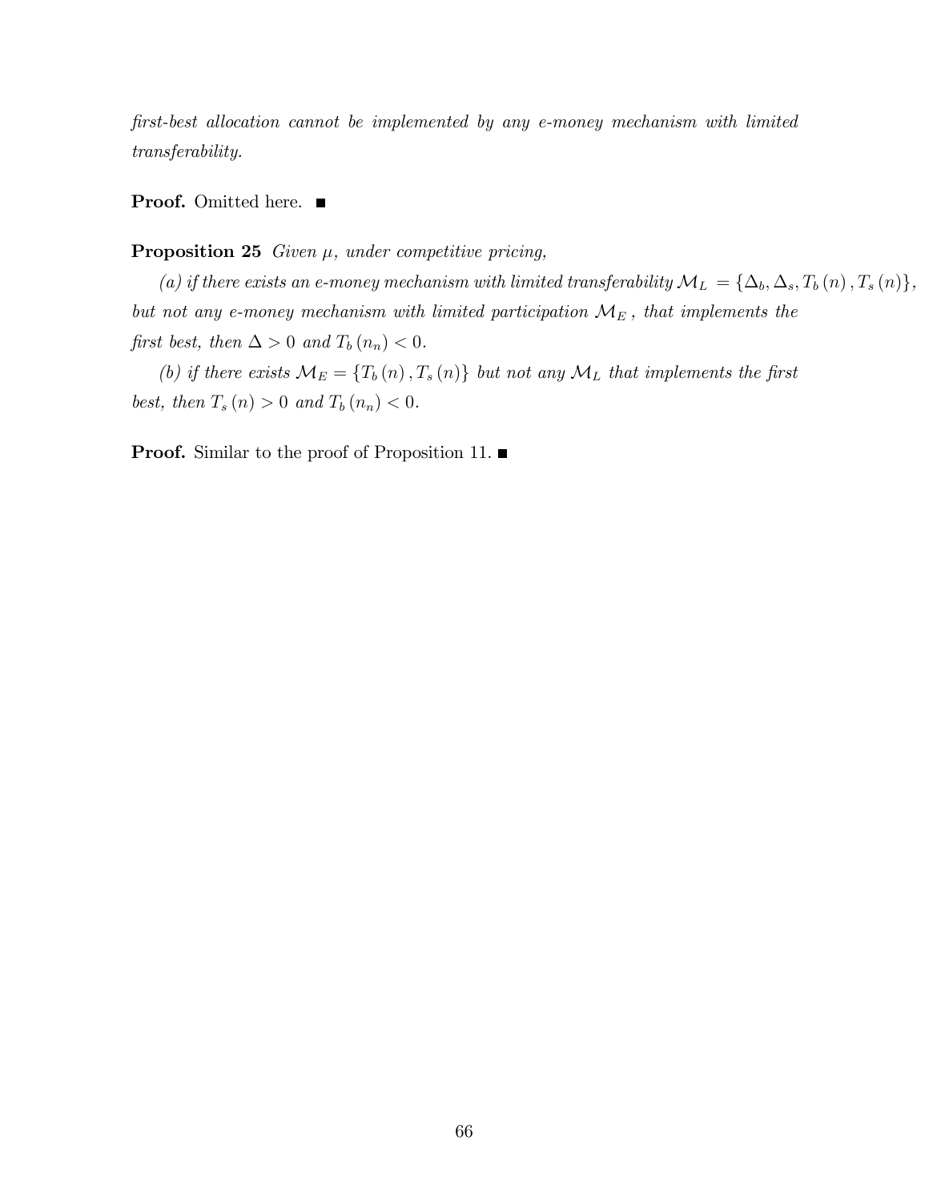*first-best allocation cannot be implemented by any e-money mechanism with limited transferability.*

**Proof.** Omitted here. ■

**Proposition 25** *Given $\mu$, under competitive pricing,*

*(a) if there exists an e-money mechanism with limited transferability $\mathcal{M}_L = \{\Delta_b, \Delta_s, T_b(n), T_s(n)\}$, but not any e-money mechanism with limited participation $\mathcal{M}_E$, that implements the first best, then $\Delta > 0$ and $T_b(n_n) < 0$.*

*(b) if there exists $\mathcal{M}_E = \{T_b(n), T_s(n)\}$ but not any $\mathcal{M}_L$ that implements the first best, then $T_s(n) > 0$ and $T_b(n_n) < 0$.*

**Proof.** Similar to the proof of Proposition 11. ■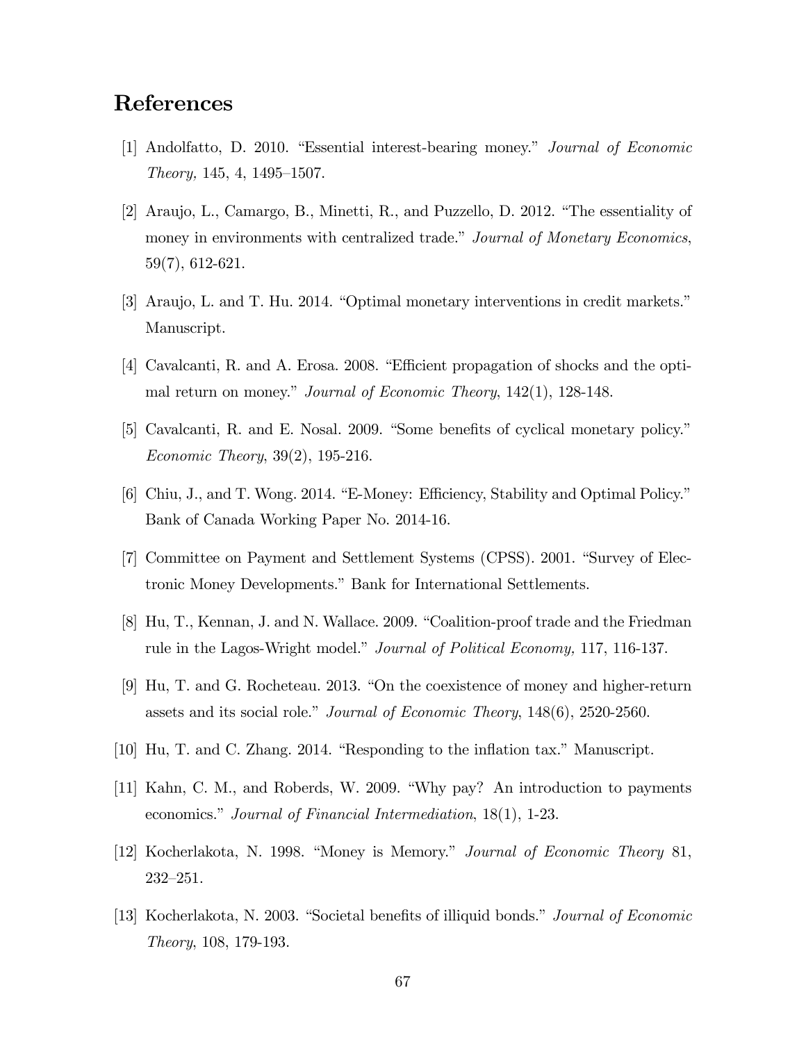## References

[1] Andolfatto, D. 2010. "Essential interest-bearing money." *Journal of Economic Theory,* 145, 4, 1495–1507.

[2] Araujo, L., Camargo, B., Minetti, R., and Puzzello, D. 2012. "The essentiality of money in environments with centralized trade." *Journal of Monetary Economics*, 59(7), 612-621.

[3] Araujo, L. and T. Hu. 2014. "Optimal monetary interventions in credit markets." Manuscript.

[4] Cavalcanti, R. and A. Erosa. 2008. "Efficient propagation of shocks and the optimal return on money." *Journal of Economic Theory*, 142(1), 128-148.

[5] Cavalcanti, R. and E. Nosal. 2009. "Some benefits of cyclical monetary policy." *Economic Theory*, 39(2), 195-216.

[6] Chiu, J., and T. Wong. 2014. "E-Money: Efficiency, Stability and Optimal Policy." Bank of Canada Working Paper No. 2014-16.

[7] Committee on Payment and Settlement Systems (CPSS). 2001. "Survey of Electronic Money Developments." Bank for International Settlements.

[8] Hu, T., Kennan, J. and N. Wallace. 2009. "Coalition-proof trade and the Friedman rule in the Lagos-Wright model." *Journal of Political Economy,* 117, 116-137.

[9] Hu, T. and G. Rocheteau. 2013. "On the coexistence of money and higher-return assets and its social role." *Journal of Economic Theory*, 148(6), 2520-2560.

[10] Hu, T. and C. Zhang. 2014. "Responding to the inflation tax." Manuscript.

[11] Kahn, C. M., and Roberds, W. 2009. "Why pay? An introduction to payments economics." *Journal of Financial Intermediation*, 18(1), 1-23.

[12] Kocherlakota, N. 1998. "Money is Memory." *Journal of Economic Theory* 81, 232–251.

[13] Kocherlakota, N. 2003. "Societal benefits of illiquid bonds." *Journal of Economic Theory*, 108, 179-193.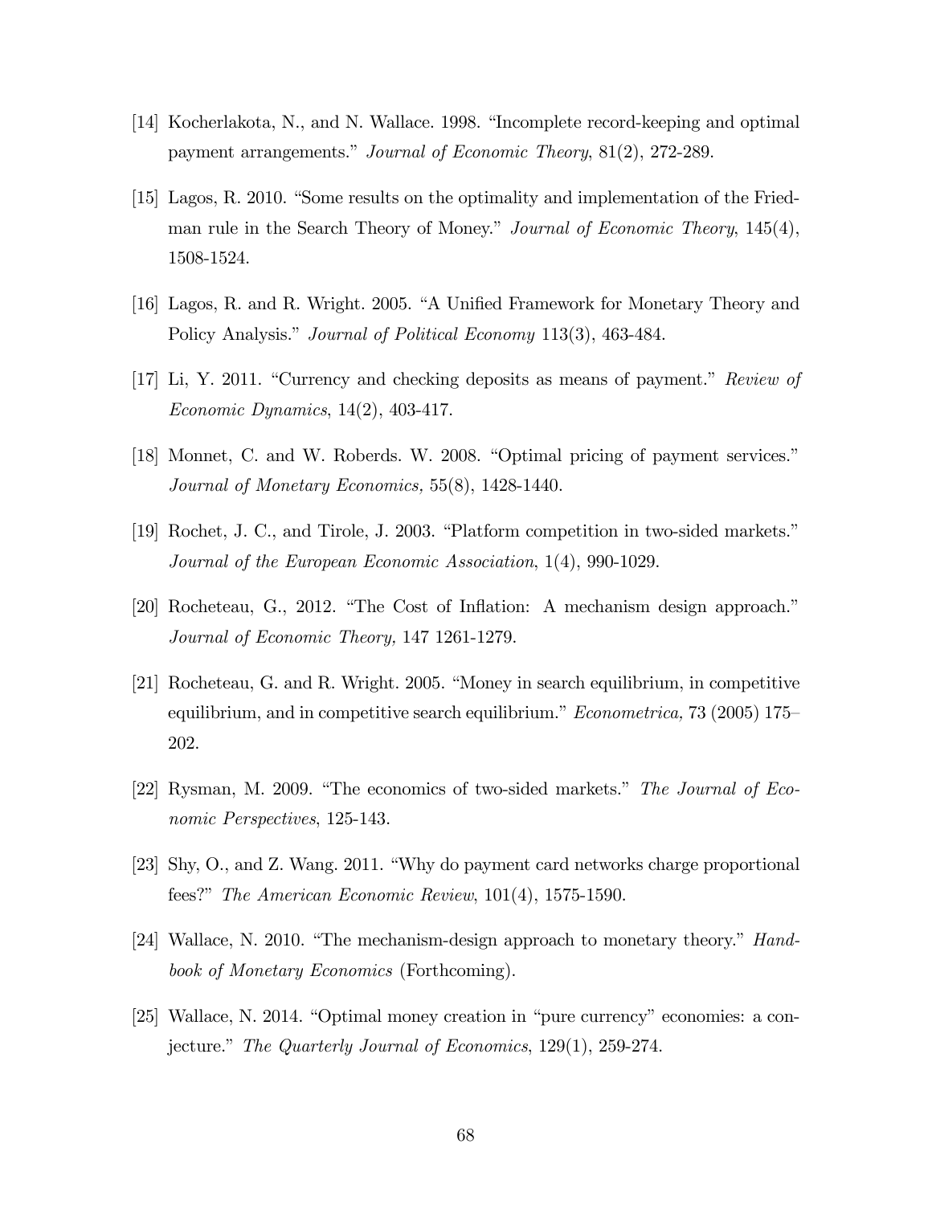[14] Kocherlakota, N., and N. Wallace. 1998. "Incomplete record-keeping and optimal payment arrangements." *Journal of Economic Theory*, 81(2), 272-289.

[15] Lagos, R. 2010. "Some results on the optimality and implementation of the Friedman rule in the Search Theory of Money." *Journal of Economic Theory*, 145(4), 1508-1524.

[16] Lagos, R. and R. Wright. 2005. "A Unified Framework for Monetary Theory and Policy Analysis." *Journal of Political Economy* 113(3), 463-484.

[17] Li, Y. 2011. "Currency and checking deposits as means of payment." *Review of Economic Dynamics*, 14(2), 403-417.

[18] Monnet, C. and W. Roberds. W. 2008. "Optimal pricing of payment services." *Journal of Monetary Economics,* 55(8), 1428-1440.

[19] Rochet, J. C., and Tirole, J. 2003. "Platform competition in two-sided markets." *Journal of the European Economic Association*, 1(4), 990-1029.

[20] Rocheteau, G., 2012. "The Cost of Inflation: A mechanism design approach." *Journal of Economic Theory,* 147 1261-1279.

[21] Rocheteau, G. and R. Wright. 2005. "Money in search equilibrium, in competitive equilibrium, and in competitive search equilibrium." *Econometrica,* 73 (2005) 175–202.

[22] Rysman, M. 2009. "The economics of two-sided markets." *The Journal of Economic Perspectives*, 125-143.

[23] Shy, O., and Z. Wang. 2011. "Why do payment card networks charge proportional fees?" *The American Economic Review*, 101(4), 1575-1590.

[24] Wallace, N. 2010. "The mechanism-design approach to monetary theory." *Handbook of Monetary Economics* (Forthcoming).

[25] Wallace, N. 2014. "Optimal money creation in "pure currency" economies: a conjecture." *The Quarterly Journal of Economics*, 129(1), 259-274.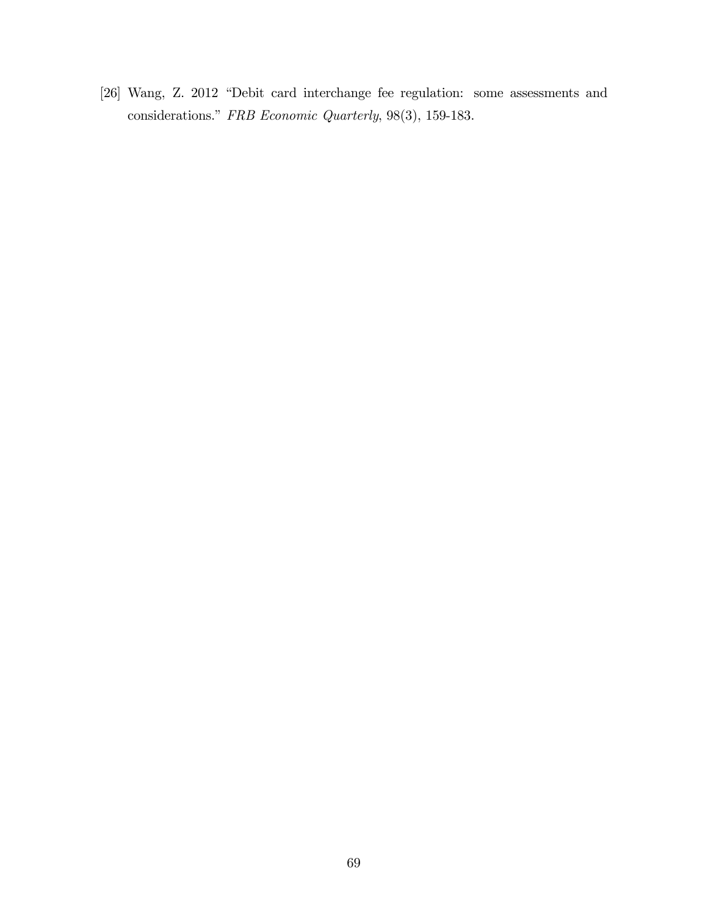[26] Wang, Z. 2012 "Debit card interchange fee regulation: some assessments and considerations." *FRB Economic Quarterly*, 98(3), 159-183.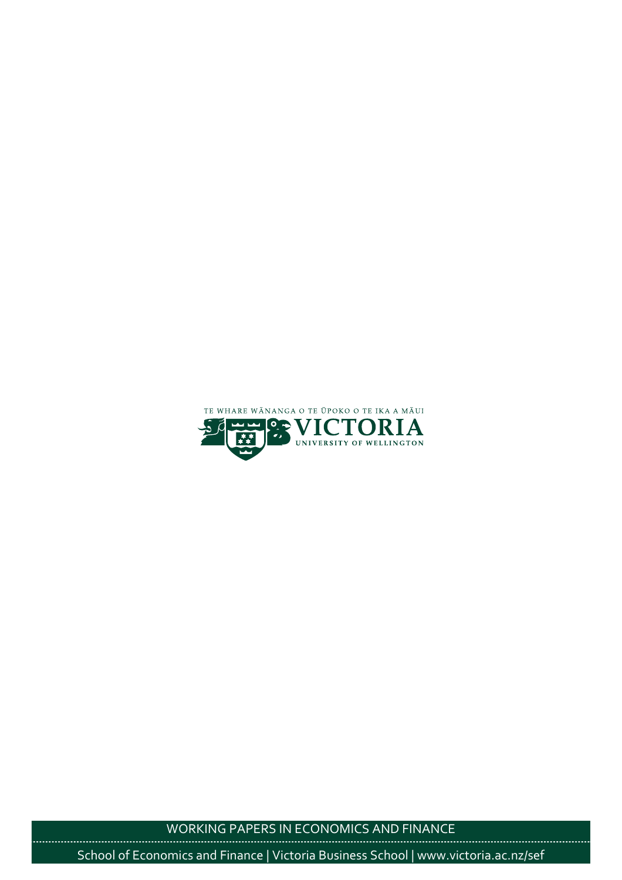TE WHARE WĀNANGA O TE ŪPOKO O TE IKA A MĀUI

VICTORIA

UNIVERSITY OF WELLINGTON

WORKING PAPERS IN ECONOMICS AND FINANCE

School of Economics and Finance | Victoria Business School | www.victoria.ac.nz/sef